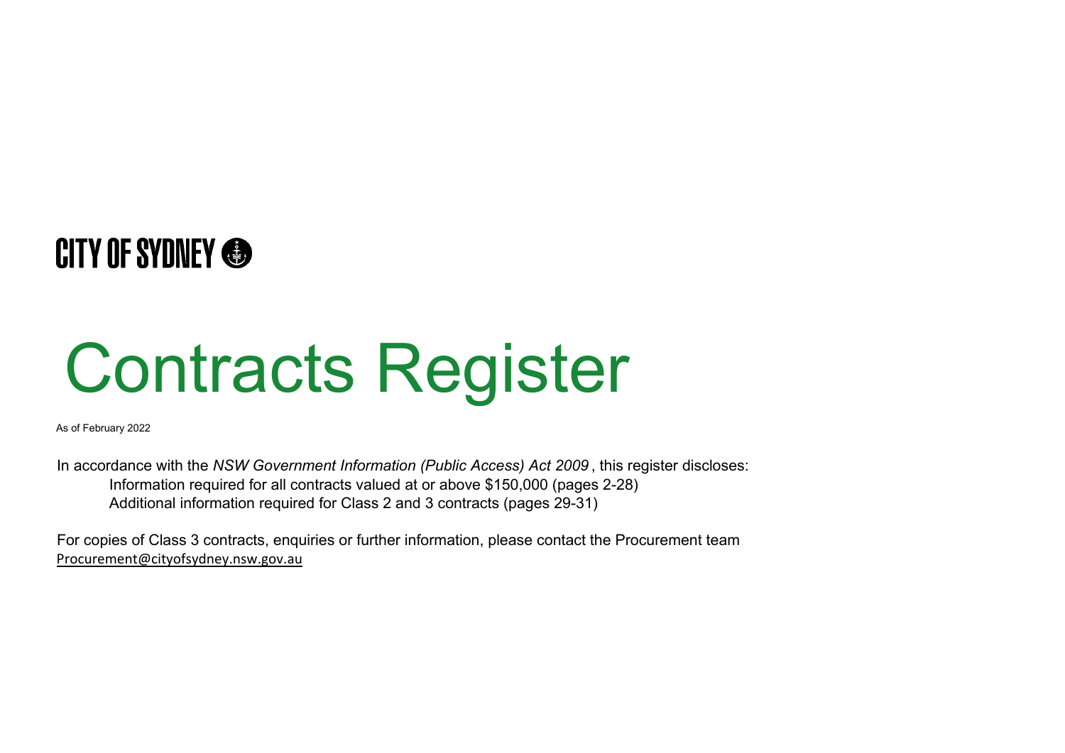CITY OF SYDNEY

# Contracts Register

As of February 2022

In accordance with the *NSW Government Information (Public Access) Act 2009* , this register discloses:

- Information required for all contracts valued at or above $150,000 (pages 2-28)
- Additional information required for Class 2 and 3 contracts (pages 29-31)

For copies of Class 3 contracts, enquiries or further information, please contact the Procurement team
Procurement@cityofsydney.nsw.gov.au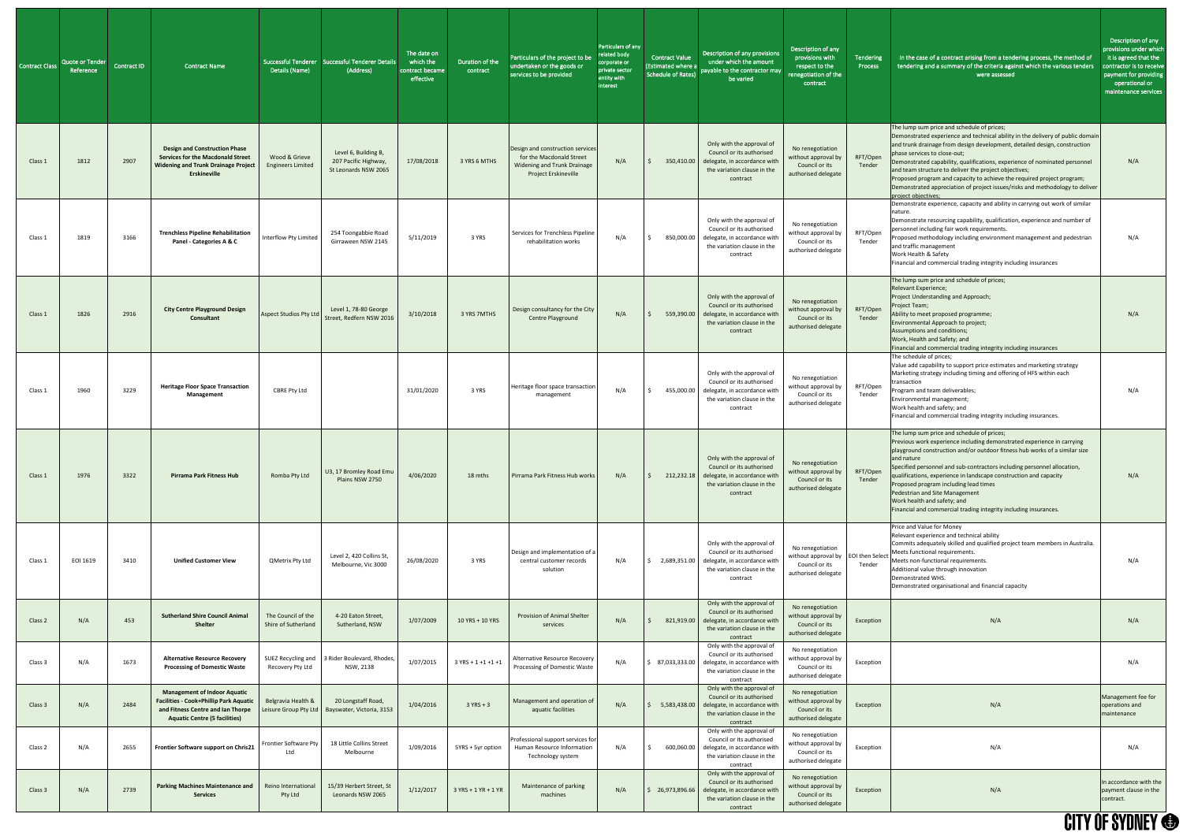| Contract Class | Quote or Tender Reference | Contract ID | Contract Name | Successful Tenderer Details (Name) | Successful Tenderer Details (Address) | The date on which the contract became effective | Duration of the contract | Particulars of the project to be undertaken or the goods or services to be provided | Particulars of any related body corporate or private sector entity with interest | Contract Value (Estimated where a Schedule of Rates) | Description of any provisions under which the amount payable to the contractor may be varied | Description of any provisions with respect to the renegotiation of the contract | Tendering Process | In the case of a contract arising from a tendering process, the method of tendering and a summary of the criteria against which the various tenders were assessed | Description of any provisions under which it is agreed that the contractor is to receive payment for providing operational or maintenance services |
|---|---|---|---|---|---|---|---|---|---|---|---|---|---|---|---|
| Class 1 | 1812 | 2907 | **Design and Construction Phase Services for the Macdonald Street Widening and Trunk Drainage Project Erskineville** | Wood & Grieve Engineers Limited | Level 6, Building B, 207 Pacific Highway, St Leonards NSW 2065 | 17/08/2018 | 3 YRS 6 MTHS | Design and construction services for the Macdonald Street Widening and Trunk Drainage Project Erskineville | N/A | $ 350,410.00 | Only with the approval of Council or its authorised delegate, in accordance with the variation clause in the contract | No renegotiation without approval by Council or its authorised delegate | RFT/Open Tender | The lump sum price and schedule of prices; Demonstrated experience and technical ability in the delivery of public domain and trunk drainage from design development, detailed design, construction phase services to close-out; Demonstrated capability, qualifications, experience of nominated personnel and team structure to deliver the project objectives; Proposed program and capacity to achieve the required project program; Demonstrated appreciation of project issues/risks and methodology to deliver project objectives; | N/A |
| Class 1 | 1819 | 3166 | **Trenchless Pipeline Rehabilitation Panel - Categories A & C** | Interflow Pty Limited | 254 Toongabbie Road Girraween NSW 2145 | 5/11/2019 | 3 YRS | Services for Trenchless Pipeline rehabilitation works | N/A | $ 850,000.00 | Only with the approval of Council or its authorised delegate, in accordance with the variation clause in the contract | No renegotiation without approval by Council or its authorised delegate | RFT/Open Tender | Demonstrate experience, capacity and ability in carrying out work of similar nature. Demonstrate resourcing capability, qualification, experience and number of personnel including fair work requirements. Proposed methodology including environment management and pedestrian and traffic management Work Health & Safety Financial and commercial trading integrity including insurances | N/A |
| Class 1 | 1826 | 2916 | **City Centre Playground Design Consultant** | Aspect Studios Pty Ltd | Level 1, 78-80 George Street, Redfern NSW 2016 | 3/10/2018 | 3 YRS 7MTHS | Design consultancy for the City Centre Playground | N/A | $ 559,390.00 | Only with the approval of Council or its authorised delegate, in accordance with the variation clause in the contract | No renegotiation without approval by Council or its authorised delegate | RFT/Open Tender | The lump sum price and schedule of prices; Relevant Experience; Project Understanding and Approach; Project Team; Ability to meet proposed programme; Environmental Approach to project; Assumptions and conditions; Work, Health and Safety; and Financial and commercial trading integrity including insurances | N/A |
| Class 1 | 1960 | 3229 | **Heritage Floor Space Transaction Management** | CBRE Pty Ltd | | 31/01/2020 | 3 YRS | Heritage floor space transaction management | N/A | $ 455,000.00 | Only with the approval of Council or its authorised delegate, in accordance with the variation clause in the contract | No renegotiation without approval by Council or its authorised delegate | RFT/Open Tender | The schedule of prices; Value add capability to support price estimates and marketing strategy Marketing strategy including timing and offering of HFS within each transaction Program and team deliverables; Environmental management; Work health and safety; and Financial and commercial trading integrity including insurances. | N/A |
| Class 1 | 1976 | 3322 | **Pirrama Park Fitness Hub** | Romba Pty Ltd | U3, 17 Bromley Road Emu Plains NSW 2750 | 4/06/2020 | 18 mths | Pirrama Park Fitness Hub works | N/A | $ 212,232.18 | Only with the approval of Council or its authorised delegate, in accordance with the variation clause in the contract | No renegotiation without approval by Council or its authorised delegate | RFT/Open Tender | The lump sum price and schedule of prices; Previous work experience including demonstrated experience in carrying playground construction and/or outdoor fitness hub works of a similar size and nature Specified personnel and sub-contractors including personnel allocation, qualifications, experience in landscape construction and capacity Proposed program including lead times Pedestrian and Site Management Work health and safety; and Financial and commercial trading integrity including insurances. | N/A |
| Class 1 | EOI 1619 | 3410 | **Unified Customer View** | QMetrix Pty Ltd | Level 2, 420 Collins St, Melbourne, Vic 3000 | 26/08/2020 | 3 YRS | Design and implementation of a central customer records solution | N/A | $ 2,689,351.00 | Only with the approval of Council or its authorised delegate, in accordance with the variation clause in the contract | No renegotiation without approval by Council or its authorised delegate | EOI then Select Tender | Price and Value for Money Relevant experience and technical ability Commits adequately skilled and qualified project team members in Australia. Meets functional requirements. Meets non-functional requirements. Additional value through innovation Demonstrated WHS. Demonstrated organisational and financial capacity | N/A |
| Class 2 | N/A | 453 | **Sutherland Shire Council Animal Shelter** | The Council of the Shire of Sutherland | 4-20 Eaton Street, Sutherland, NSW | 1/07/2009 | 10 YRS + 10 YRS | Provision of Animal Shelter services | N/A | $ 821,919.00 | Only with the approval of Council or its authorised delegate, in accordance with the variation clause in the contract | No renegotiation without approval by Council or its authorised delegate | Exception | N/A | N/A |
| Class 3 | N/A | 1673 | **Alternative Resource Recovery Processing of Domestic Waste** | SUEZ Recycling and Recovery Pty Ltd | 3 Rider Boulevard, Rhodes, NSW, 2138 | 1/07/2015 | 3 YRS + 1 +1 +1 +1 | Alternative Resource Recovery Processing of Domestic Waste | N/A | $ 87,033,333.00 | Only with the approval of Council or its authorised delegate, in accordance with the variation clause in the contract | No renegotiation without approval by Council or its authorised delegate | Exception | | N/A |
| Class 3 | N/A | 2484 | **Management of Indoor Aquatic Facilities - Cook+Phillip Park Aquatic and Fitness Centre and Ian Thorpe Aquatic Centre (5 facilities)** | Belgravia Health & Leisure Group Pty Ltd | 20 Longstaff Road, Bayswater, Victoria, 3153 | 1/04/2016 | 3 YRS + 3 | Management and operation of aquatic facilities | N/A | $ 5,583,438.00 | Only with the approval of Council or its authorised delegate, in accordance with the variation clause in the contract | No renegotiation without approval by Council or its authorised delegate | Exception | N/A | Management fee for operations and maintenance |
| Class 2 | N/A | 2655 | **Frontier Software support on Chris21** | Frontier Software Pty Ltd | 18 Little Collins Street Melbourne | 1/09/2016 | 5YRS + 5yr option | Professional support services for Human Resource Information Technology system | N/A | $ 600,060.00 | Only with the approval of Council or its authorised delegate, in accordance with the variation clause in the contract | No renegotiation without approval by Council or its authorised delegate | Exception | N/A | N/A |
| Class 3 | N/A | 2739 | **Parking Machines Maintenance and Services** | Reino International Pty Ltd | 15/39 Herbert Street, St Leonards NSW 2065 | 1/12/2017 | 3 YRS + 1 YR + 1 YR | Maintenance of parking machines | N/A | $ 26,973,896.66 | Only with the approval of Council or its authorised delegate, in accordance with the variation clause in the contract | No renegotiation without approval by Council or its authorised delegate | Exception | N/A | In accordance with the payment clause in the contract. |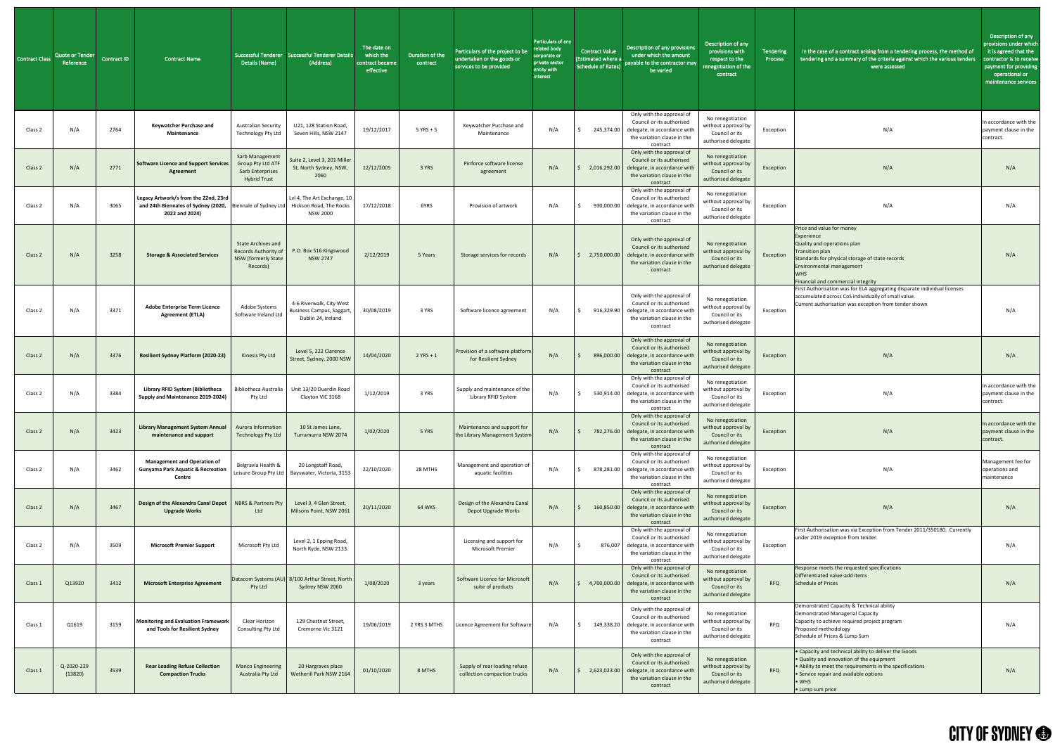| Contract Class | Quote or Tender Reference | Contract ID | Contract Name | Successful Tenderer Details (Name) | Successful Tenderer Details (Address) | The date on which the contract became effective | Duration of the contract | Particulars of the project to be undertaken or the goods or services to be provided | Particulars of any related body corporate or private sector entity with interest | Contract Value (Estimated where a Schedule of Rates) | Description of any provisions under which the amount payable to the contractor may be varied | Description of any provisions with respect to the renegotiation of the contract | Tendering Process | In the case of a contract arising from a tendering process, the method of tendering and a summary of the criteria against which the various tenders were assessed | Description of any provisions under which it is agreed that the contractor is to receive payment for providing operational or maintenance services |
|---|---|---|---|---|---|---|---|---|---|---|---|---|---|---|---|
| Class 2 | N/A | 2764 | **Keywatcher Purchase and Maintenance** | Australian Security Technology Pty Ltd | U21, 128 Station Road, Seven Hills, NSW 2147 | 19/12/2017 | 5 YRS + 5 | Keywatcher Purchase and Maintenance | N/A | $ 245,374.00 | Only with the approval of Council or its authorised delegate, in accordance with the variation clause in the contract | No renegotiation without approval by Council or its authorised delegate | Exception | N/A | In accordance with the payment clause in the contract. |
| Class 2 | N/A | 2771 | **Software Licence and Support Services Agreement** | Sarb Management Group Pty Ltd ATF Sarb Enterprises Hybrid Trust | Suite 2, Level 3, 201 Miller St, North Sydney, NSW, 2060 | 12/12/2005 | 3 YRS | Pinforce software license agreement | N/A | $ 2,016,292.00 | Only with the approval of Council or its authorised delegate, in accordance with the variation clause in the contract | No renegotiation without approval by Council or its authorised delegate | Exception | N/A | N/A |
| Class 2 | N/A | 3065 | **Legacy Artwork/s from the 22nd, 23rd and 24th Biennales of Sydney (2020, 2022 and 2024)** | Biennale of Sydney Ltd | Lvl 4, The Art Exchange, 10 Hickson Road, The Rocks NSW 2000 | 17/12/2018 | 6YRS | Provision of artwork | N/A | $ 930,000.00 | Only with the approval of Council or its authorised delegate, in accordance with the variation clause in the contract | No renegotiation without approval by Council or its authorised delegate | Exception | N/A | N/A |
| Class 2 | N/A | 3258 | **Storage & Associated Services** | State Archives and Records Authority of NSW (formerly State Records) | P.O. Box 516 Kingswood NSW 2747 | 2/12/2019 | 5 Years | Storage services for records | N/A | $ 2,750,000.00 | Only with the approval of Council or its authorised delegate, in accordance with the variation clause in the contract | No renegotiation without approval by Council or its authorised delegate | Exception | Price and value for money<br>Experience<br>Quality and operations plan<br>Transition plan<br>Standards for physical storage of state records<br>Environmental management<br>WHS<br>Financial and commercial integrity | N/A |
| Class 2 | N/A | 3371 | **Adobe Enterprise Term Licence Agreement (ETLA)** | Adobe Systems Software Ireland Ltd | 4-6 Riverwalk, City West Business Campus, Saggart, Dublin 24, Ireland | 30/08/2019 | 3 YRS | Software licence agreement | N/A | $ 916,329.90 | Only with the approval of Council or its authorised delegate, in accordance with the variation clause in the contract | No renegotiation without approval by Council or its authorised delegate | Exception | First Authorisation was for ELA aggregating disparate individual licenses accumulated across CoS individually of small value.<br>Current authorisation was exception from tender shown | N/A |
| Class 2 | N/A | 3376 | **Resilient Sydney Platform (2020-23)** | Kinesis Pty Ltd | Level 5, 222 Clarence Street, Sydney, 2000 NSW | 14/04/2020 | 2 YRS + 1 | Provision of a software platform for Resilient Sydney | N/A | $ 896,000.00 | Only with the approval of Council or its authorised delegate, in accordance with the variation clause in the contract | No renegotiation without approval by Council or its authorised delegate | Exception | N/A | N/A |
| Class 2 | N/A | 3384 | **Library RFID System (Bibliotheca Supply and Maintenance 2019-2024)** | Bibliotheca Australia Pty Ltd | Unit 13/20 Duerdin Road Clayton VIC 3168 | 1/12/2019 | 3 YRS | Supply and maintenance of the Library RFID System | N/A | $ 530,914.00 | Only with the approval of Council or its authorised delegate, in accordance with the variation clause in the contract | No renegotiation without approval by Council or its authorised delegate | Exception | N/A | In accordance with the payment clause in the contract. |
| Class 2 | N/A | 3423 | **Library Management System Annual maintenance and support** | Aurora Information Technology Pty Ltd | 10 St James Lane, Turramurra NSW 2074 | 1/02/2020 | 5 YRS | Maintenance and support for the Library Management System | N/A | $ 782,276.00 | Only with the approval of Council or its authorised delegate, in accordance with the variation clause in the contract | No renegotiation without approval by Council or its authorised delegate | Exception | N/A | In accordance with the payment clause in the contract. |
| Class 2 | N/A | 3462 | **Management and Operation of Gunyama Park Aquatic & Recreation Centre** | Belgravia Health & Leisure Group Pty Ltd | 20 Longstaff Road, Bayswater, Victoria, 3153 | 22/10/2020 | 28 MTHS | Management and operation of aquatic facilities | N/A | $ 878,281.00 | Only with the approval of Council or its authorised delegate, in accordance with the variation clause in the contract | No renegotiation without approval by Council or its authorised delegate | Exception | N/A | Management fee for operations and maintenance |
| Class 2 | N/A | 3467 | **Design of the Alexandra Canal Depot Upgrade Works** | NBRS & Partners Pty Ltd | Level 3, 4 Glen Street, Milsons Point, NSW 2061 | 20/11/2020 | 64 WKS | Design of the Alexandra Canal Depot Upgrade Works | N/A | $ 160,850.00 | Only with the approval of Council or its authorised delegate, in accordance with the variation clause in the contract | No renegotiation without approval by Council or its authorised delegate | Exception | N/A | N/A |
| Class 2 | N/A | 3509 | **Microsoft Premier Support** | Microsoft Pty Ltd | Level 2, 1 Epping Road, North Ryde, NSW 2133. | | | Licensing and support for Microsoft Premier | N/A | $ 876,007 | Only with the approval of Council or its authorised delegate, in accordance with the variation clause in the contract | No renegotiation without approval by Council or its authorised delegate | Exception | First Authorisation was via Exception from Tender 2011/350180. Currently under 2019 exception from tender. | N/A |
| Class 1 | Q13920 | 3412 | **Microsoft Enterprise Agreement** | Datacom Systems (AU) Pty Ltd | 8/100 Arthur Street, North Sydney NSW 2060 | 1/08/2020 | 3 years | Software Licence for Microsoft suite of products | N/A | $ 4,700,000.00 | Only with the approval of Council or its authorised delegate, in accordance with the variation clause in the contract | No renegotiation without approval by Council or its authorised delegate | RFQ | Response meets the requested specifications<br>Differentiated value-add items<br>Schedule of Prices | N/A |
| Class 1 | Q1619 | 3159 | **Monitoring and Evaluation Framework and Tools for Resilient Sydney** | Clear Horizon Consulting Pty Ltd | 129 Chestnut Street, Cremorne Vic 3121 | 19/06/2019 | 2 YRS 3 MTHS | Licence Agreement for Software | N/A | $ 149,338.20 | Only with the approval of Council or its authorised delegate, in accordance with the variation clause in the contract | No renegotiation without approval by Council or its authorised delegate | RFQ | Demonstrated Capacity & Technical ability<br>Demonstrated Managerial Capacity<br>Capacity to achieve required project program<br>Proposed methodology<br>Schedule of Prices & Lump Sum | N/A |
| Class 1 | Q-2020-229 (13820) | 3539 | **Rear Loading Refuse Collection Compaction Trucks** | Manco Engineering Australia Pty Ltd | 20 Hargraves place Wetherill Park NSW 2164 | 01/10/2020 | 8 MTHS | Supply of rear loading refuse collection compaction trucks | N/A | $ 2,623,023.00 | Only with the approval of Council or its authorised delegate, in accordance with the variation clause in the contract | No renegotiation without approval by Council or its authorised delegate | RFQ | • Capacity and technical ability to deliver the Goods<br>• Quality and innovation of the equipment<br>• Ability to meet the requirements in the specifications<br>• Service repair and available options<br>• WHS<br>• Lump sum price | N/A |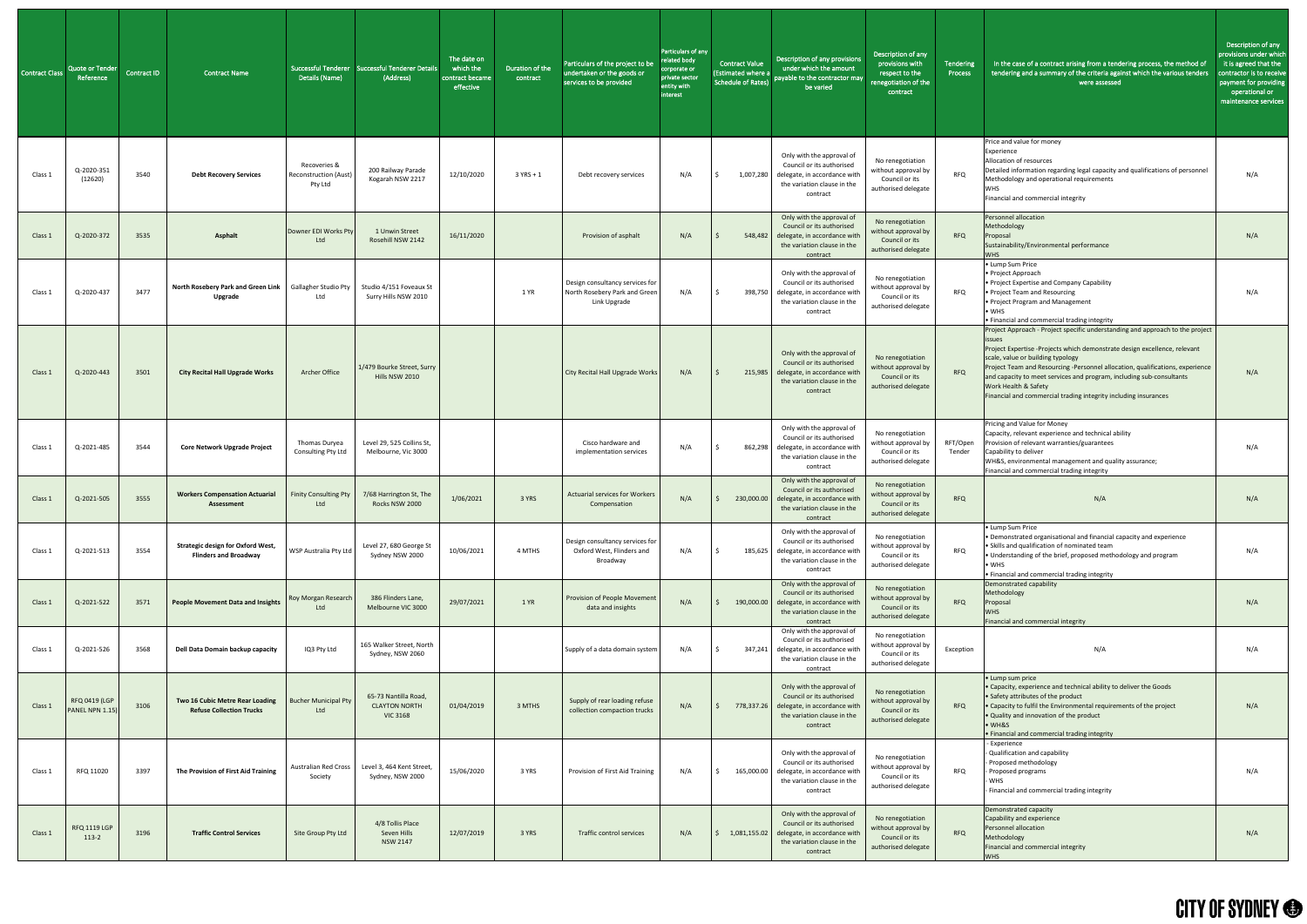| Contract Class | Quote or Tender Reference | Contract ID | Contract Name | Successful Tenderer Details (Name) | Successful Tenderer Details (Address) | The date on which the contract became effective | Duration of the contract | Particulars of the project to be undertaken or the goods or services to be provided | Particulars of any related body corporate or private sector entity with interest | Contract Value (Estimated where a Schedule of Rates) | Description of any provisions under which the amount payable to the contractor may be varied | Description of any provisions with respect to the renegotiation of the contract | Tendering Process | In the case of a contract arising from a tendering process, the method of tendering and a summary of the criteria against which the various tenders were assessed | Description of any provisions under which it is agreed that the contractor is to receive payment for providing operational or maintenance services |
|---|---|---|---|---|---|---|---|---|---|---|---|---|---|---|---|
| Class 1 | Q-2020-351 (12620) | 3540 | **Debt Recovery Services** | Recoveries & Reconstruction (Aust) Pty Ltd | 200 Railway Parade Kogarah NSW 2217 | 12/10/2020 | 3 YRS + 1 | Debt recovery services | N/A | $ 1,007,280 | Only with the approval of Council or its authorised delegate, in accordance with the variation clause in the contract | No renegotiation without approval by Council or its authorised delegate | RFQ | Price and value for money<br>Experience<br>Allocation of resources<br>Detailed information regarding legal capacity and qualifications of personnel<br>Methodology and operational requirements<br>WHS<br>Financial and commercial integrity | N/A |
| Class 1 | Q-2020-372 | 3535 | **Asphalt** | Downer EDI Works Pty Ltd | 1 Unwin Street Rosehill NSW 2142 | 16/11/2020 | | Provision of asphalt | N/A | $ 548,482 | Only with the approval of Council or its authorised delegate, in accordance with the variation clause in the contract | No renegotiation without approval by Council or its authorised delegate | RFQ | Personnel allocation<br>Methodology<br>Proposal<br>Sustainability/Environmental performance<br>WHS | N/A |
| Class 1 | Q-2020-437 | 3477 | **North Rosebery Park and Green Link Upgrade** | Gallagher Studio Pty Ltd | Studio 4/151 Foveaux St Surry Hills NSW 2010 | | 1 YR | Design consultancy services for North Rosebery Park and Green Link Upgrade | N/A | $ 398,750 | Only with the approval of Council or its authorised delegate, in accordance with the variation clause in the contract | No renegotiation without approval by Council or its authorised delegate | RFQ | • Lump Sum Price<br>• Project Approach<br>• Project Expertise and Company Capability<br>• Project Team and Resourcing<br>• Project Program and Management<br>• WHS<br>• Financial and commercial trading integrity | N/A |
| Class 1 | Q-2020-443 | 3501 | **City Recital Hall Upgrade Works** | Archer Office | 1/479 Bourke Street, Surry Hills NSW 2010 | | | City Recital Hall Upgrade Works | N/A | $ 215,985 | Only with the approval of Council or its authorised delegate, in accordance with the variation clause in the contract | No renegotiation without approval by Council or its authorised delegate | RFQ | Project Approach - Project specific understanding and approach to the project issues<br>Project Expertise -Projects which demonstrate design excellence, relevant scale, value or building typology<br>Project Team and Resourcing -Personnel allocation, qualifications, experience and capacity to meet services and program, including sub-consultants<br>Work Health & Safety<br>Financial and commercial trading integrity including insurances | N/A |
| Class 1 | Q-2021-485 | 3544 | **Core Network Upgrade Project** | Thomas Duryea Consulting Pty Ltd | Level 29, 525 Collins St, Melbourne, Vic 3000 | | | Cisco hardware and implementation services | N/A | $ 862,298 | Only with the approval of Council or its authorised delegate, in accordance with the variation clause in the contract | No renegotiation without approval by Council or its authorised delegate | RFT/Open Tender | Pricing and Value for Money<br>Capacity, relevant experience and technical ability<br>Provision of relevant warranties/guarantees<br>Capability to deliver<br>WH&S, environmental management and quality assurance;<br>Financial and commercial trading integrity | N/A |
| Class 1 | Q-2021-505 | 3555 | **Workers Compensation Actuarial Assessment** | Finity Consulting Pty Ltd | 7/68 Harrington St, The Rocks NSW 2000 | 1/06/2021 | 3 YRS | Actuarial services for Workers Compensation | N/A | $ 230,000.00 | Only with the approval of Council or its authorised delegate, in accordance with the variation clause in the contract | No renegotiation without approval by Council or its authorised delegate | RFQ | N/A | N/A |
| Class 1 | Q-2021-513 | 3554 | **Strategic design for Oxford West, Flinders and Broadway** | WSP Australia Pty Ltd | Level 27, 680 George St Sydney NSW 2000 | 10/06/2021 | 4 MTHS | Design consultancy services for Oxford West, Flinders and Broadway | N/A | $ 185,625 | Only with the approval of Council or its authorised delegate, in accordance with the variation clause in the contract | No renegotiation without approval by Council or its authorised delegate | RFQ | • Lump Sum Price<br>• Demonstrated organisational and financial capacity and experience<br>• Skills and qualification of nominated team<br>• Understanding of the brief, proposed methodology and program<br>• WHS<br>• Financial and commercial trading integrity | N/A |
| Class 1 | Q-2021-522 | 3571 | **People Movement Data and Insights** | Roy Morgan Research Ltd | 386 Flinders Lane, Melbourne VIC 3000 | 29/07/2021 | 1 YR | Provision of People Movement data and insights | N/A | $ 190,000.00 | Only with the approval of Council or its authorised delegate, in accordance with the variation clause in the contract | No renegotiation without approval by Council or its authorised delegate | RFQ | Demonstrated capability<br>Methodology<br>Proposal<br>WHS<br>Financial and commercial integrity | N/A |
| Class 1 | Q-2021-526 | 3568 | **Dell Data Domain backup capacity** | IQ3 Pty Ltd | 165 Walker Street, North Sydney, NSW 2060 | | | Supply of a data domain system | N/A | $ 347,241 | Only with the approval of Council or its authorised delegate, in accordance with the variation clause in the contract | No renegotiation without approval by Council or its authorised delegate | Exception | N/A | N/A |
| Class 1 | RFQ 0419 (LGP PANEL NPN 1.15) | 3106 | **Two 16 Cubic Metre Rear Loading Refuse Collection Trucks** | Bucher Municipal Pty Ltd | 65-73 Nantilla Road, CLAYTON NORTH VIC 3168 | 01/04/2019 | 3 MTHS | Supply of rear loading refuse collection compaction trucks | N/A | $ 778,337.26 | Only with the approval of Council or its authorised delegate, in accordance with the variation clause in the contract | No renegotiation without approval by Council or its authorised delegate | RFQ | • Lump sum price<br>• Capacity, experience and technical ability to deliver the Goods<br>• Safety attributes of the product<br>• Capacity to fulfil the Environmental requirements of the project<br>• Quality and innovation of the product<br>• WH&S<br>• Financial and commercial trading integrity | N/A |
| Class 1 | RFQ 11020 | 3397 | **The Provision of First Aid Training** | Australian Red Cross Society | Level 3, 464 Kent Street, Sydney, NSW 2000 | 15/06/2020 | 3 YRS | Provision of First Aid Training | N/A | $ 165,000.00 | Only with the approval of Council or its authorised delegate, in accordance with the variation clause in the contract | No renegotiation without approval by Council or its authorised delegate | RFQ | - Experience<br>- Qualification and capability<br>- Proposed methodology<br>- Proposed programs<br>- WHS<br>- Financial and commercial trading integrity | N/A |
| Class 1 | RFQ 1119 LGP 113-2 | 3196 | **Traffic Control Services** | Site Group Pty Ltd | 4/8 Tollis Place Seven Hills NSW 2147 | 12/07/2019 | 3 YRS | Traffic control services | N/A | $ 1,081,155.02 | Only with the approval of Council or its authorised delegate, in accordance with the variation clause in the contract | No renegotiation without approval by Council or its authorised delegate | RFQ | Demonstrated capacity<br>Capability and experience<br>Personnel allocation<br>Methodology<br>Financial and commercial integrity<br>WHS | N/A |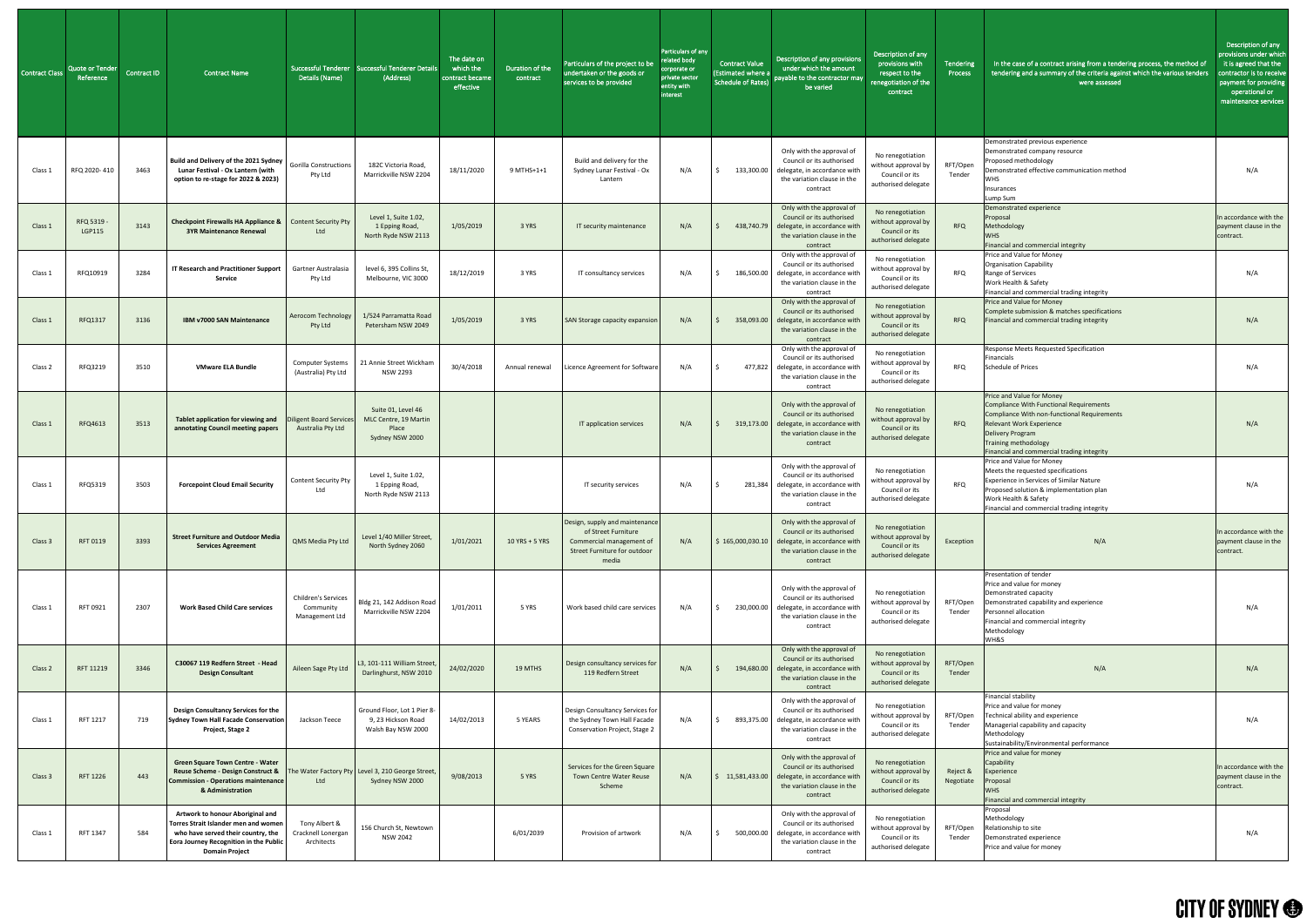| Contract Class | Quote or Tender Reference | Contract ID | Contract Name | Successful Tenderer Details (Name) | Successful Tenderer Details (Address) | The date on which the contract became effective | Duration of the contract | Particulars of the project to be undertaken or the goods or services to be provided | Particulars of any related body corporate or private sector entity with interest | Contract Value (Estimated where a Schedule of Rates) | Description of any provisions under which the amount payable to the contractor may be varied | Description of any provisions with respect to the renegotiation of the contract | Tendering Process | In the case of a contract arising from a tendering process, the method of tendering and a summary of the criteria against which the various tenders were assessed | Description of any provisions under which it is agreed that the contractor is to receive payment for providing operational or maintenance services |
|---|---|---|---|---|---|---|---|---|---|---|---|---|---|---|---|
| Class 1 | RFQ 2020- 410 | 3463 | **Build and Delivery of the 2021 Sydney Lunar Festival - Ox Lantern (with option to re-stage for 2022 & 2023)** | Gorilla Constructions Pty Ltd | 182C Victoria Road, Marrickville NSW 2204 | 18/11/2020 | 9 MTHS+1+1 | Build and delivery for the Sydney Lunar Festival - Ox Lantern | N/A | $ 133,300.00 | Only with the approval of Council or its authorised delegate, in accordance with the variation clause in the contract | No renegotiation without approval by Council or its authorised delegate | RFT/Open Tender | Demonstrated previous experience<br>Demonstrated company resource<br>Proposed methodology<br>Demonstrated effective communication method<br>WHS<br>Insurances<br>Lump Sum | N/A |
| Class 1 | RFQ 5319 - LGP115 | 3143 | **Checkpoint Firewalls HA Appliance & 3YR Maintenance Renewal** | Content Security Pty Ltd | Level 1, Suite 1.02, 1 Epping Road, North Ryde NSW 2113 | 1/05/2019 | 3 YRS | IT security maintenance | N/A | $ 438,740.79 | Only with the approval of Council or its authorised delegate, in accordance with the variation clause in the contract | No renegotiation without approval by Council or its authorised delegate | RFQ | Demonstrated experience<br>Proposal<br>Methodology<br>WHS<br>Financial and commercial integrity | In accordance with the payment clause in the contract. |
| Class 1 | RFQ10919 | 3284 | **IT Research and Practitioner Support Service** | Gartner Australasia Pty Ltd | level 6, 395 Collins St, Melbourne, VIC 3000 | 18/12/2019 | 3 YRS | IT consultancy services | N/A | $ 186,500.00 | Only with the approval of Council or its authorised delegate, in accordance with the variation clause in the contract | No renegotiation without approval by Council or its authorised delegate | RFQ | Price and Value for Money<br>Organisation Capability<br>Range of Services<br>Work Health & Safety<br>Financial and commercial trading integrity | N/A |
| Class 1 | RFQ1317 | 3136 | **IBM v7000 SAN Maintenance** | Aerocom Technology Pty Ltd | 1/524 Parramatta Road Petersham NSW 2049 | 1/05/2019 | 3 YRS | SAN Storage capacity expansion | N/A | $ 358,093.00 | Only with the approval of Council or its authorised delegate, in accordance with the variation clause in the contract | No renegotiation without approval by Council or its authorised delegate | RFQ | Price and Value for Money<br>Complete submission & matches specifications<br>Financial and commercial trading integrity | N/A |
| Class 2 | RFQ3219 | 3510 | **VMware ELA Bundle** | Computer Systems (Australia) Pty Ltd | 21 Annie Street Wickham NSW 2293 | 30/4/2018 | Annual renewal | Licence Agreement for Software | N/A | $ 477,822 | Only with the approval of Council or its authorised delegate, in accordance with the variation clause in the contract | No renegotiation without approval by Council or its authorised delegate | RFQ | Response Meets Requested Specification<br>Financials<br>Schedule of Prices | N/A |
| Class 1 | RFQ4613 | 3513 | **Tablet application for viewing and annotating Council meeting papers** | Diligent Board Services Australia Pty Ltd | Suite 01, Level 46 MLC Centre, 19 Martin Place Sydney NSW 2000 | | | IT application services | N/A | $ 319,173.00 | Only with the approval of Council or its authorised delegate, in accordance with the variation clause in the contract | No renegotiation without approval by Council or its authorised delegate | RFQ | Price and Value for Money<br>Compliance With Functional Requirements<br>Compliance With non-functional Requirements<br>Relevant Work Experience<br>Delivery Program<br>Training methodology<br>Financial and commercial trading integrity | N/A |
| Class 1 | RFQ5319 | 3503 | **Forcepoint Cloud Email Security** | Content Security Pty Ltd | Level 1, Suite 1.02, 1 Epping Road, North Ryde NSW 2113 | | | IT security services | N/A | $ 281,384 | Only with the approval of Council or its authorised delegate, in accordance with the variation clause in the contract | No renegotiation without approval by Council or its authorised delegate | RFQ | Price and Value for Money<br>Meets the requested specifications<br>Experience in Services of Similar Nature<br>Proposed solution & implementation plan<br>Work Health & Safety<br>Financial and commercial trading integrity | N/A |
| Class 3 | RFT 0119 | 3393 | **Street Furniture and Outdoor Media Services Agreement** | QMS Media Pty Ltd | Level 1/40 Miller Street, North Sydney 2060 | 1/01/2021 | 10 YRS + 5 YRS | Design, supply and maintenance of Street Furniture Commercial management of Street Furniture for outdoor media | N/A | $ 165,000,030.10 | Only with the approval of Council or its authorised delegate, in accordance with the variation clause in the contract | No renegotiation without approval by Council or its authorised delegate | Exception | N/A | In accordance with the payment clause in the contract. |
| Class 1 | RFT 0921 | 2307 | **Work Based Child Care services** | Children's Services Community Management Ltd | Bldg 21, 142 Addison Road Marrickville NSW 2204 | 1/01/2011 | 5 YRS | Work based child care services | N/A | $ 230,000.00 | Only with the approval of Council or its authorised delegate, in accordance with the variation clause in the contract | No renegotiation without approval by Council or its authorised delegate | RFT/Open Tender | Presentation of tender<br>Price and value for money<br>Demonstrated capacity<br>Demonstrated capability and experience<br>Personnel allocation<br>Financial and commercial integrity<br>Methodology<br>WH&S | N/A |
| Class 2 | RFT 11219 | 3346 | **C30067 119 Redfern Street - Head Design Consultant** | Aileen Sage Pty Ltd | L3, 101-111 William Street, Darlinghurst, NSW 2010 | 24/02/2020 | 19 MTHS | Design consultancy services for 119 Redfern Street | N/A | $ 194,680.00 | Only with the approval of Council or its authorised delegate, in accordance with the variation clause in the contract | No renegotiation without approval by Council or its authorised delegate | RFT/Open Tender | N/A | N/A |
| Class 1 | RFT 1217 | 719 | **Design Consultancy Services for the Sydney Town Hall Facade Conservation Project, Stage 2** | Jackson Teece | Ground Floor, Lot 1 Pier 8-9, 23 Hickson Road Walsh Bay NSW 2000 | 14/02/2013 | 5 YEARS | Design Consultancy Services for the Sydney Town Hall Facade Conservation Project, Stage 2 | N/A | $ 893,375.00 | Only with the approval of Council or its authorised delegate, in accordance with the variation clause in the contract | No renegotiation without approval by Council or its authorised delegate | RFT/Open Tender | Financial stability<br>Price and value for money<br>Technical ability and experience<br>Managerial capability and capacity<br>Methodology<br>Sustainability/Environmental performance | N/A |
| Class 3 | RFT 1226 | 443 | **Green Square Town Centre - Water Reuse Scheme - Design Construct & Commission - Operations maintenance & Administration** | The Water Factory Pty Ltd | Level 3, 210 George Street, Sydney NSW 2000 | 9/08/2013 | 5 YRS | Services for the Green Square Town Centre Water Reuse Scheme | N/A | $ 11,581,433.00 | Only with the approval of Council or its authorised delegate, in accordance with the variation clause in the contract | No renegotiation without approval by Council or its authorised delegate | Reject & Negotiate | Price and value for money<br>Capability<br>Experience<br>Proposal<br>WHS<br>Financial and commercial integrity | In accordance with the payment clause in the contract. |
| Class 1 | RFT 1347 | 584 | **Artwork to honour Aboriginal and Torres Strait Islander men and women who have served their country, the Eora Journey Recognition in the Public Domain Project** | Tony Albert & Cracknell Lonergan Architects | 156 Church St, Newtown NSW 2042 | | 6/01/2039 | Provision of artwork | N/A | $ 500,000.00 | Only with the approval of Council or its authorised delegate, in accordance with the variation clause in the contract | No renegotiation without approval by Council or its authorised delegate | RFT/Open Tender | Proposal<br>Methodology<br>Relationship to site<br>Demonstrated experience<br>Price and value for money | N/A |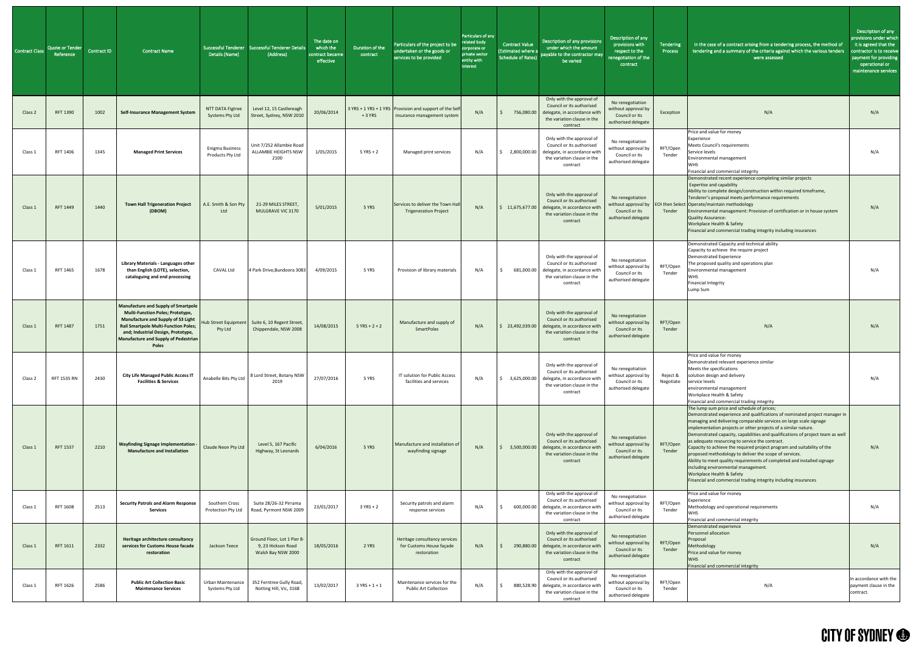| Contract Class | Quote or Tender Reference | Contract ID | Contract Name | Successful Tenderer Details (Name) | Successful Tenderer Details (Address) | The date on which the contract became effective | Duration of the contract | Particulars of the project to be undertaken or the goods or services to be provided | Particulars of any related body corporate or private sector entity with interest | Contract Value (Estimated where a Schedule of Rates) | Description of any provisions under which the amount payable to the contractor may be varied | Description of any provisions with respect to the renegotiation of the contract | Tendering Process | In the case of a contract arising from a tendering process, the method of tendering and a summary of the criteria against which the various tenders were assessed | Description of any provisions under which it is agreed that the contractor is to receive payment for providing operational or maintenance services |
|---|---|---|---|---|---|---|---|---|---|---|---|---|---|---|---|
| Class 2 | RFT 1390 | 1002 | **Self-Insurance Management System** | NTT DATA Figtree Systems Pty Ltd | Level 12, 15 Castlereagh Street, Sydney, NSW 2010 | 20/06/2014 | 3 YRS + 1 YRS + 1 YRS + 3 YRS | Provision and support of the Self-insurance management system | N/A | $ 756,080.00 | Only with the approval of Council or its authorised delegate, in accordance with the variation clause in the contract | No renegotiation without approval by Council or its authorised delegate | Exception | N/A | N/A |
| Class 1 | RFT 1406 | 1345 | **Managed Print Services** | Enigma Business Products Pty Ltd | Unit 7/252 Allambie Road ALLAMBIE HEIGHTS NSW 2100 | 1/05/2015 | 5 YRS + 2 | Managed print services | N/A | $ 2,800,000.00 | Only with the approval of Council or its authorised delegate, in accordance with the variation clause in the contract | No renegotiation without approval by Council or its authorised delegate | RFT/Open Tender | Price and value for money<br>Experience<br>Meets Council's requirements<br>Service levels<br>Environmental management<br>WHS<br>Financial and commercial integrity | N/A |
| Class 1 | RFT 1449 | 1440 | **Town Hall Trigeneration Project (DBOM)** | A.E. Smith & Son Pty Ltd | 21-29 MILES STREET, MULGRAVE VIC 3170 | 5/01/2015 | 5 YRS | Services to deliver the Town Hall Trigeneration Project | N/A | $ 11,675,677.00 | Only with the approval of Council or its authorised delegate, in accordance with the variation clause in the contract | No renegotiation without approval by Council or its authorised delegate | EOI then Select Tender | Demonstrated recent experience completing similar projects<br>Expertise and capability<br>Ability to complete design/construction within required timeframe,<br>Tenderer's proposal meets performance requirements<br>Operate/maintain methodology<br>Environmental management: Provision of certification or in house system<br>Quality Assurance:<br>Workplace Health & Safety<br>Financial and commercial trading integrity including insurances | N/A |
| Class 1 | RFT 1465 | 1678 | **Library Materials - Languages other than English (LOTE), selection, cataloguing and end processing** | CAVAL Ltd | 4 Park Drive,Bundoora 3083 | 4/09/2015 | 5 YRS | Provision of library materials | N/A | $ 681,000.00 | Only with the approval of Council or its authorised delegate, in accordance with the variation clause in the contract | No renegotiation without approval by Council or its authorised delegate | RFT/Open Tender | Demonstrated Capacity and technical ability<br>Capacity to achieve the require project<br>Demonstrated Experience<br>The proposed quality and operations plan<br>Environmental management<br>WHS<br>Financial Integrity<br>Lump Sum | N/A |
| Class 1 | RFT 1487 | 1751 | **Manufacture and Supply of Smartpole Multi-Function Poles; Prototype, Manufacture and Supply of S3 Light Rail Smartpole Multi-Function Poles; and; Industrial Design, Prototype, Manufacture and Supply of Pedestrian Poles** | Hub Street Equipment Pty Ltd | Suite 6, 10 Regent Street, Chippendale, NSW 2008 | 14/08/2015 | 5 YRS + 2 + 2 | Manufacture and supply of SmartPoles | N/A | $ 23,492,039.00 | Only with the approval of Council or its authorised delegate, in accordance with the variation clause in the contract | No renegotiation without approval by Council or its authorised delegate | RFT/Open Tender | N/A | N/A |
| Class 2 | RFT 1535 RN | 2430 | **City Life Managed Public Access IT Facilities & Services** | Anabelle Bits Pty Ltd | 8 Lord Street, Botany NSW 2019 | 27/07/2016 | 5 YRS | IT solution for Public Access facilities and services | N/A | $ 3,625,000.00 | Only with the approval of Council or its authorised delegate, in accordance with the variation clause in the contract | No renegotiation without approval by Council or its authorised delegate | Reject & Negotiate | Price and value for money<br>Demonstrated relevant experience similar<br>Meets the specifications<br>solution design and delivery<br>service levels<br>environmental management<br>Workplace Health & Safety<br>Financial and commercial trading integrity | N/A |
| Class 1 | RFT 1537 | 2210 | **Wayfinding Signage Implementation - Manufacture and Installation** | Claude Neon Pty Ltd | Level 5, 167 Pacific Highway, St Leonards | 6/04/2016 | 5 YRS | Manufacture and installation of wayfinding signage | N/A | $ 3,500,000.00 | Only with the approval of Council or its authorised delegate, in accordance with the variation clause in the contract | No renegotiation without approval by Council or its authorised delegate | RFT/Open Tender | The lump sum price and schedule of prices;<br>Demonstrated experience and qualifications of nominated project manager in managing and delivering comparable services on large scale signage implementation projects or other projects of a similar nature.<br>Demonstrated capacity, capabilities and qualifications of project team as well as adequate resourcing to service the contract.<br>Capacity to achieve the required project program and suitability of the proposed methodology to deliver the scope of services.<br>Ability to meet quality requirements of completed and installed signage including environmental management.<br>Workplace Health & Safety<br>Financial and commercial trading integrity including insurances | N/A |
| Class 1 | RFT 1608 | 2513 | **Security Patrols and Alarm Response Services** | Southern Cross Protection Pty Ltd | Suite 28/26-32 Pirrama Road, Pyrmont NSW 2009 | 23/01/2017 | 3 YRS + 2 | Security patrols and alarm response services | N/A | $ 600,000.00 | Only with the approval of Council or its authorised delegate, in accordance with the variation clause in the contract | No renegotiation without approval by Council or its authorised delegate | RFT/Open Tender | Price and value for money<br>Experience<br>Methodology and operational requirements<br>WHS<br>Financial and commercial integrity | N/A |
| Class 1 | RFT 1611 | 2332 | **Heritage architecture consultancy services for Customs House facade restoration** | Jackson Teece | Ground Floor, Lot 1 Pier 8-9, 23 Hickson Road Walsh Bay NSW 2000 | 18/05/2016 | 2 YRS | Heritage consultancy services for Customs House façade restoration | N/A | $ 290,880.00 | Only with the approval of Council or its authorised delegate, in accordance with the variation clause in the contract | No renegotiation without approval by Council or its authorised delegate | RFT/Open Tender | Demonstrated experience<br>Personnel allocation<br>Proposal<br>Methodology<br>Price and value for money<br>WHS<br>Financial and commercial integrity | N/A |
| Class 1 | RFT 1626 | 2586 | **Public Art Collection Basic Maintenance Services** | Urban Maintenance Systems Pty Ltd | 352 Ferntree Gully Road, Notting Hill, Vic, 3168 | 13/02/2017 | 3 YRS + 1 + 1 | Maintenance services for the Public Art Collection | N/A | $ 880,528.90 | Only with the approval of Council or its authorised delegate, in accordance with the variation clause in the contract | No renegotiation without approval by Council or its authorised delegate | RFT/Open Tender | N/A | In accordance with the payment clause in the contract. |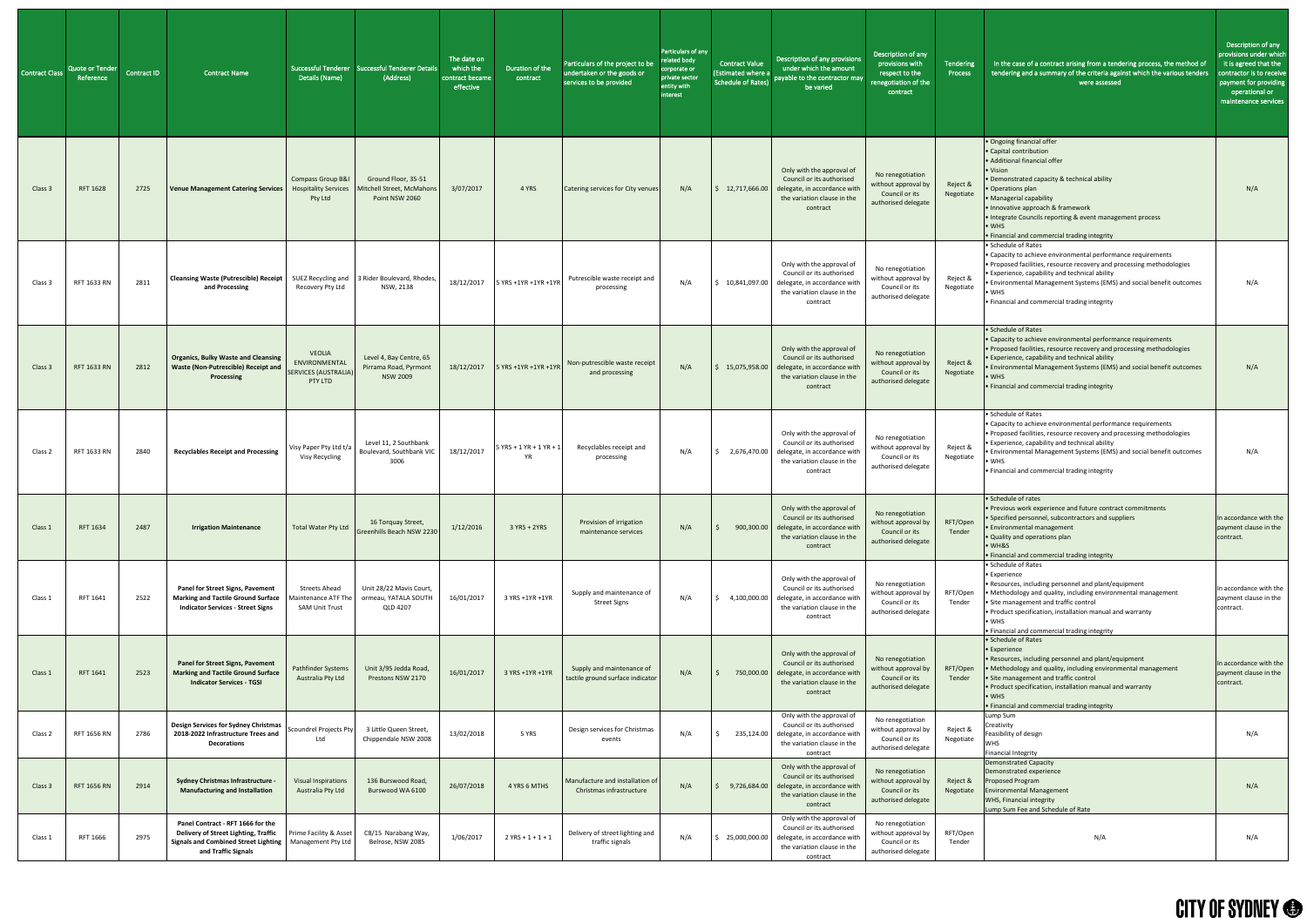| Contract Class | Quote or Tender Reference | Contract ID | Contract Name | Successful Tenderer Details (Name) | Successful Tenderer Details (Address) | The date on which the contract became effective | Duration of the contract | Particulars of the project to be undertaken or the goods or services to be provided | Particulars of any related body corporate or private sector entity with interest | Contract Value (Estimated where a Schedule of Rates) | Description of any provisions under which the amount payable to the contractor may be varied | Description of any provisions with respect to the renegotiation of the contract | Tendering Process | In the case of a contract arising from a tendering process, the method of tendering and a summary of the criteria against which the various tenders were assessed | Description of any provisions under which it is agreed that the contractor is to receive payment for providing operational or maintenance services |
|---|---|---|---|---|---|---|---|---|---|---|---|---|---|---|---|
| Class 3 | RFT 1628 | 2725 | **Venue Management Catering Services** | Compass Group B&I Hospitality Services Pty Ltd | Ground Floor, 35-51 Mitchell Street, McMahons Point NSW 2060 | 3/07/2017 | 4 YRS | Catering services for City venues | N/A | $ 12,717,666.00 | Only with the approval of Council or its authorised delegate, in accordance with the variation clause in the contract | No renegotiation without approval by Council or its authorised delegate | Reject & Negotiate | • Ongoing financial offer<br>• Capital contribution<br>• Additional financial offer<br>• Vision<br>• Demonstrated capacity & technical ability<br>• Operations plan<br>• Managerial capability<br>• Innovative approach & framework<br>• Integrate Councils reporting & event management process<br>• WHS<br>• Financial and commercial trading integrity | N/A |
| Class 3 | RFT 1633 RN | 2811 | **Cleansing Waste (Putrescible) Receipt and Processing** | SUEZ Recycling and Recovery Pty Ltd | 3 Rider Boulevard, Rhodes, NSW, 2138 | 18/12/2017 | 5 YRS +1YR +1YR +1YR | Putrescible waste receipt and processing | N/A | $ 10,841,097.00 | Only with the approval of Council or its authorised delegate, in accordance with the variation clause in the contract | No renegotiation without approval by Council or its authorised delegate | Reject & Negotiate | • Schedule of Rates<br>• Capacity to achieve environmental performance requirements<br>• Proposed facilities, resource recovery and processing methodologies<br>• Experience, capability and technical ability<br>• Environmental Management Systems (EMS) and social benefit outcomes<br>• WHS<br>• Financial and commercial trading integrity | N/A |
| Class 3 | RFT 1633 RN | 2812 | **Organics, Bulky Waste and Cleansing Waste (Non-Putrescible) Receipt and Processing** | VEOLIA ENVIRONMENTAL SERVICES (AUSTRALIA) PTY LTD | Level 4, Bay Centre, 65 Pirrama Road, Pyrmont NSW 2009 | 18/12/2017 | 5 YRS +1YR +1YR +1YR | Non-putrescible waste receipt and processing | N/A | $ 15,075,958.00 | Only with the approval of Council or its authorised delegate, in accordance with the variation clause in the contract | No renegotiation without approval by Council or its authorised delegate | Reject & Negotiate | • Schedule of Rates<br>• Capacity to achieve environmental performance requirements<br>• Proposed facilities, resource recovery and processing methodologies<br>• Experience, capability and technical ability<br>• Environmental Management Systems (EMS) and social benefit outcomes<br>• WHS<br>• Financial and commercial trading integrity | N/A |
| Class 2 | RFT 1633 RN | 2840 | **Recyclables Receipt and Processing** | Visy Paper Pty Ltd t/a Visy Recycling | Level 11, 2 Southbank Boulevard, Southbank VIC 3006 | 18/12/2017 | 5 YRS + 1 YR + 1 YR + 1 YR | Recyclables receipt and processing | N/A | $ 2,676,470.00 | Only with the approval of Council or its authorised delegate, in accordance with the variation clause in the contract | No renegotiation without approval by Council or its authorised delegate | Reject & Negotiate | • Schedule of Rates<br>• Capacity to achieve environmental performance requirements<br>• Proposed facilities, resource recovery and processing methodologies<br>• Experience, capability and technical ability<br>• Environmental Management Systems (EMS) and social benefit outcomes<br>• WHS<br>• Financial and commercial trading integrity | N/A |
| Class 1 | RFT 1634 | 2487 | **Irrigation Maintenance** | Total Water Pty Ltd | 16 Torquay Street, Greenhills Beach NSW 2230 | 1/12/2016 | 3 YRS + 2YRS | Provision of irrigation maintenance services | N/A | $ 900,300.00 | Only with the approval of Council or its authorised delegate, in accordance with the variation clause in the contract | No renegotiation without approval by Council or its authorised delegate | RFT/Open Tender | • Schedule of rates<br>• Previous work experience and future contract commitments<br>• Specified personnel, subcontractors and suppliers<br>• Environmental management<br>• Quality and operations plan<br>• WH&S<br>• Financial and commercial trading integrity | In accordance with the payment clause in the contract. |
| Class 1 | RFT 1641 | 2522 | **Panel for Street Signs, Pavement Marking and Tactile Ground Surface Indicator Services - Street Signs** | Streets Ahead Maintenance ATF The SAM Unit Trust | Unit 28/22 Mavis Court, ormeau, YATALA SOUTH QLD 4207 | 16/01/2017 | 3 YRS +1YR +1YR | Supply and maintenance of Street Signs | N/A | $ 4,100,000.00 | Only with the approval of Council or its authorised delegate, in accordance with the variation clause in the contract | No renegotiation without approval by Council or its authorised delegate | RFT/Open Tender | • Schedule of Rates<br>• Experience<br>• Resources, including personnel and plant/equipment<br>• Methodology and quality, including environmental management<br>• Site management and traffic control<br>• Product specification, installation manual and warranty<br>• WHS<br>• Financial and commercial trading integrity | In accordance with the payment clause in the contract. |
| Class 1 | RFT 1641 | 2523 | **Panel for Street Signs, Pavement Marking and Tactile Ground Surface Indicator Services - TGSI** | Pathfinder Systems Australia Pty Ltd | Unit 3/95 Jedda Road, Prestons NSW 2170 | 16/01/2017 | 3 YRS +1YR +1YR | Supply and maintenance of tactile ground surface indicator | N/A | $ 750,000.00 | Only with the approval of Council or its authorised delegate, in accordance with the variation clause in the contract | No renegotiation without approval by Council or its authorised delegate | RFT/Open Tender | • Schedule of Rates<br>• Experience<br>• Resources, including personnel and plant/equipment<br>• Methodology and quality, including environmental management<br>• Site management and traffic control<br>• Product specification, installation manual and warranty<br>• WHS<br>• Financial and commercial trading integrity | In accordance with the payment clause in the contract. |
| Class 2 | RFT 1656 RN | 2786 | **Design Services for Sydney Christmas 2018-2022 Infrastructure Trees and Decorations** | Scoundrel Projects Pty Ltd | 3 Little Queen Street, Chippendale NSW 2008 | 13/02/2018 | 5 YRS | Design services for Christmas events | N/A | $ 235,124.00 | Only with the approval of Council or its authorised delegate, in accordance with the variation clause in the contract | No renegotiation without approval by Council or its authorised delegate | Reject & Negotiate | Lump Sum<br>Creativity<br>Feasibility of design<br>WHS<br>Financial Integrity | N/A |
| Class 3 | RFT 1656 RN | 2914 | **Sydney Christmas Infrastructure - Manufacturing and Installation** | Visual Inspirations Australia Pty Ltd | 136 Burswood Road, Burswood WA 6100 | 26/07/2018 | 4 YRS 6 MTHS | Manufacture and installation of Christmas infrastructure | N/A | $ 9,726,684.00 | Only with the approval of Council or its authorised delegate, in accordance with the variation clause in the contract | No renegotiation without approval by Council or its authorised delegate | Reject & Negotiate | Demonstrated Capacity<br>Demonstrated experience<br>Proposed Program<br>Environmental Management<br>WHS, Financial integrity<br>Lump Sum Fee and Schedule of Rate | N/A |
| Class 1 | RFT 1666 | 2975 | **Panel Contract - RFT 1666 for the Delivery of Street Lighting, Traffic Signals and Combined Street Lighting and Traffic Signals** | Prime Facility & Asset Management Pty Ltd | C8/15 Narabang Way, Belrose, NSW 2085 | 1/06/2017 | 2 YRS + 1 + 1 + 1 | Delivery of street lighting and traffic signals | N/A | $ 25,000,000.00 | Only with the approval of Council or its authorised delegate, in accordance with the variation clause in the contract | No renegotiation without approval by Council or its authorised delegate | RFT/Open Tender | N/A | N/A |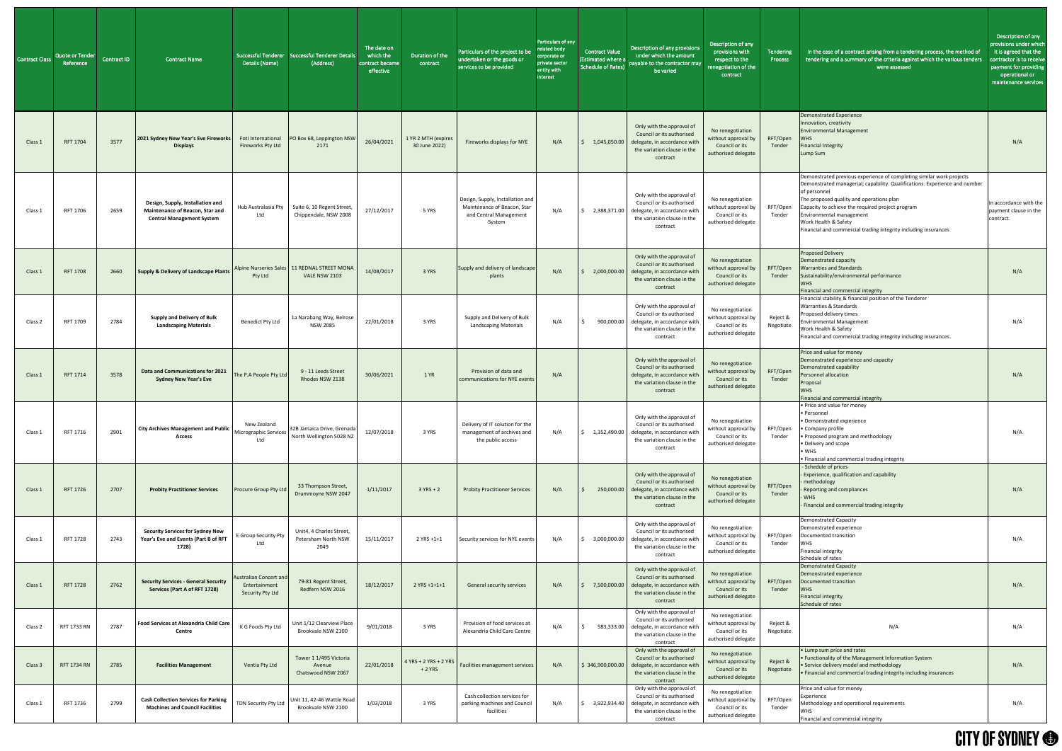| Contract Class | Quote or Tender Reference | Contract ID | Contract Name | Successful Tenderer Details (Name) | Successful Tenderer Details (Address) | The date on which the contract became effective | Duration of the contract | Particulars of the project to be undertaken or the goods or services to be provided | Particulars of any related body corporate or private sector entity with interest | Contract Value (Estimated where a Schedule of Rates) | Description of any provisions under which the amount payable to the contractor may be varied | Description of any provisions with respect to the renegotiation of the contract | Tendering Process | In the case of a contract arising from a tendering process, the method of tendering and a summary of the criteria against which the various tenders were assessed | Description of any provisions under which it is agreed that the contractor is to receive payment for providing operational or maintenance services |
|---|---|---|---|---|---|---|---|---|---|---|---|---|---|---|---|
| Class 1 | RFT 1704 | 3577 | **2021 Sydney New Year's Eve Fireworks Displays** | Foti International Fireworks Pty Ltd | PO Box 68, Leppington NSW 2171 | 26/04/2021 | 1 YR 2 MTH (expires 30 June 2022) | Fireworks displays for NYE | N/A | $ 1,045,050.00 | Only with the approval of Council or its authorised delegate, in accordance with the variation clause in the contract | No renegotiation without approval by Council or its authorised delegate | RFT/Open Tender | Demonstrated Experience<br>Innovation, creativity<br>Environmental Management<br>WHS<br>Financial Integrity<br>Lump Sum | N/A |
| Class 1 | RFT 1706 | 2659 | **Design, Supply, Installation and Maintenance of Beacon, Star and Central Management System** | Hub Australasia Pty Ltd | Suite 6, 10 Regent Street, Chippendale, NSW 2008 | 27/12/2017 | 5 YRS | Design, Supply, Installation and Maintenance of Beacon, Star and Central Management System | N/A | $ 2,388,371.00 | Only with the approval of Council or its authorised delegate, in accordance with the variation clause in the contract | No renegotiation without approval by Council or its authorised delegate | RFT/Open Tender | Demonstrated previous experience of completing similar work projects<br>Demonstrated managerial; capability. Qualifications. Experience and number of personnel<br>The proposed quality and operations plan<br>Capacity to achieve the required project program<br>Environmental management<br>Work Health & Safety<br>Financial and commercial trading integrity including insurances | In accordance with the payment clause in the contract. |
| Class 1 | RFT 1708 | 2660 | **Supply & Delivery of Landscape Plants** | Alpine Nurseries Sales Pty Ltd | 11 REDNAL STREET MONA VALE NSW 2103 | 14/08/2017 | 3 YRS | Supply and delivery of landscape plants | N/A | $ 2,000,000.00 | Only with the approval of Council or its authorised delegate, in accordance with the variation clause in the contract | No renegotiation without approval by Council or its authorised delegate | RFT/Open Tender | Proposed Delivery<br>Demonstrated capacity<br>Warranties and Standards<br>Sustainability/environmental performance<br>WHS<br>Financial and commercial integrity | N/A |
| Class 2 | RFT 1709 | 2784 | **Supply and Delivery of Bulk Landscaping Materials** | Benedict Pty Ltd | 1a Narabang Way, Belrose NSW 2085 | 22/01/2018 | 3 YRS | Supply and Delivery of Bulk Landscaping Materials | N/A | $ 900,000.00 | Only with the approval of Council or its authorised delegate, in accordance with the variation clause in the contract | No renegotiation without approval by Council or its authorised delegate | Reject & Negotiate | Financial stability & financial position of the Tenderer<br>Warranties & Standards<br>Proposed delivery times<br>Environmental Management<br>Work Health & Safety<br>Financial and commercial trading integrity including insurances | N/A |
| Class 1 | RFT 1714 | 3578 | **Data and Communications for 2021 Sydney New Year's Eve** | The P.A People Pty Ltd | 9 - 11 Leeds Street Rhodes NSW 2138 | 30/06/2021 | 1 YR | Provision of data and communications for NYE events | N/A | | Only with the approval of Council or its authorised delegate, in accordance with the variation clause in the contract | No renegotiation without approval by Council or its authorised delegate | RFT/Open Tender | Price and value for money<br>Demonstrated experience and capacity<br>Demonstrated capability<br>Personnel allocation<br>Proposal<br>WHS<br>Financial and commercial integrity | N/A |
| Class 1 | RFT 1716 | 2901 | **City Archives Management and Public Access** | New Zealand Micrographic Services Ltd | 32B Jamaica Drive, Grenada North Wellington 5028 NZ | 12/07/2018 | 3 YRS | Delivery of IT solution for the management of archives and the public access | N/A | $ 1,352,490.00 | Only with the approval of Council or its authorised delegate, in accordance with the variation clause in the contract | No renegotiation without approval by Council or its authorised delegate | RFT/Open Tender | • Price and value for money<br>• Personnel<br>• Demonstrated experience<br>• Company profile<br>• Proposed program and methodology<br>• Delivery and scope<br>• WHS<br>• Financial and commercial trading integrity | N/A |
| Class 1 | RFT 1726 | 2707 | **Probity Practitioner Services** | Procure Group Pty Ltd | 33 Thompson Street, Drummoyne NSW 2047 | 1/11/2017 | 3 YRS + 2 | Probity Practitioner Services | N/A | $ 250,000.00 | Only with the approval of Council or its authorised delegate, in accordance with the variation clause in the contract | No renegotiation without approval by Council or its authorised delegate | RFT/Open Tender | - Schedule of prices<br>- Experience, qualification and capability<br>- methodology<br>- Reporting and compliances<br>- WHS<br>- Financial and commercial trading integrity | N/A |
| Class 1 | RFT 1728 | 2743 | **Security Services for Sydney New Year's Eve and Events (Part B of RFT 1728)** | E Group Security Pty Ltd | Unit4, 4 Charles Street, Petersham North NSW 2049 | 15/11/2017 | 2 YRS +1+1 | Security services for NYE events | N/A | $ 3,000,000.00 | Only with the approval of Council or its authorised delegate, in accordance with the variation clause in the contract | No renegotiation without approval by Council or its authorised delegate | RFT/Open Tender | Demonstrated Capacity<br>Demonstrated experience<br>Documented transition<br>WHS<br>Financial integrity<br>Schedule of rates | N/A |
| Class 1 | RFT 1728 | 2762 | **Security Services - General Security Services (Part A of RFT 1728)** | Australian Concert and Entertainment Security Pty Ltd | 79-81 Regent Street, Redfern NSW 2016 | 18/12/2017 | 2 YRS +1+1+1 | General security services | N/A | $ 7,500,000.00 | Only with the approval of Council or its authorised delegate, in accordance with the variation clause in the contract | No renegotiation without approval by Council or its authorised delegate | RFT/Open Tender | Demonstrated Capacity<br>Demonstrated experience<br>Documented transition<br>WHS<br>Financial integrity<br>Schedule of rates | N/A |
| Class 2 | RFT 1733 RN | 2787 | **Food Services at Alexandria Child Care Centre** | K G Foods Pty Ltd | Unit 1/12 Clearview Place Brookvale NSW 2100 | 9/01/2018 | 3 YRS | Provision of food services at Alexandria Child Care Centre | N/A | $ 583,333.00 | Only with the approval of Council or its authorised delegate, in accordance with the variation clause in the contract | No renegotiation without approval by Council or its authorised delegate | Reject & Negotiate | N/A | N/A |
| Class 3 | RFT 1734 RN | 2785 | **Facilities Management** | Ventia Pty Ltd | Tower 1 1/495 Victoria Avenue Chatswood NSW 2067 | 22/01/2018 | 4 YRS + 2 YRS + 2 YRS + 2 YRS | Facilities management services | N/A | $ 346,900,000.00 | Only with the approval of Council or its authorised delegate, in accordance with the variation clause in the contract | No renegotiation without approval by Council or its authorised delegate | Reject & Negotiate | • Lump sum price and rates<br>• Functionality of the Management Information System<br>• Service delivery model and methodology<br>• Financial and commercial trading integrity including insurances | N/A |
| Class 1 | RFT 1736 | 2799 | **Cash Collection Services for Parking Machines and Council Facilities** | TDN Security Pty Ltd | Unit 11, 42-46 Wattle Road Brookvale NSW 2100 | 1/03/2018 | 3 YRS | Cash collection services for parking machines and Council facilities | N/A | $ 3,922,934.40 | Only with the approval of Council or its authorised delegate, in accordance with the variation clause in the contract | No renegotiation without approval by Council or its authorised delegate | RFT/Open Tender | Price and value for money<br>Experience<br>Methodology and operational requirements<br>WHS<br>Financial and commercial integrity | N/A |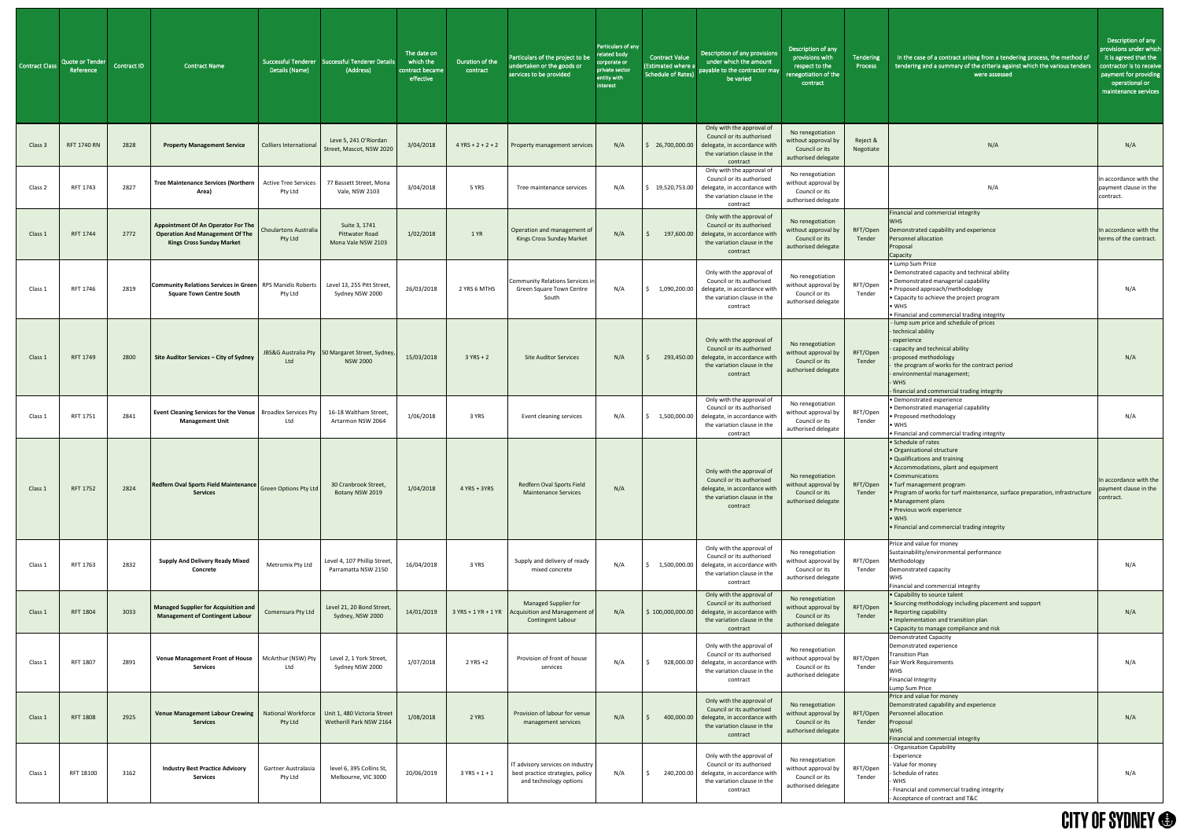| Contract Class | Quote or Tender Reference | Contract ID | Contract Name | Successful Tenderer Details (Name) | Successful Tenderer Details (Address) | The date on which the contract became effective | Duration of the contract | Particulars of the project to be undertaken or the goods or services to be provided | Particulars of any related body corporate or private sector entity with interest | Contract Value (Estimated where a Schedule of Rates) | Description of any provisions under which the amount payable to the contractor may be varied | Description of any provisions with respect to the renegotiation of the contract | Tendering Process | In the case of a contract arising from a tendering process, the method of tendering and a summary of the criteria against which the various tenders were assessed | Description of any provisions under which it is agreed that the contractor is to receive payment for providing operational or maintenance services |
|---|---|---|---|---|---|---|---|---|---|---|---|---|---|---|---|
| Class 3 | RFT 1740 RN | 2828 | **Property Management Service** | Colliers International | Leve 5, 241 O'Riordan Street, Mascot, NSW 2020 | 3/04/2018 | 4 YRS + 2 + 2 + 2 | Property management services | N/A | $ 26,700,000.00 | Only with the approval of Council or its authorised delegate, in accordance with the variation clause in the contract | No renegotiation without approval by Council or its authorised delegate | Reject & Negotiate | N/A | N/A |
| Class 2 | RFT 1743 | 2827 | **Tree Maintenance Services (Northern Area)** | Active Tree Services Pty Ltd | 77 Bassett Street, Mona Vale, NSW 2103 | 3/04/2018 | 5 YRS | Tree maintenance services | N/A | $ 19,520,753.00 | Only with the approval of Council or its authorised delegate, in accordance with the variation clause in the contract | No renegotiation without approval by Council or its authorised delegate | | N/A | In accordance with the payment clause in the contract. |
| Class 1 | RFT 1744 | 2772 | **Appointment Of An Operator For The Operation And Management Of The Kings Cross Sunday Market** | Choulartons Australia Pty Ltd | Suite 3, 1741 Pittwater Road Mona Vale NSW 2103 | 1/02/2018 | 1 YR | Operation and management of Kings Cross Sunday Market | N/A | $ 197,600.00 | Only with the approval of Council or its authorised delegate, in accordance with the variation clause in the contract | No renegotiation without approval by Council or its authorised delegate | RFT/Open Tender | Financial and commercial integrity<br>WHS<br>Demonstrated capability and experience<br>Personnel allocation<br>Proposal<br>Capacity | In accordance with the terms of the contract. |
| Class 1 | RFT 1746 | 2819 | **Community Relations Services in Green Square Town Centre South** | RPS Manidis Roberts Pty Ltd | Level 13, 255 Pitt Street, Sydney NSW 2000 | 26/03/2018 | 2 YRS 6 MTHS | Community Relations Services in Green Square Town Centre South | N/A | $ 1,090,200.00 | Only with the approval of Council or its authorised delegate, in accordance with the variation clause in the contract | No renegotiation without approval by Council or its authorised delegate | RFT/Open Tender | • Lump Sum Price<br>• Demonstrated capacity and technical ability<br>• Demonstrated managerial capability<br>• Proposed approach/methodology<br>• Capacity to achieve the project program<br>• WHS<br>• Financial and commercial trading integrity | N/A |
| Class 1 | RFT 1749 | 2800 | **Site Auditor Services – City of Sydney** | JBS&G Australia Pty Ltd | 50 Margaret Street, Sydney, NSW 2000 | 15/03/2018 | 3 YRS + 2 | Site Auditor Services | N/A | $ 293,450.00 | Only with the approval of Council or its authorised delegate, in accordance with the variation clause in the contract | No renegotiation without approval by Council or its authorised delegate | RFT/Open Tender | - lump sum price and schedule of prices<br>- technical ability<br>- experience<br>- capacity and technical ability<br>- proposed methodology<br>- the program of works for the contract period<br>- environmental management;<br>- WHS<br>- financial and commercial trading integrity | N/A |
| Class 1 | RFT 1751 | 2841 | **Event Cleaning Services for the Venue Management Unit** | Broadlex Services Pty Ltd | 16-18 Waltham Street, Artarmon NSW 2064 | 1/06/2018 | 3 YRS | Event cleaning services | N/A | $ 1,500,000.00 | Only with the approval of Council or its authorised delegate, in accordance with the variation clause in the contract | No renegotiation without approval by Council or its authorised delegate | RFT/Open Tender | • Demonstrated experience<br>• Demonstrated managerial capability<br>• Proposed methodology<br>• WHS<br>• Financial and commercial trading integrity | N/A |
| Class 1 | RFT 1752 | 2824 | **Redfern Oval Sports Field Maintenance Services** | Green Options Pty Ltd | 30 Cranbrook Street, Botany NSW 2019 | 1/04/2018 | 4 YRS + 3YRS | Redfern Oval Sports Field Maintenance Services | N/A | | Only with the approval of Council or its authorised delegate, in accordance with the variation clause in the contract | No renegotiation without approval by Council or its authorised delegate | RFT/Open Tender | • Schedule of rates<br>• Organisational structure<br>• Qualifications and training<br>• Accommodations, plant and equipment<br>• Communications<br>• Turf management program<br>• Program of works for turf maintenance, surface preparation, infrastructure<br>• Management plans<br>• Previous work experience<br>• WHS<br>• Financial and commercial trading integrity | In accordance with the payment clause in the contract. |
| Class 1 | RFT 1763 | 2832 | **Supply And Delivery Ready Mixed Concrete** | Metromix Pty Ltd | Level 4, 107 Phillip Street, Parramatta NSW 2150 | 16/04/2018 | 3 YRS | Supply and delivery of ready mixed concrete | N/A | $ 1,500,000.00 | Only with the approval of Council or its authorised delegate, in accordance with the variation clause in the contract | No renegotiation without approval by Council or its authorised delegate | RFT/Open Tender | Price and value for money<br>Sustainability/environmental performance<br>Methodology<br>Demonstrated capacity<br>WHS<br>Financial and commercial trading integrity | N/A |
| Class 1 | RFT 1804 | 3033 | **Managed Supplier for Acquisition and Management of Contingent Labour** | Comensura Pty Ltd | Level 21, 20 Bond Street, Sydney, NSW 2000 | 14/01/2019 | 3 YRS + 1 YR + 1 YR | Managed Supplier for Acquisition and Management of Contingent Labour | N/A | $ 100,000,000.00 | Only with the approval of Council or its authorised delegate, in accordance with the variation clause in the contract | No renegotiation without approval by Council or its authorised delegate | RFT/Open Tender | • Capability to source talent<br>• Sourcing methodology including placement and support<br>• Reporting capability<br>• Implementation and transition plan<br>• Capacity to manage compliance and risk | N/A |
| Class 1 | RFT 1807 | 2891 | **Venue Management Front of House Services** | McArthur (NSW) Pty Ltd | Level 2, 1 York Street, Sydney NSW 2000 | 1/07/2018 | 2 YRS +2 | Provision of front of house services | N/A | $ 928,000.00 | Only with the approval of Council or its authorised delegate, in accordance with the variation clause in the contract | No renegotiation without approval by Council or its authorised delegate | RFT/Open Tender | Demonstrated Capacity<br>Demonstrated experience<br>Transition Plan<br>Fair Work Requirements<br>WHS<br>Financial Integrity<br>Lump Sum Price | N/A |
| Class 1 | RFT 1808 | 2925 | **Venue Management Labour Crewing Services** | National Workforce Pty Ltd | Unit 1, 480 Victoria Street Wetherill Park NSW 2164 | 1/08/2018 | 2 YRS | Provision of labour for venue management services | N/A | $ 400,000.00 | Only with the approval of Council or its authorised delegate, in accordance with the variation clause in the contract | No renegotiation without approval by Council or its authorised delegate | RFT/Open Tender | Price and value for money<br>Demonstrated capability and experience<br>Personnel allocation<br>Proposal<br>WHS<br>Financial and commercial integrity | N/A |
| Class 1 | RFT 18100 | 3162 | **Industry Best Practice Advisory Services** | Gartner Australasia Pty Ltd | level 6, 395 Collins St, Melbourne, VIC 3000 | 20/06/2019 | 3 YRS + 1 + 1 | IT advisory services on industry best practice strategies, policy and technology options | N/A | $ 240,200.00 | Only with the approval of Council or its authorised delegate, in accordance with the variation clause in the contract | No renegotiation without approval by Council or its authorised delegate | RFT/Open Tender | - Organisation Capability<br>- Experience<br>- Value for money<br>- Schedule of rates<br>- WHS<br>- Financial and commercial trading integrity<br>- Acceptance of contract and T&C | N/A |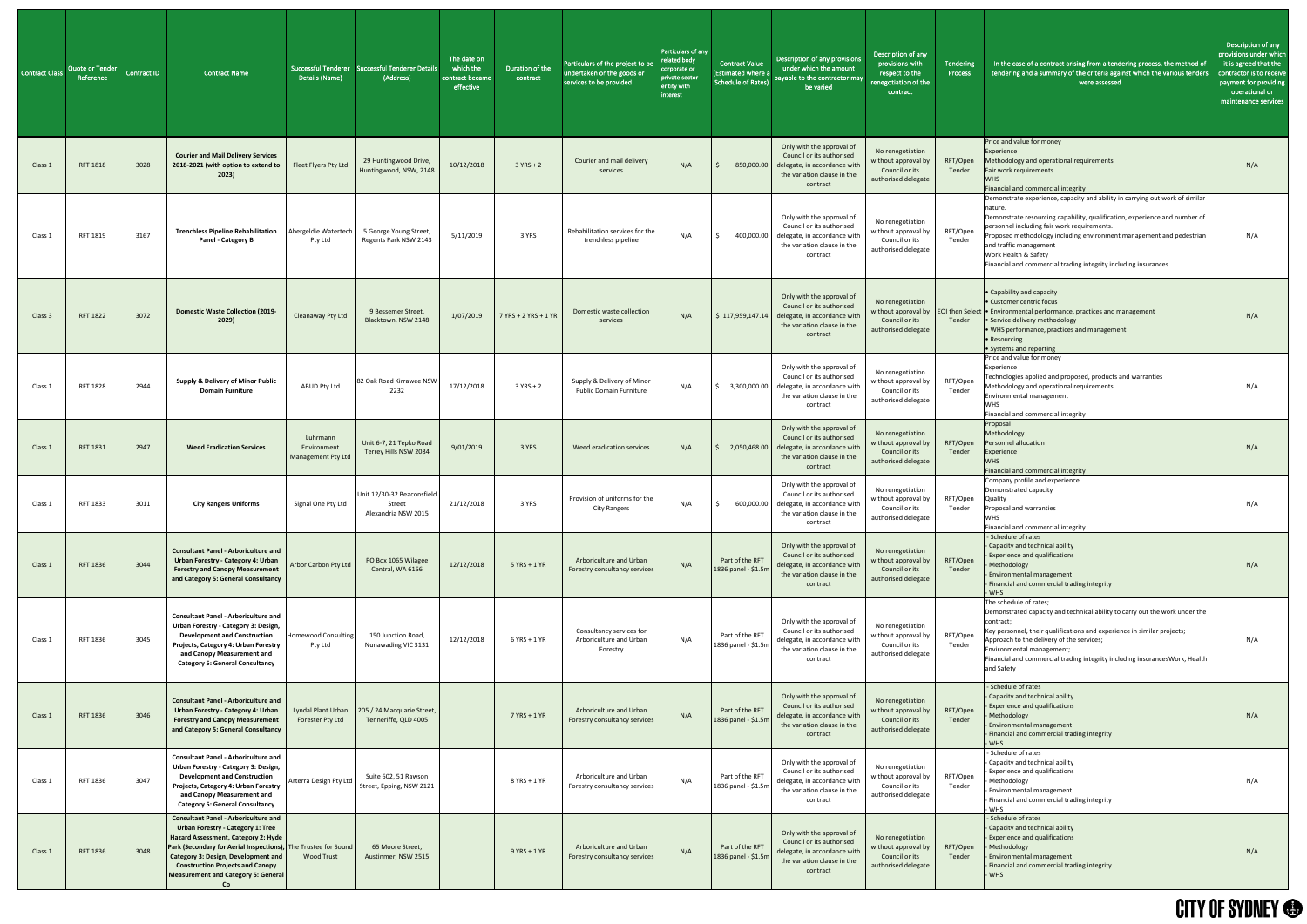| Contract Class | Quote or Tender Reference | Contract ID | Contract Name | Successful Tenderer Details (Name) | Successful Tenderer Details (Address) | The date on which the contract became effective | Duration of the contract | Particulars of the project to be undertaken or the goods or services to be provided | Particulars of any related body corporate or private sector entity with interest | Contract Value (Estimated where a Schedule of Rates) | Description of any provisions under which the amount payable to the contractor may be varied | Description of any provisions with respect to the renegotiation of the contract | Tendering Process | In the case of a contract arising from a tendering process, the method of tendering and a summary of the criteria against which the various tenders were assessed | Description of any provisions under which it is agreed that the contractor is to receive payment for providing operational or maintenance services |
|---|---|---|---|---|---|---|---|---|---|---|---|---|---|---|---|
| Class 1 | RFT 1818 | 3028 | **Courier and Mail Delivery Services 2018-2021 (with option to extend to 2023)** | Fleet Flyers Pty Ltd | 29 Huntingwood Drive, Huntingwood, NSW, 2148 | 10/12/2018 | 3 YRS + 2 | Courier and mail delivery services | N/A | $ 850,000.00 | Only with the approval of Council or its authorised delegate, in accordance with the variation clause in the contract | No renegotiation without approval by Council or its authorised delegate | RFT/Open Tender | Price and value for money<br>Experience<br>Methodology and operational requirements<br>Fair work requirements<br>WHS<br>Financial and commercial integrity | N/A |
| Class 1 | RFT 1819 | 3167 | **Trenchless Pipeline Rehabilitation Panel - Category B** | Abergeldie Watertech Pty Ltd | 5 George Young Street, Regents Park NSW 2143 | 5/11/2019 | 3 YRS | Rehabilitation services for the trenchless pipeline | N/A | $ 400,000.00 | Only with the approval of Council or its authorised delegate, in accordance with the variation clause in the contract | No renegotiation without approval by Council or its authorised delegate | RFT/Open Tender | Demonstrate experience, capacity and ability in carrying out work of similar nature.<br>Demonstrate resourcing capability, qualification, experience and number of personnel including fair work requirements.<br>Proposed methodology including environment management and pedestrian and traffic management<br>Work Health & Safety<br>Financial and commercial trading integrity including insurances | N/A |
| Class 3 | RFT 1822 | 3072 | **Domestic Waste Collection (2019-2029)** | Cleanaway Pty Ltd | 9 Bessemer Street, Blacktown, NSW 2148 | 1/07/2019 | 7 YRS + 2 YRS + 1 YR | Domestic waste collection services | N/A | $ 117,959,147.14 | Only with the approval of Council or its authorised delegate, in accordance with the variation clause in the contract | No renegotiation without approval by Council or its authorised delegate | EOI then Select Tender | • Capability and capacity<br>• Customer centric focus<br>• Environmental performance, practices and management<br>• Service delivery methodology<br>• WHS performance, practices and management<br>• Resourcing<br>• Systems and reporting | N/A |
| Class 1 | RFT 1828 | 2944 | **Supply & Delivery of Minor Public Domain Furniture** | ABUD Pty Ltd | 82 Oak Road Kirrawee NSW 2232 | 17/12/2018 | 3 YRS + 2 | Supply & Delivery of Minor Public Domain Furniture | N/A | $ 3,300,000.00 | Only with the approval of Council or its authorised delegate, in accordance with the variation clause in the contract | No renegotiation without approval by Council or its authorised delegate | RFT/Open Tender | Price and value for money<br>Experience<br>Technologies applied and proposed, products and warranties<br>Methodology and operational requirements<br>Environmental management<br>WHS<br>Financial and commercial integrity | N/A |
| Class 1 | RFT 1831 | 2947 | **Weed Eradication Services** | Luhrmann Environment Management Pty Ltd | Unit 6-7, 21 Tepko Road Terrey Hills NSW 2084 | 9/01/2019 | 3 YRS | Weed eradication services | N/A | $ 2,050,468.00 | Only with the approval of Council or its authorised delegate, in accordance with the variation clause in the contract | No renegotiation without approval by Council or its authorised delegate | RFT/Open Tender | Proposal<br>Methodology<br>Personnel allocation<br>Experience<br>WHS<br>Financial and commercial integrity | N/A |
| Class 1 | RFT 1833 | 3011 | **City Rangers Uniforms** | Signal One Pty Ltd | Unit 12/30-32 Beaconsfield Street Alexandria NSW 2015 | 21/12/2018 | 3 YRS | Provision of uniforms for the City Rangers | N/A | $ 600,000.00 | Only with the approval of Council or its authorised delegate, in accordance with the variation clause in the contract | No renegotiation without approval by Council or its authorised delegate | RFT/Open Tender | Company profile and experience<br>Demonstrated capacity<br>Quality<br>Proposal and warranties<br>WHS<br>Financial and commercial integrity | N/A |
| Class 1 | RFT 1836 | 3044 | **Consultant Panel - Arboriculture and Urban Forestry - Category 4: Urban Forestry and Canopy Measurement and Category 5: General Consultancy** | Arbor Carbon Pty Ltd | PO Box 1065 Wilagee Central, WA 6156 | 12/12/2018 | 5 YRS + 1 YR | Arboriculture and Urban Forestry consultancy services | N/A | Part of the RFT 1836 panel - $1.5m | Only with the approval of Council or its authorised delegate, in accordance with the variation clause in the contract | No renegotiation without approval by Council or its authorised delegate | RFT/Open Tender | - Schedule of rates<br>- Capacity and technical ability<br>- Experience and qualifications<br>- Methodology<br>- Environmental management<br>- Financial and commercial trading integrity<br>- WHS | N/A |
| Class 1 | RFT 1836 | 3045 | **Consultant Panel - Arboriculture and Urban Forestry - Category 3: Design, Development and Construction Projects, Category 4: Urban Forestry and Canopy Measurement and Category 5: General Consultancy** | Homewood Consulting Pty Ltd | 150 Junction Road, Nunawading VIC 3131 | 12/12/2018 | 6 YRS + 1 YR | Consultancy services for Arboriculture and Urban Forestry | N/A | Part of the RFT 1836 panel - $1.5m | Only with the approval of Council or its authorised delegate, in accordance with the variation clause in the contract | No renegotiation without approval by Council or its authorised delegate | RFT/Open Tender | The schedule of rates;<br>Demonstrated capacity and technical ability to carry out the work under the contract;<br>Key personnel, their qualifications and experience in similar projects;<br>Approach to the delivery of the services;<br>Environmental management;<br>Financial and commercial trading integrity including insurancesWork, Health and Safety | N/A |
| Class 1 | RFT 1836 | 3046 | **Consultant Panel - Arboriculture and Urban Forestry - Category 4: Urban Forestry and Canopy Measurement and Category 5: General Consultancy** | Lyndal Plant Urban Forester Pty Ltd | 205 / 24 Macquarie Street, Tenneriffe, QLD 4005 | | 7 YRS + 1 YR | Arboriculture and Urban Forestry consultancy services | N/A | Part of the RFT 1836 panel - $1.5m | Only with the approval of Council or its authorised delegate, in accordance with the variation clause in the contract | No renegotiation without approval by Council or its authorised delegate | RFT/Open Tender | - Schedule of rates<br>- Capacity and technical ability<br>- Experience and qualifications<br>- Methodology<br>- Environmental management<br>- Financial and commercial trading integrity<br>- WHS | N/A |
| Class 1 | RFT 1836 | 3047 | **Consultant Panel - Arboriculture and Urban Forestry - Category 3: Design, Development and Construction Projects, Category 4: Urban Forestry and Canopy Measurement and Category 5: General Consultancy** | Arterra Design Pty Ltd | Suite 602, 51 Rawson Street, Epping, NSW 2121 | | 8 YRS + 1 YR | Arboriculture and Urban Forestry consultancy services | N/A | Part of the RFT 1836 panel - $1.5m | Only with the approval of Council or its authorised delegate, in accordance with the variation clause in the contract | No renegotiation without approval by Council or its authorised delegate | RFT/Open Tender | - Schedule of rates<br>- Capacity and technical ability<br>- Experience and qualifications<br>- Methodology<br>- Environmental management<br>- Financial and commercial trading integrity<br>- WHS | N/A |
| Class 1 | RFT 1836 | 3048 | **Consultant Panel - Arboriculture and Urban Forestry - Category 1: Tree Hazard Assessment, Category 2: Hyde Park (Secondary for Aerial Inspections), Category 3: Design, Development and Construction Projects and Canopy Measurement and Category 5: General Co** | The Trustee for Sound Wood Trust | 65 Moore Street, Austinmer, NSW 2515 | | 9 YRS + 1 YR | Arboriculture and Urban Forestry consultancy services | N/A | Part of the RFT 1836 panel - $1.5m | Only with the approval of Council or its authorised delegate, in accordance with the variation clause in the contract | No renegotiation without approval by Council or its authorised delegate | RFT/Open Tender | - Schedule of rates<br>- Capacity and technical ability<br>- Experience and qualifications<br>- Methodology<br>- Environmental management<br>- Financial and commercial trading integrity<br>- WHS | N/A |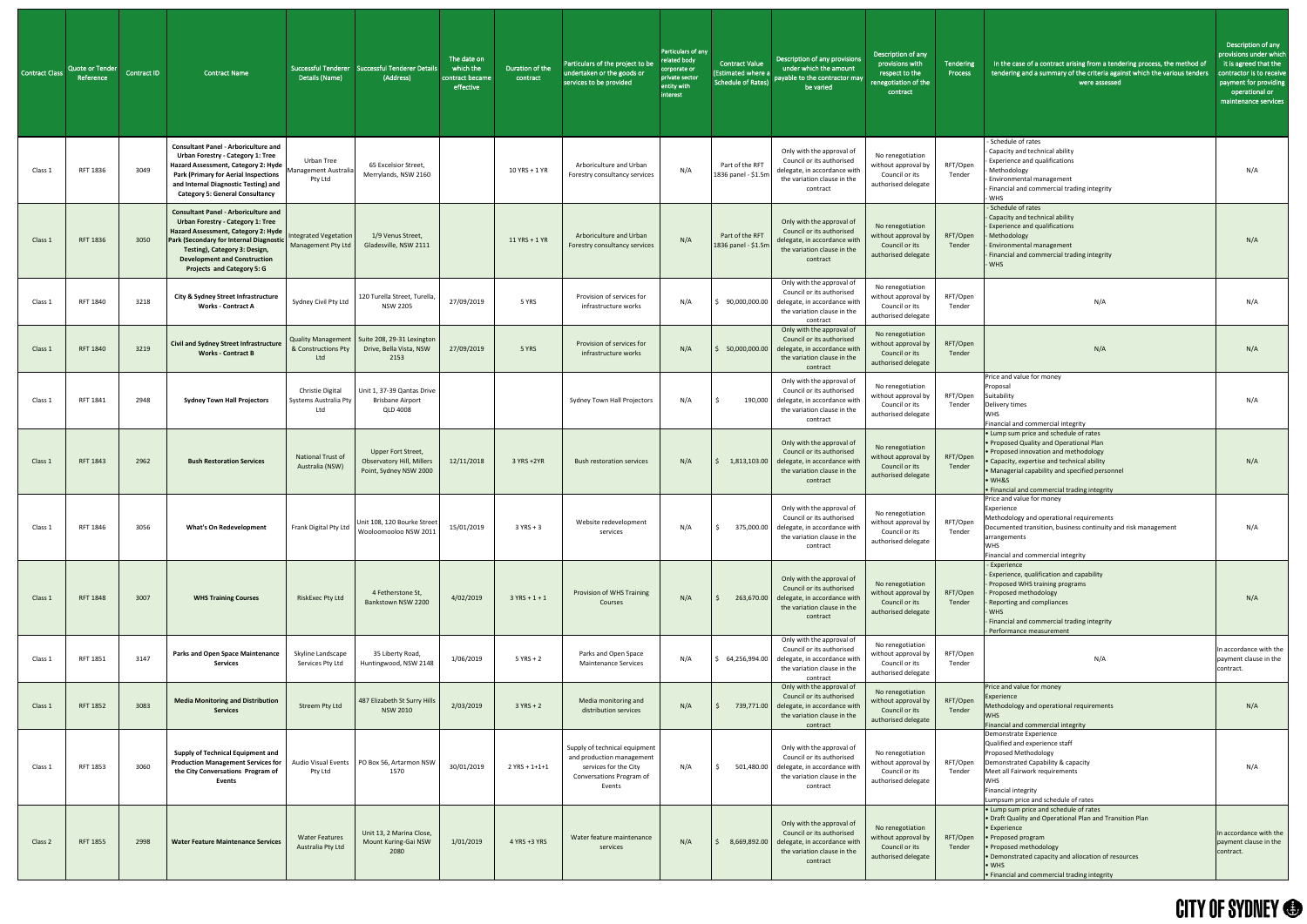| Contract Class | Quote or Tender Reference | Contract ID | Contract Name | Successful Tenderer Details (Name) | Successful Tenderer Details (Address) | The date on which the contract became effective | Duration of the contract | Particulars of the project to be undertaken or the goods or services to be provided | Particulars of any related body corporate or private sector entity with interest | Contract Value (Estimated where a Schedule of Rates) | Description of any provisions under which the amount payable to the contractor may be varied | Description of any provisions with respect to the renegotiation of the contract | Tendering Process | In the case of a contract arising from a tendering process, the method of tendering and a summary of the criteria against which the various tenders were assessed | Description of any provisions under which it is agreed that the contractor is to receive payment for providing operational or maintenance services |
|---|---|---|---|---|---|---|---|---|---|---|---|---|---|---|---|
| Class 1 | RFT 1836 | 3049 | **Consultant Panel - Arboriculture and Urban Forestry - Category 1: Tree Hazard Assessment, Category 2: Hyde Park (Primary for Aerial Inspections and Internal Diagnostic Testing) and Category 5: General Consultancy** | Urban Tree Management Australia Pty Ltd | 65 Excelsior Street, Merrylands, NSW 2160 | | 10 YRS + 1 YR | Arboriculture and Urban Forestry consultancy services | N/A | Part of the RFT 1836 panel - $1.5m | Only with the approval of Council or its authorised delegate, in accordance with the variation clause in the contract | No renegotiation without approval by Council or its authorised delegate | RFT/Open Tender | - Schedule of rates<br>- Capacity and technical ability<br>- Experience and qualifications<br>- Methodology<br>- Environmental management<br>- Financial and commercial trading integrity<br>- WHS | N/A |
| Class 1 | RFT 1836 | 3050 | **Consultant Panel - Arboriculture and Urban Forestry - Category 1: Tree Hazard Assessment, Category 2: Hyde Park (Secondary for Internal Diagnostic Testing), Category 3: Design, Development and Construction Projects and Category 5: G** | Integrated Vegetation Management Pty Ltd | 1/9 Venus Street, Gladesville, NSW 2111 | | 11 YRS + 1 YR | Arboriculture and Urban Forestry consultancy services | N/A | Part of the RFT 1836 panel - $1.5m | Only with the approval of Council or its authorised delegate, in accordance with the variation clause in the contract | No renegotiation without approval by Council or its authorised delegate | RFT/Open Tender | - Schedule of rates<br>- Capacity and technical ability<br>- Experience and qualifications<br>- Methodology<br>- Environmental management<br>- Financial and commercial trading integrity<br>- WHS | N/A |
| Class 1 | RFT 1840 | 3218 | **City & Sydney Street Infrastructure Works - Contract A** | Sydney Civil Pty Ltd | 120 Turella Street, Turella, NSW 2205 | 27/09/2019 | 5 YRS | Provision of services for infrastructure works | N/A | $ 90,000,000.00 | Only with the approval of Council or its authorised delegate, in accordance with the variation clause in the contract | No renegotiation without approval by Council or its authorised delegate | RFT/Open Tender | N/A | N/A |
| Class 1 | RFT 1840 | 3219 | **Civil and Sydney Street Infrastructure Works - Contract B** | Quality Management & Constructions Pty Ltd | Suite 208, 29-31 Lexington Drive, Bella Vista, NSW 2153 | 27/09/2019 | 5 YRS | Provision of services for infrastructure works | N/A | $ 50,000,000.00 | Only with the approval of Council or its authorised delegate, in accordance with the variation clause in the contract | No renegotiation without approval by Council or its authorised delegate | RFT/Open Tender | N/A | N/A |
| Class 1 | RFT 1841 | 2948 | **Sydney Town Hall Projectors** | Christie Digital Systems Australia Pty Ltd | Unit 1, 37-39 Qantas Drive Brisbane Airport QLD 4008 | | | Sydney Town Hall Projectors | N/A | $ 190,000 | Only with the approval of Council or its authorised delegate, in accordance with the variation clause in the contract | No renegotiation without approval by Council or its authorised delegate | RFT/Open Tender | Price and value for money<br>Proposal<br>Suitability<br>Delivery times<br>WHS<br>Financial and commercial integrity | N/A |
| Class 1 | RFT 1843 | 2962 | **Bush Restoration Services** | National Trust of Australia (NSW) | Upper Fort Street, Observatory Hill, Millers Point, Sydney NSW 2000 | 12/11/2018 | 3 YRS +2YR | Bush restoration services | N/A | $ 1,813,103.00 | Only with the approval of Council or its authorised delegate, in accordance with the variation clause in the contract | No renegotiation without approval by Council or its authorised delegate | RFT/Open Tender | • Lump sum price and schedule of rates<br>• Proposed Quality and Operational Plan<br>• Proposed innovation and methodology<br>• Capacity, expertise and technical ability<br>• Managerial capability and specified personnel<br>• WH&S<br>• Financial and commercial trading integrity | N/A |
| Class 1 | RFT 1846 | 3056 | **What's On Redevelopment** | Frank Digital Pty Ltd | Unit 108, 120 Bourke Street Wooloomooloo NSW 2011 | 15/01/2019 | 3 YRS + 3 | Website redevelopment services | N/A | $ 375,000.00 | Only with the approval of Council or its authorised delegate, in accordance with the variation clause in the contract | No renegotiation without approval by Council or its authorised delegate | RFT/Open Tender | Price and value for money<br>Experience<br>Methodology and operational requirements<br>Documented transition, business continuity and risk management arrangements<br>WHS<br>Financial and commercial integrity | N/A |
| Class 1 | RFT 1848 | 3007 | **WHS Training Courses** | RiskExec Pty Ltd | 4 Fetherstone St, Bankstown NSW 2200 | 4/02/2019 | 3 YRS + 1 + 1 | Provision of WHS Training Courses | N/A | $ 263,670.00 | Only with the approval of Council or its authorised delegate, in accordance with the variation clause in the contract | No renegotiation without approval by Council or its authorised delegate | RFT/Open Tender | - Experience<br>- Experience, qualification and capability<br>- Proposed WHS training programs<br>- Proposed methodology<br>- Reporting and compliances<br>- WHS<br>- Financial and commercial trading integrity<br>- Performance measurement | N/A |
| Class 1 | RFT 1851 | 3147 | **Parks and Open Space Maintenance Services** | Skyline Landscape Services Pty Ltd | 35 Liberty Road, Huntingwood, NSW 2148 | 1/06/2019 | 5 YRS + 2 | Parks and Open Space Maintenance Services | N/A | $ 64,256,994.00 | Only with the approval of Council or its authorised delegate, in accordance with the variation clause in the contract | No renegotiation without approval by Council or its authorised delegate | RFT/Open Tender | N/A | In accordance with the payment clause in the contract. |
| Class 1 | RFT 1852 | 3083 | **Media Monitoring and Distribution Services** | Streem Pty Ltd | 487 Elizabeth St Surry Hills NSW 2010 | 2/03/2019 | 3 YRS + 2 | Media monitoring and distribution services | N/A | $ 739,771.00 | Only with the approval of Council or its authorised delegate, in accordance with the variation clause in the contract | No renegotiation without approval by Council or its authorised delegate | RFT/Open Tender | Price and value for money<br>Experience<br>Methodology and operational requirements<br>WHS<br>Financial and commercial trading integrity | N/A |
| Class 1 | RFT 1853 | 3060 | **Supply of Technical Equipment and Production Management Services for the City Conversations Program of Events** | Audio Visual Events Pty Ltd | PO Box 56, Artarmon NSW 1570 | 30/01/2019 | 2 YRS + 1+1+1 | Supply of technical equipment and production management services for the City Conversations Program of Events | N/A | $ 501,480.00 | Only with the approval of Council or its authorised delegate, in accordance with the variation clause in the contract | No renegotiation without approval by Council or its authorised delegate | RFT/Open Tender | Demonstrate Experience<br>Qualified and experience staff<br>Proposed Methodology<br>Demonstrated Capability & capacity<br>Meet all Fairwork requirements<br>WHS<br>Financial integrity<br>Lumpsum price and schedule of rates | N/A |
| Class 2 | RFT 1855 | 2998 | **Water Feature Maintenance Services** | Water Features Australia Pty Ltd | Unit 13, 2 Marina Close, Mount Kuring-Gai NSW 2080 | 1/01/2019 | 4 YRS +3 YRS | Water feature maintenance services | N/A | $ 8,669,892.00 | Only with the approval of Council or its authorised delegate, in accordance with the variation clause in the contract | No renegotiation without approval by Council or its authorised delegate | RFT/Open Tender | • Lump sum price and schedule of rates<br>• Draft Quality and Operational Plan and Transition Plan<br>• Experience<br>• Proposed program<br>• Proposed methodology<br>• Demonstrated capacity and allocation of resources<br>• WHS<br>• Financial and commercial trading integrity | In accordance with the payment clause in the contract. |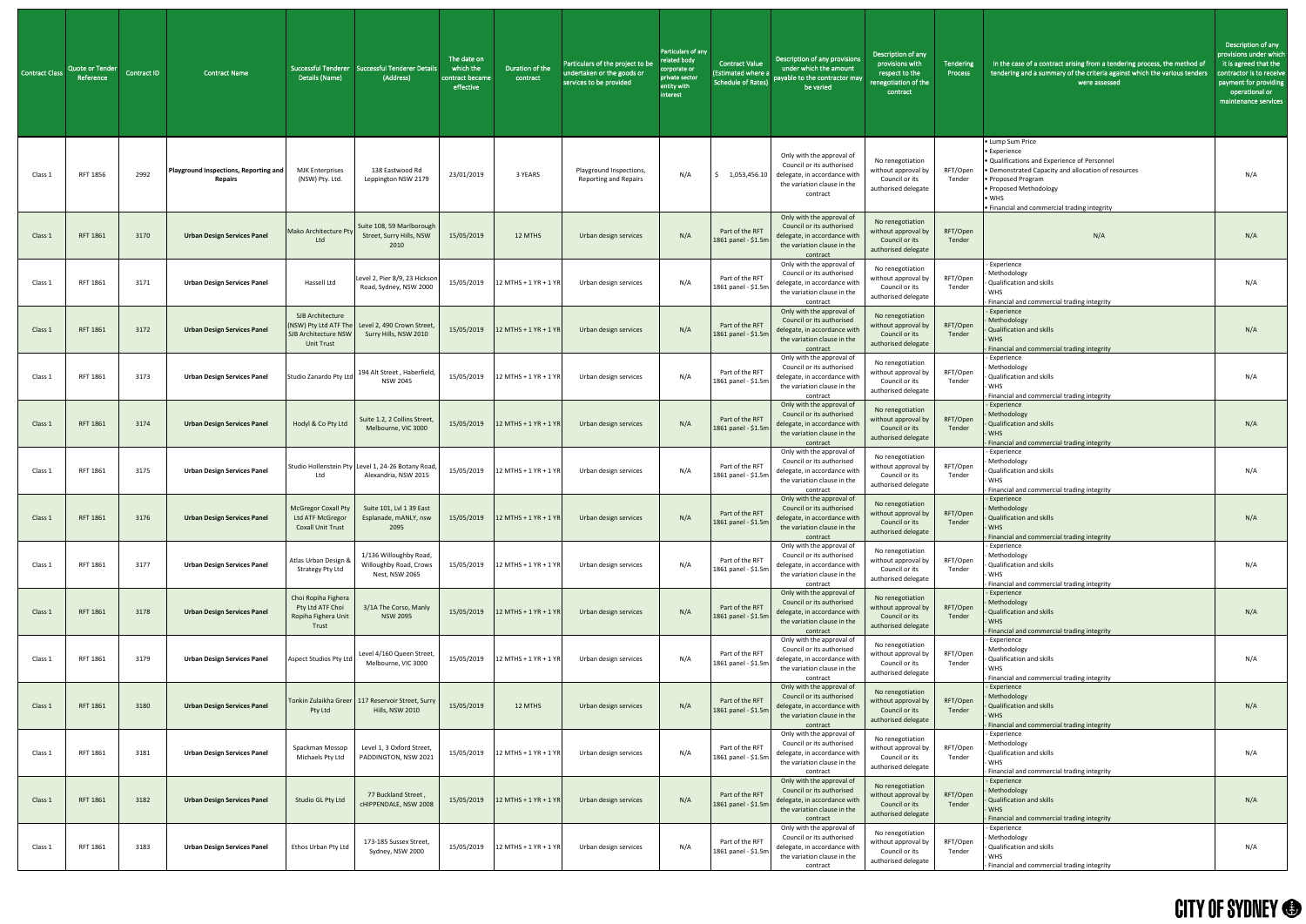| Contract Class | Quote or Tender Reference | Contract ID | Contract Name | Successful Tenderer Details (Name) | Successful Tenderer Details (Address) | The date on which the contract became effective | Duration of the contract | Particulars of the project to be undertaken or the goods or services to be provided | Particulars of any related body corporate or private sector entity with interest | Contract Value (Estimated where a Schedule of Rates) | Description of any provisions under which the amount payable to the contractor may be varied | Description of any provisions with respect to the renegotiation of the contract | Tendering Process | In the case of a contract arising from a tendering process, the method of tendering and a summary of the criteria against which the various tenders were assessed | Description of any provisions under which it is agreed that the contractor is to receive payment for providing operational or maintenance services |
|---|---|---|---|---|---|---|---|---|---|---|---|---|---|---|---|
| Class 1 | RFT 1856 | 2992 | **Playground Inspections, Reporting and Repairs** | MJK Enterprises (NSW) Pty. Ltd. | 138 Eastwood Rd Leppington NSW 2179 | 23/01/2019 | 3 YEARS | Playground Inspections, Reporting and Repairs | N/A | $ 1,053,456.10 | Only with the approval of Council or its authorised delegate, in accordance with the variation clause in the contract | No renegotiation without approval by Council or its authorised delegate | RFT/Open Tender | • Lump Sum Price<br>• Experience<br>• Qualifications and Experience of Personnel<br>• Demonstrated Capacity and allocation of resources<br>• Proposed Program<br>• Proposed Methodology<br>• WHS<br>• Financial and commercial trading integrity | N/A |
| Class 1 | RFT 1861 | 3170 | **Urban Design Services Panel** | Mako Architecture Pty Ltd | Suite 108, 59 Marlborough Street, Surry Hills, NSW 2010 | 15/05/2019 | 12 MTHS | Urban design services | N/A | Part of the RFT 1861 panel - $1.5m | Only with the approval of Council or its authorised delegate, in accordance with the variation clause in the contract | No renegotiation without approval by Council or its authorised delegate | RFT/Open Tender | N/A | N/A |
| Class 1 | RFT 1861 | 3171 | **Urban Design Services Panel** | Hassell Ltd | Level 2, Pier 8/9, 23 Hickson Road, Sydney, NSW 2000 | 15/05/2019 | 12 MTHS + 1 YR + 1 YR | Urban design services | N/A | Part of the RFT 1861 panel - $1.5m | Only with the approval of Council or its authorised delegate, in accordance with the variation clause in the contract | No renegotiation without approval by Council or its authorised delegate | RFT/Open Tender | - Experience<br>- Methodology<br>- Qualification and skills<br>- WHS<br>- Financial and commercial trading integrity | N/A |
| Class 1 | RFT 1861 | 3172 | **Urban Design Services Panel** | SJB Architecture (NSW) Pty Ltd ATF The SJB Architecture NSW Unit Trust | Level 2, 490 Crown Street, Surry Hills, NSW 2010 | 15/05/2019 | 12 MTHS + 1 YR + 1 YR | Urban design services | N/A | Part of the RFT 1861 panel - $1.5m | Only with the approval of Council or its authorised delegate, in accordance with the variation clause in the contract | No renegotiation without approval by Council or its authorised delegate | RFT/Open Tender | - Experience<br>- Methodology<br>- Qualification and skills<br>- WHS<br>- Financial and commercial trading integrity | N/A |
| Class 1 | RFT 1861 | 3173 | **Urban Design Services Panel** | Studio Zanardo Pty Ltd | 194 Alt Street , Haberfield, NSW 2045 | 15/05/2019 | 12 MTHS + 1 YR + 1 YR | Urban design services | N/A | Part of the RFT 1861 panel - $1.5m | Only with the approval of Council or its authorised delegate, in accordance with the variation clause in the contract | No renegotiation without approval by Council or its authorised delegate | RFT/Open Tender | - Experience<br>- Methodology<br>- Qualification and skills<br>- WHS<br>- Financial and commercial trading integrity | N/A |
| Class 1 | RFT 1861 | 3174 | **Urban Design Services Panel** | Hodyl & Co Pty Ltd | Suite 1.2, 2 Collins Street, Melbourne, VIC 3000 | 15/05/2019 | 12 MTHS + 1 YR + 1 YR | Urban design services | N/A | Part of the RFT 1861 panel - $1.5m | Only with the approval of Council or its authorised delegate, in accordance with the variation clause in the contract | No renegotiation without approval by Council or its authorised delegate | RFT/Open Tender | - Experience<br>- Methodology<br>- Qualification and skills<br>- WHS<br>- Financial and commercial trading integrity | N/A |
| Class 1 | RFT 1861 | 3175 | **Urban Design Services Panel** | Studio Hollenstein Pty Ltd | Level 1, 24-26 Botany Road, Alexandria, NSW 2015 | 15/05/2019 | 12 MTHS + 1 YR + 1 YR | Urban design services | N/A | Part of the RFT 1861 panel - $1.5m | Only with the approval of Council or its authorised delegate, in accordance with the variation clause in the contract | No renegotiation without approval by Council or its authorised delegate | RFT/Open Tender | - Experience<br>- Methodology<br>- Qualification and skills<br>- WHS<br>- Financial and commercial trading integrity | N/A |
| Class 1 | RFT 1861 | 3176 | **Urban Design Services Panel** | McGregor Coxall Pty Ltd ATF McGregor Coxall Unit Trust | Suite 101, Lvl 1 39 East Esplanade, mANLY, nsw 2095 | 15/05/2019 | 12 MTHS + 1 YR + 1 YR | Urban design services | N/A | Part of the RFT 1861 panel - $1.5m | Only with the approval of Council or its authorised delegate, in accordance with the variation clause in the contract | No renegotiation without approval by Council or its authorised delegate | RFT/Open Tender | - Experience<br>- Methodology<br>- Qualification and skills<br>- WHS<br>- Financial and commercial trading integrity | N/A |
| Class 1 | RFT 1861 | 3177 | **Urban Design Services Panel** | Atlas Urban Design & Strategy Pty Ltd | 1/136 Willoughby Road, Willoughby Road, Crows Nest, NSW 2065 | 15/05/2019 | 12 MTHS + 1 YR + 1 YR | Urban design services | N/A | Part of the RFT 1861 panel - $1.5m | Only with the approval of Council or its authorised delegate, in accordance with the variation clause in the contract | No renegotiation without approval by Council or its authorised delegate | RFT/Open Tender | - Experience<br>- Methodology<br>- Qualification and skills<br>- WHS<br>- Financial and commercial trading integrity | N/A |
| Class 1 | RFT 1861 | 3178 | **Urban Design Services Panel** | Choi Ropiha Fighera Pty Ltd ATF Choi Ropiha Fighera Unit Trust | 3/1A The Corso, Manly NSW 2095 | 15/05/2019 | 12 MTHS + 1 YR + 1 YR | Urban design services | N/A | Part of the RFT 1861 panel - $1.5m | Only with the approval of Council or its authorised delegate, in accordance with the variation clause in the contract | No renegotiation without approval by Council or its authorised delegate | RFT/Open Tender | - Experience<br>- Methodology<br>- Qualification and skills<br>- WHS<br>- Financial and commercial trading integrity | N/A |
| Class 1 | RFT 1861 | 3179 | **Urban Design Services Panel** | Aspect Studios Pty Ltd | Level 4/160 Queen Street, Melbourne, VIC 3000 | 15/05/2019 | 12 MTHS + 1 YR + 1 YR | Urban design services | N/A | Part of the RFT 1861 panel - $1.5m | Only with the approval of Council or its authorised delegate, in accordance with the variation clause in the contract | No renegotiation without approval by Council or its authorised delegate | RFT/Open Tender | - Experience<br>- Methodology<br>- Qualification and skills<br>- WHS<br>- Financial and commercial trading integrity | N/A |
| Class 1 | RFT 1861 | 3180 | **Urban Design Services Panel** | Tonkin Zulaikha Greer Pty Ltd | 117 Reservoir Street, Surry Hills, NSW 2010 | 15/05/2019 | 12 MTHS | Urban design services | N/A | Part of the RFT 1861 panel - $1.5m | Only with the approval of Council or its authorised delegate, in accordance with the variation clause in the contract | No renegotiation without approval by Council or its authorised delegate | RFT/Open Tender | - Experience<br>- Methodology<br>- Qualification and skills<br>- WHS<br>- Financial and commercial trading integrity | N/A |
| Class 1 | RFT 1861 | 3181 | **Urban Design Services Panel** | Spackman Mossop Michaels Pty Ltd | Level 1, 3 Oxford Street, PADDINGTON, NSW 2021 | 15/05/2019 | 12 MTHS + 1 YR + 1 YR | Urban design services | N/A | Part of the RFT 1861 panel - $1.5m | Only with the approval of Council or its authorised delegate, in accordance with the variation clause in the contract | No renegotiation without approval by Council or its authorised delegate | RFT/Open Tender | - Experience<br>- Methodology<br>- Qualification and skills<br>- WHS<br>- Financial and commercial trading integrity | N/A |
| Class 1 | RFT 1861 | 3182 | **Urban Design Services Panel** | Studio GL Pty Ltd | 77 Buckland Street , cHIPPENDALE, NSW 2008 | 15/05/2019 | 12 MTHS + 1 YR + 1 YR | Urban design services | N/A | Part of the RFT 1861 panel - $1.5m | Only with the approval of Council or its authorised delegate, in accordance with the variation clause in the contract | No renegotiation without approval by Council or its authorised delegate | RFT/Open Tender | - Experience<br>- Methodology<br>- Qualification and skills<br>- WHS<br>- Financial and commercial trading integrity | N/A |
| Class 1 | RFT 1861 | 3183 | **Urban Design Services Panel** | Ethos Urban Pty Ltd | 173-185 Sussex Street, Sydney, NSW 2000 | 15/05/2019 | 12 MTHS + 1 YR + 1 YR | Urban design services | N/A | Part of the RFT 1861 panel - $1.5m | Only with the approval of Council or its authorised delegate, in accordance with the variation clause in the contract | No renegotiation without approval by Council or its authorised delegate | RFT/Open Tender | - Experience<br>- Methodology<br>- Qualification and skills<br>- WHS<br>- Financial and commercial trading integrity | N/A |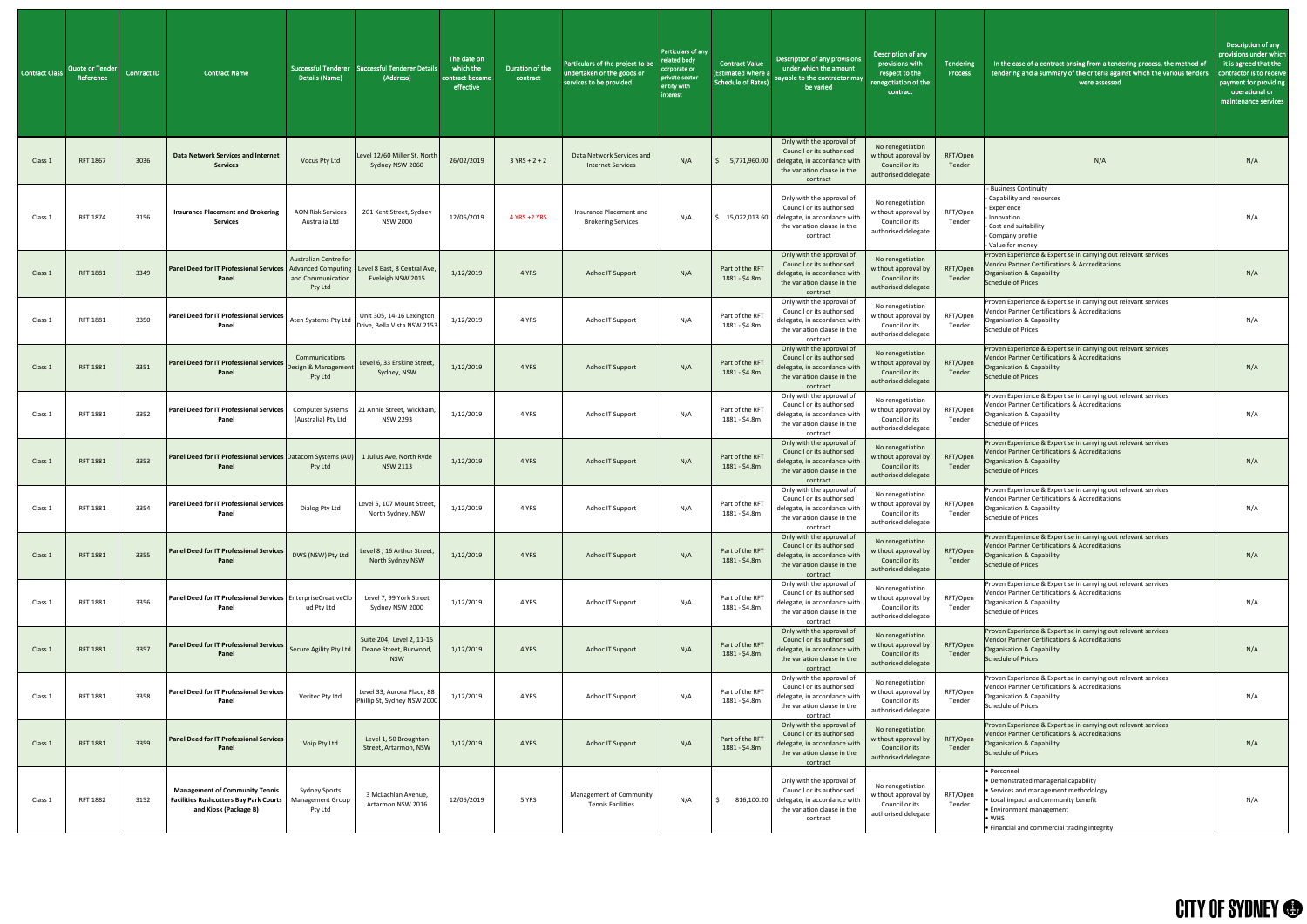| Contract Class | Quote or Tender Reference | Contract ID | Contract Name | Successful Tenderer Details (Name) | Successful Tenderer Details (Address) | The date on which the contract became effective | Duration of the contract | Particulars of the project to be undertaken or the goods or services to be provided | Particulars of any related body corporate or private sector entity with interest | Contract Value (Estimated where a Schedule of Rates) | Description of any provisions under which the amount payable to the contractor may be varied | Description of any provisions with respect to the renegotiation of the contract | Tendering Process | In the case of a contract arising from a tendering process, the method of tendering and a summary of the criteria against which the various tenders were assessed | Description of any provisions under which it is agreed that the contractor is to receive payment for providing operational or maintenance services |
|---|---|---|---|---|---|---|---|---|---|---|---|---|---|---|---|
| Class 1 | RFT 1867 | 3036 | **Data Network Services and Internet Services** | Vocus Pty Ltd | Level 12/60 Miller St, North Sydney NSW 2060 | 26/02/2019 | 3 YRS + 2 + 2 | Data Network Services and Internet Services | N/A | $ 5,771,960.00 | Only with the approval of Council or its authorised delegate, in accordance with the variation clause in the contract | No renegotiation without approval by Council or its authorised delegate | RFT/Open Tender | N/A | N/A |
| Class 1 | RFT 1874 | 3156 | **Insurance Placement and Brokering Services** | AON Risk Services Australia Ltd | 201 Kent Street, Sydney NSW 2000 | 12/06/2019 | 4 YRS +2 YRS | Insurance Placement and Brokering Services | N/A | $ 15,022,013.60 | Only with the approval of Council or its authorised delegate, in accordance with the variation clause in the contract | No renegotiation without approval by Council or its authorised delegate | RFT/Open Tender | - Business Continuity<br>- Capability and resources<br>- Experience<br>- Innovation<br>- Cost and suitability<br>- Company profile<br>- Value for money | N/A |
| Class 1 | RFT 1881 | 3349 | **Panel Deed for IT Professional Services Panel** | Australian Centre for Advanced Computing and Communication Pty Ltd | Level 8 East, 8 Central Ave, Eveleigh NSW 2015 | 1/12/2019 | 4 YRS | Adhoc IT Support | N/A | Part of the RFT 1881 - $4.8m | Only with the approval of Council or its authorised delegate, in accordance with the variation clause in the contract | No renegotiation without approval by Council or its authorised delegate | RFT/Open Tender | Proven Experience & Expertise in carrying out relevant services<br>Vendor Partner Certifications & Accreditations<br>Organisation & Capability<br>Schedule of Prices | N/A |
| Class 1 | RFT 1881 | 3350 | **Panel Deed for IT Professional Services Panel** | Aten Systems Pty Ltd | Unit 305, 14-16 Lexington Drive, Bella Vista NSW 2153 | 1/12/2019 | 4 YRS | Adhoc IT Support | N/A | Part of the RFT 1881 - $4.8m | Only with the approval of Council or its authorised delegate, in accordance with the variation clause in the contract | No renegotiation without approval by Council or its authorised delegate | RFT/Open Tender | Proven Experience & Expertise in carrying out relevant services<br>Vendor Partner Certifications & Accreditations<br>Organisation & Capability<br>Schedule of Prices | N/A |
| Class 1 | RFT 1881 | 3351 | **Panel Deed for IT Professional Services Panel** | Communications Design & Management Pty Ltd | Level 6, 33 Erskine Street, Sydney, NSW | 1/12/2019 | 4 YRS | Adhoc IT Support | N/A | Part of the RFT 1881 - $4.8m | Only with the approval of Council or its authorised delegate, in accordance with the variation clause in the contract | No renegotiation without approval by Council or its authorised delegate | RFT/Open Tender | Proven Experience & Expertise in carrying out relevant services<br>Vendor Partner Certifications & Accreditations<br>Organisation & Capability<br>Schedule of Prices | N/A |
| Class 1 | RFT 1881 | 3352 | **Panel Deed for IT Professional Services Panel** | Computer Systems (Australia) Pty Ltd | 21 Annie Street, Wickham, NSW 2293 | 1/12/2019 | 4 YRS | Adhoc IT Support | N/A | Part of the RFT 1881 - $4.8m | Only with the approval of Council or its authorised delegate, in accordance with the variation clause in the contract | No renegotiation without approval by Council or its authorised delegate | RFT/Open Tender | Proven Experience & Expertise in carrying out relevant services<br>Vendor Partner Certifications & Accreditations<br>Organisation & Capability<br>Schedule of Prices | N/A |
| Class 1 | RFT 1881 | 3353 | **Panel Deed for IT Professional Services Panel** | Datacom Systems (AU) Pty Ltd | 1 Julius Ave, North Ryde NSW 2113 | 1/12/2019 | 4 YRS | Adhoc IT Support | N/A | Part of the RFT 1881 - $4.8m | Only with the approval of Council or its authorised delegate, in accordance with the variation clause in the contract | No renegotiation without approval by Council or its authorised delegate | RFT/Open Tender | Proven Experience & Expertise in carrying out relevant services<br>Vendor Partner Certifications & Accreditations<br>Organisation & Capability<br>Schedule of Prices | N/A |
| Class 1 | RFT 1881 | 3354 | **Panel Deed for IT Professional Services Panel** | Dialog Pty Ltd | Level 5, 107 Mount Street, North Sydney, NSW | 1/12/2019 | 4 YRS | Adhoc IT Support | N/A | Part of the RFT 1881 - $4.8m | Only with the approval of Council or its authorised delegate, in accordance with the variation clause in the contract | No renegotiation without approval by Council or its authorised delegate | RFT/Open Tender | Proven Experience & Expertise in carrying out relevant services<br>Vendor Partner Certifications & Accreditations<br>Organisation & Capability<br>Schedule of Prices | N/A |
| Class 1 | RFT 1881 | 3355 | **Panel Deed for IT Professional Services Panel** | DWS (NSW) Pty Ltd | Level 8 , 16 Arthur Street, North Sydney NSW | 1/12/2019 | 4 YRS | Adhoc IT Support | N/A | Part of the RFT 1881 - $4.8m | Only with the approval of Council or its authorised delegate, in accordance with the variation clause in the contract | No renegotiation without approval by Council or its authorised delegate | RFT/Open Tender | Proven Experience & Expertise in carrying out relevant services<br>Vendor Partner Certifications & Accreditations<br>Organisation & Capability<br>Schedule of Prices | N/A |
| Class 1 | RFT 1881 | 3356 | **Panel Deed for IT Professional Services Panel** | EnterpriseCreativeCloud Pty Ltd | Level 7, 99 York Street Sydney NSW 2000 | 1/12/2019 | 4 YRS | Adhoc IT Support | N/A | Part of the RFT 1881 - $4.8m | Only with the approval of Council or its authorised delegate, in accordance with the variation clause in the contract | No renegotiation without approval by Council or its authorised delegate | RFT/Open Tender | Proven Experience & Expertise in carrying out relevant services<br>Vendor Partner Certifications & Accreditations<br>Organisation & Capability<br>Schedule of Prices | N/A |
| Class 1 | RFT 1881 | 3357 | **Panel Deed for IT Professional Services Panel** | Secure Agility Pty Ltd | Suite 204, Level 2, 11-15 Deane Street, Burwood, NSW | 1/12/2019 | 4 YRS | Adhoc IT Support | N/A | Part of the RFT 1881 - $4.8m | Only with the approval of Council or its authorised delegate, in accordance with the variation clause in the contract | No renegotiation without approval by Council or its authorised delegate | RFT/Open Tender | Proven Experience & Expertise in carrying out relevant services<br>Vendor Partner Certifications & Accreditations<br>Organisation & Capability<br>Schedule of Prices | N/A |
| Class 1 | RFT 1881 | 3358 | **Panel Deed for IT Professional Services Panel** | Veritec Pty Ltd | Level 33, Aurora Place, 88 Phillip St, Sydney NSW 2000 | 1/12/2019 | 4 YRS | Adhoc IT Support | N/A | Part of the RFT 1881 - $4.8m | Only with the approval of Council or its authorised delegate, in accordance with the variation clause in the contract | No renegotiation without approval by Council or its authorised delegate | RFT/Open Tender | Proven Experience & Expertise in carrying out relevant services<br>Vendor Partner Certifications & Accreditations<br>Organisation & Capability<br>Schedule of Prices | N/A |
| Class 1 | RFT 1881 | 3359 | **Panel Deed for IT Professional Services Panel** | Voip Pty Ltd | Level 1, 50 Broughton Street, Artarmon, NSW | 1/12/2019 | 4 YRS | Adhoc IT Support | N/A | Part of the RFT 1881 - $4.8m | Only with the approval of Council or its authorised delegate, in accordance with the variation clause in the contract | No renegotiation without approval by Council or its authorised delegate | RFT/Open Tender | Proven Experience & Expertise in carrying out relevant services<br>Vendor Partner Certifications & Accreditations<br>Organisation & Capability<br>Schedule of Prices | N/A |
| Class 1 | RFT 1882 | 3152 | **Management of Community Tennis Facilities Rushcutters Bay Park Courts and Kiosk (Package B)** | Sydney Sports Management Group Pty Ltd | 3 McLachlan Avenue, Artarmon NSW 2016 | 12/06/2019 | 5 YRS | Management of Community Tennis Facilities | N/A | $ 816,100.20 | Only with the approval of Council or its authorised delegate, in accordance with the variation clause in the contract | No renegotiation without approval by Council or its authorised delegate | RFT/Open Tender | • Personnel<br>• Demonstrated managerial capability<br>• Services and management methodology<br>• Local impact and community benefit<br>• Environment management<br>• WHS<br>• Financial and commercial trading integrity | N/A |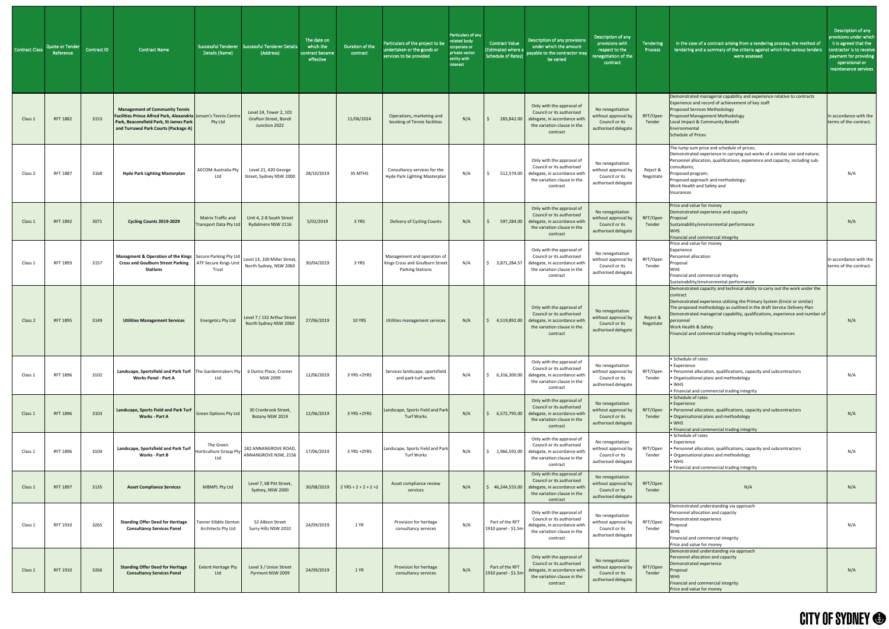| Contract Class | Quote or Tender Reference | Contract ID | Contract Name | Successful Tenderer Details (Name) | Successful Tenderer Details (Address) | The date on which the contract became effective | Duration of the contract | Particulars of the project to be undertaken or the goods or services to be provided | Particulars of any related body corporate or private sector entity with interest | Contract Value (Estimated where a Schedule of Rates) | Description of any provisions under which the amount payable to the contractor may be varied | Description of any provisions with respect to the renegotiation of the contract | Tendering Process | In the case of a contract arising from a tendering process, the method of tendering and a summary of the criteria against which the various tenders were assessed | Description of any provisions under which it is agreed that the contractor is to receive payment for providing operational or maintenance services |
|---|---|---|---|---|---|---|---|---|---|---|---|---|---|---|---|
| Class 1 | RFT 1882 | 3153 | **Management of Community Tennis Facilities Prince Alfred Park, Alexandria Park, Beaconsfield Park, St James Park and Turruwul Park Courts (Package A)** | Jensen's Tennis Centre Pty Ltd | Level 24, Tower 2, 101 Grafton Street, Bondi Junction 2022 | | 11/06/2024 | Operations, marketing and booking of Tennis facilities | N/A | $ 283,842.00 | Only with the approval of Council or its authorised delegate, in accordance with the variation clause in the contract | No renegotiation without approval by Council or its authorised delegate | RFT/Open Tender | Demonstrated managerial capability and experience relative to contracts<br>Experience and record of achievement of key staff<br>Proposed Services Methodology<br>Proposed Management Methodology<br>Local Impact & Community Benefit<br>Environmental<br>Schedule of Prices | In accordance with the terms of the contract. |
| Class 2 | RFT 1887 | 3168 | **Hyde Park Lighting Masterplan** | AECOM Australia Pty Ltd | Level 21, 420 George Street, Sydney NSW 2000 | 28/10/2019 | 35 MTHS | Consultancy services for the Hyde Park Lighting Masterplan | N/A | $ 512,574.00 | Only with the approval of Council or its authorised delegate, in accordance with the variation clause in the contract | No renegotiation without approval by Council or its authorised delegate | Reject & Negotiate | The lump sum price and schedule of prices;<br>Demonstrated experience in carrying out works of a similar size and nature;<br>Personnel allocation, qualifications, experience and capacity, including sub-consultants;<br>Proposed program;<br>Proposed approach and methodology;<br>Work Health and Safety and<br>Insurances | N/A |
| Class 1 | RFT 1892 | 3071 | **Cycling Counts 2019-2029** | Matrix Traffic and Transport Data Pty Ltd | Unit 4, 2-8 South Street Rydalmere NSW 2116 | 5/02/2019 | 3 YRS | Delivery of Cycling Counts | N/A | $ 597,284.00 | Only with the approval of Council or its authorised delegate, in accordance with the variation clause in the contract | No renegotiation without approval by Council or its authorised delegate | RFT/Open Tender | Price and value for money<br>Demonstrated experience and capacity<br>Proposal<br>Sustainability/environmental performance<br>WHS<br>Financial and commercial integrity | N/A |
| Class 1 | RFT 1893 | 3157 | **Managment & Operation of the Kings Cross and Goulburn Street Parking Stations** | Secure Parking Pty Ltd ATF Secure Kings Unit Trust | Level 13, 100 Miller Street, North Sydney, NSW 2060 | 30/04/2019 | 3 YRS | Management and operation of Kings Cross and Goulburn Street Parking Stations | N/A | $ 3,871,284.57 | Only with the approval of Council or its authorised delegate, in accordance with the variation clause in the contract | No renegotiation without approval by Council or its authorised delegate | RFT/Open Tender | Price and value for money<br>Experience<br>Personnel allocation<br>Proposal<br>WHS<br>Financial and commercial integrity<br>Sustainability/environmental performance | In accordance with the terms of the contract. |
| Class 2 | RFT 1895 | 3149 | **Utilities Management Services** | Energetics Pty Ltd | Level 7 / 132 Arthur Street North Sydney NSW 2060 | 27/06/2019 | 10 YRS | Utilities management services | N/A | $ 4,519,892.00 | Only with the approval of Council or its authorised delegate, in accordance with the variation clause in the contract | No renegotiation without approval by Council or its authorised delegate | Reject & Negotiate | Demonstrated capacity and technical ability to carry out the work under the contract<br>Demonstrated experience utilizing the Primary System (Envizi or similar)<br>The proposed methodology as outlined in the draft Service Delivery Plan<br>Demonstrated managerial capability, qualifications, experience and number of personnel<br>Work Health & Safety<br>Financial and commercial trading integrity including insurances | N/A |
| Class 1 | RFT 1896 | 3102 | **Landscape, Sportsfield and Park Turf Works Panel - Part A** | The Gardenmakers Pty Ltd | 6 Dumic Place, Cromer NSW 2099 | 12/06/2019 | 3 YRS +2YRS | Services landscape, sportsfield and park turf works | N/A | $ 6,316,300.00 | Only with the approval of Council or its authorised delegate, in accordance with the variation clause in the contract | No renegotiation without approval by Council or its authorised delegate | RFT/Open Tender | • Schedule of rates<br>• Experience<br>• Personnel allocation, qualifications, capacity and subcontractors<br>• Organisational plans and methodology<br>• WHS<br>• Financial and commercial trading integrity | N/A |
| Class 1 | RFT 1896 | 3103 | **Landscape, Sports Field and Park Turf Works - Part A** | Green Options Pty Ltd | 30 Cranbrook Street, Botany NSW 2019 | 12/06/2019 | 3 YRS +2YRS | Landscape, Sports Field and Park Turf Works | N/A | $ 6,572,795.00 | Only with the approval of Council or its authorised delegate, in accordance with the variation clause in the contract | No renegotiation without approval by Council or its authorised delegate | RFT/Open Tender | • Schedule of rates<br>• Experience<br>• Personnel allocation, qualifications, capacity and subcontractors<br>• Organisational plans and methodology<br>• WHS<br>• Financial and commercial trading integrity | N/A |
| Class 1 | RFT 1896 | 3104 | **Landscape, Sportsfield and Park Turf Works - Part B** | The Green Horticulture Group Pty Ltd | 182 ANNANGROVE ROAD, ANNANGROVE NSW, 2156 | 17/06/2019 | 3 YRS +2YRS | Landscape, Sports Field and Park Turf Works | N/A | $ 1,966,592.00 | Only with the approval of Council or its authorised delegate, in accordance with the variation clause in the contract | No renegotiation without approval by Council or its authorised delegate | RFT/Open Tender | • Schedule of rates<br>• Experience<br>• Personnel allocation, qualifications, capacity and subcontractors<br>• Organisational plans and methodology<br>• WHS<br>• Financial and commercial trading integrity | N/A |
| Class 1 | RFT 1897 | 3135 | **Asset Compliance Services** | MBMPL Pty Ltd | Level 7, 68 Pitt Street, Sydney, NSW 2000 | 30/08/2019 | 2 YRS + 2 + 2 + 2 +2 | Asset compliance review services | N/A | $ 46,244,555.00 | Only with the approval of Council or its authorised delegate, in accordance with the variation clause in the contract | No renegotiation without approval by Council or its authorised delegate | RFT/Open Tender | N/A | N/A |
| Class 1 | RFT 1910 | 3265 | **Standing Offer Deed for Heritage Consultancy Services Panel** | Tanner Kibble Denton Architects Pty Ltd | 52 Albion Street Surry Hills NSW 2010 | 24/09/2019 | 1 YR | Provision for heritage consultancy services | N/A | Part of the RFT 1910 panel - $1.5m | Only with the approval of Council or its authorised delegate, in accordance with the variation clause in the contract | No renegotiation without approval by Council or its authorised delegate | RFT/Open Tender | Demonstrated understanding via approach<br>Personnel allocation and capacity<br>Demonstrated experience<br>Proposal<br>WHS<br>Financial and commercial integrity<br>Price and value for money | N/A |
| Class 1 | RFT 1910 | 3266 | **Standing Offer Deed for Heritage Consultancy Services Panel** | Extent Heritage Pty Ltd | Level 3 / Union Street Pyrmont NSW 2009 | 24/09/2019 | 1 YR | Provision for heritage consultancy services | N/A | Part of the RFT 1910 panel - $1.5m | Only with the approval of Council or its authorised delegate, in accordance with the variation clause in the contract | No renegotiation without approval by Council or its authorised delegate | RFT/Open Tender | Demonstrated understanding via approach<br>Personnel allocation and capacity<br>Demonstrated experience<br>Proposal<br>WHS<br>Financial and commercial integrity<br>Price and value for money | N/A |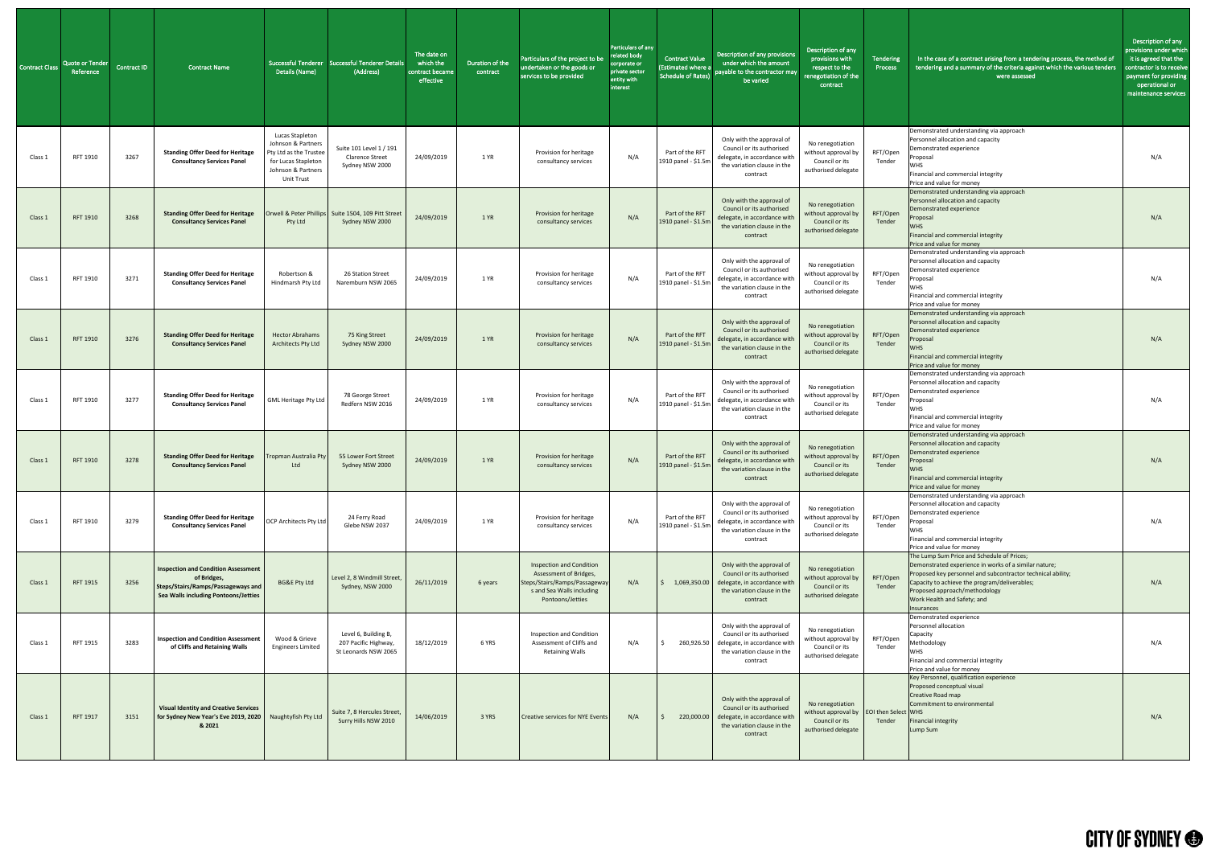| Contract Class | Quote or Tender Reference | Contract ID | Contract Name | Successful Tenderer Details (Name) | Successful Tenderer Details (Address) | The date on which the contract became effective | Duration of the contract | Particulars of the project to be undertaken or the goods or services to be provided | Particulars of any related body corporate or private sector entity with interest | Contract Value (Estimated where a Schedule of Rates) | Description of any provisions under which the amount payable to the contractor may be varied | Description of any provisions with respect to the renegotiation of the contract | Tendering Process | In the case of a contract arising from a tendering process, the method of tendering and a summary of the criteria against which the various tenders were assessed | Description of any provisions under which it is agreed that the contractor is to receive payment for providing operational or maintenance services |
|---|---|---|---|---|---|---|---|---|---|---|---|---|---|---|---|
| Class 1 | RFT 1910 | 3267 | **Standing Offer Deed for Heritage Consultancy Services Panel** | Lucas Stapleton Johnson & Partners Pty Ltd as the Trustee for Lucas Stapleton Johnson & Partners Unit Trust | Suite 101 Level 1 / 191 Clarence Street Sydney NSW 2000 | 24/09/2019 | 1 YR | Provision for heritage consultancy services | N/A | Part of the RFT 1910 panel - $1.5m | Only with the approval of Council or its authorised delegate, in accordance with the variation clause in the contract | No renegotiation without approval by Council or its authorised delegate | RFT/Open Tender | Demonstrated understanding via approach<br>Personnel allocation and capacity<br>Demonstrated experience<br>Proposal<br>WHS<br>Financial and commercial integrity<br>Price and value for money | N/A |
| Class 1 | RFT 1910 | 3268 | **Standing Offer Deed for Heritage Consultancy Services Panel** | Orwell & Peter Phillips Pty Ltd | Suite 1504, 109 Pitt Street Sydney NSW 2000 | 24/09/2019 | 1 YR | Provision for heritage consultancy services | N/A | Part of the RFT 1910 panel - $1.5m | Only with the approval of Council or its authorised delegate, in accordance with the variation clause in the contract | No renegotiation without approval by Council or its authorised delegate | RFT/Open Tender | Demonstrated understanding via approach<br>Personnel allocation and capacity<br>Demonstrated experience<br>Proposal<br>WHS<br>Financial and commercial integrity<br>Price and value for money | N/A |
| Class 1 | RFT 1910 | 3271 | **Standing Offer Deed for Heritage Consultancy Services Panel** | Robertson & Hindmarsh Pty Ltd | 26 Station Street Naremburn NSW 2065 | 24/09/2019 | 1 YR | Provision for heritage consultancy services | N/A | Part of the RFT 1910 panel - $1.5m | Only with the approval of Council or its authorised delegate, in accordance with the variation clause in the contract | No renegotiation without approval by Council or its authorised delegate | RFT/Open Tender | Demonstrated understanding via approach<br>Personnel allocation and capacity<br>Demonstrated experience<br>Proposal<br>WHS<br>Financial and commercial integrity<br>Price and value for money | N/A |
| Class 1 | RFT 1910 | 3276 | **Standing Offer Deed for Heritage Consultancy Services Panel** | Hector Abrahams Architects Pty Ltd | 75 King Street Sydney NSW 2000 | 24/09/2019 | 1 YR | Provision for heritage consultancy services | N/A | Part of the RFT 1910 panel - $1.5m | Only with the approval of Council or its authorised delegate, in accordance with the variation clause in the contract | No renegotiation without approval by Council or its authorised delegate | RFT/Open Tender | Demonstrated understanding via approach<br>Personnel allocation and capacity<br>Demonstrated experience<br>Proposal<br>WHS<br>Financial and commercial integrity<br>Price and value for money | N/A |
| Class 1 | RFT 1910 | 3277 | **Standing Offer Deed for Heritage Consultancy Services Panel** | GML Heritage Pty Ltd | 78 George Street Redfern NSW 2016 | 24/09/2019 | 1 YR | Provision for heritage consultancy services | N/A | Part of the RFT 1910 panel - $1.5m | Only with the approval of Council or its authorised delegate, in accordance with the variation clause in the contract | No renegotiation without approval by Council or its authorised delegate | RFT/Open Tender | Demonstrated understanding via approach<br>Personnel allocation and capacity<br>Demonstrated experience<br>Proposal<br>WHS<br>Financial and commercial integrity<br>Price and value for money | N/A |
| Class 1 | RFT 1910 | 3278 | **Standing Offer Deed for Heritage Consultancy Services Panel** | Tropman Australia Pty Ltd | 55 Lower Fort Street Sydney NSW 2000 | 24/09/2019 | 1 YR | Provision for heritage consultancy services | N/A | Part of the RFT 1910 panel - $1.5m | Only with the approval of Council or its authorised delegate, in accordance with the variation clause in the contract | No renegotiation without approval by Council or its authorised delegate | RFT/Open Tender | Demonstrated understanding via approach<br>Personnel allocation and capacity<br>Demonstrated experience<br>Proposal<br>WHS<br>Financial and commercial integrity<br>Price and value for money | N/A |
| Class 1 | RFT 1910 | 3279 | **Standing Offer Deed for Heritage Consultancy Services Panel** | OCP Architects Pty Ltd | 24 Ferry Road Glebe NSW 2037 | 24/09/2019 | 1 YR | Provision for heritage consultancy services | N/A | Part of the RFT 1910 panel - $1.5m | Only with the approval of Council or its authorised delegate, in accordance with the variation clause in the contract | No renegotiation without approval by Council or its authorised delegate | RFT/Open Tender | Demonstrated understanding via approach<br>Personnel allocation and capacity<br>Demonstrated experience<br>Proposal<br>WHS<br>Financial and commercial integrity<br>Price and value for money | N/A |
| Class 1 | RFT 1915 | 3256 | **Inspection and Condition Assessment of Bridges, Steps/Stairs/Ramps/Passageways and Sea Walls including Pontoons/Jetties** | BG&E Pty Ltd | Level 2, 8 Windmill Street, Sydney, NSW 2000 | 26/11/2019 | 6 years | Inspection and Condition Assessment of Bridges, Steps/Stairs/Ramps/Passageways and Sea Walls including Pontoons/Jetties | N/A | $ 1,069,350.00 | Only with the approval of Council or its authorised delegate, in accordance with the variation clause in the contract | No renegotiation without approval by Council or its authorised delegate | RFT/Open Tender | The Lump Sum Price and Schedule of Prices;<br>Demonstrated experience in works of a similar nature;<br>Proposed key personnel and subcontractor technical ability;<br>Capacity to achieve the program/deliverables;<br>Proposed approach/methodology<br>Work Health and Safety; and<br>Insurances | N/A |
| Class 1 | RFT 1915 | 3283 | **Inspection and Condition Assessment of Cliffs and Retaining Walls** | Wood & Grieve Engineers Limited | Level 6, Building B, 207 Pacific Highway, St Leonards NSW 2065 | 18/12/2019 | 6 YRS | Inspection and Condition Assessment of Cliffs and Retaining Walls | N/A | $ 260,926.50 | Only with the approval of Council or its authorised delegate, in accordance with the variation clause in the contract | No renegotiation without approval by Council or its authorised delegate | RFT/Open Tender | Demonstrated experience<br>Personnel allocation<br>Capacity<br>Methodology<br>WHS<br>Financial and commercial integrity<br>Price and value for money | N/A |
| Class 1 | RFT 1917 | 3151 | **Visual Identity and Creative Services for Sydney New Year's Eve 2019, 2020 & 2021** | Naughtyfish Pty Ltd | Suite 7, 8 Hercules Street, Surry Hills NSW 2010 | 14/06/2019 | 3 YRS | Creative services for NYE Events | N/A | $ 220,000.00 | Only with the approval of Council or its authorised delegate, in accordance with the variation clause in the contract | No renegotiation without approval by Council or its authorised delegate | EOI then Select Tender | Key Personnel, qualification experience<br>Proposed conceptual visual<br>Creative Road map<br>Commitment to environmental<br>WHS<br>Financial integrity<br>Lump Sum | N/A |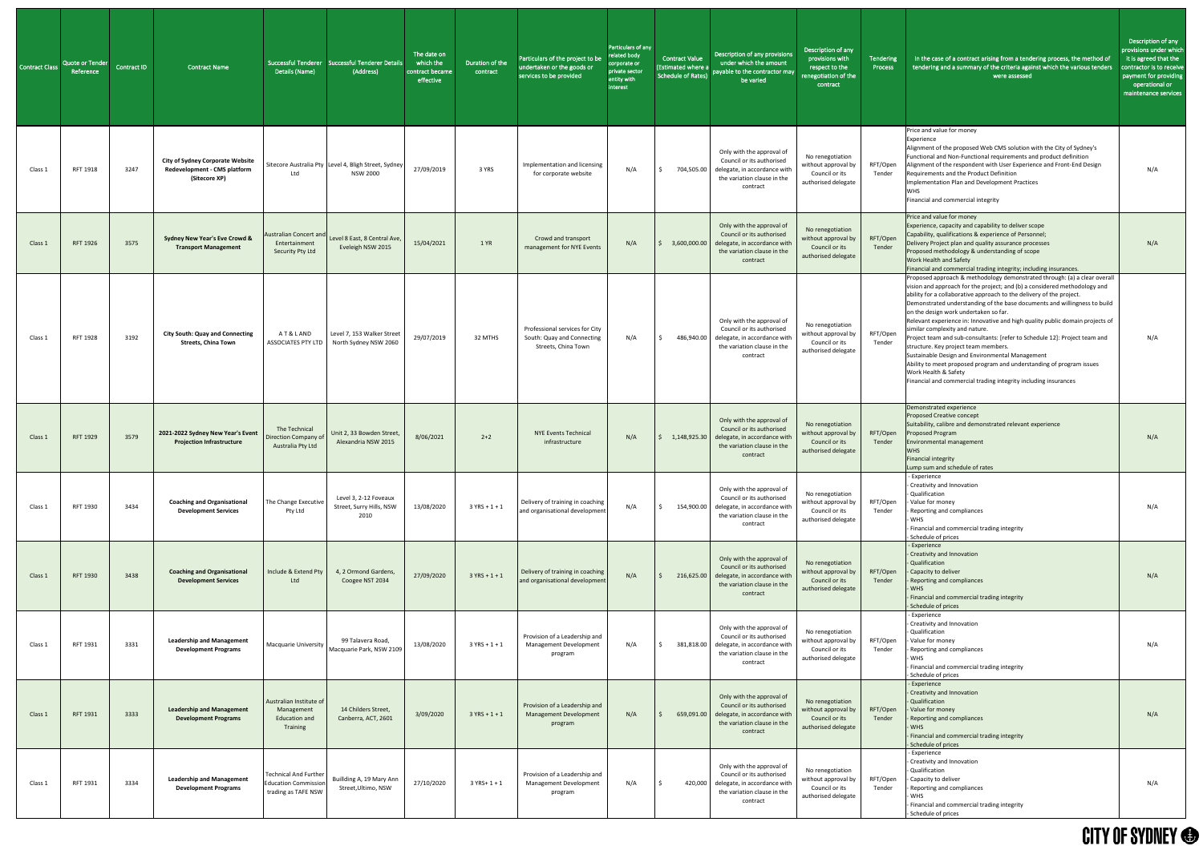| Contract Class | Quote or Tender Reference | Contract ID | Contract Name | Successful Tenderer Details (Name) | Successful Tenderer Details (Address) | The date on which the contract became effective | Duration of the contract | Particulars of the project to be undertaken or the goods or services to be provided | Particulars of any related body corporate or private sector entity with interest | Contract Value (Estimated where a Schedule of Rates) | Description of any provisions under which the amount payable to the contractor may be varied | Description of any provisions with respect to the renegotiation of the contract | Tendering Process | In the case of a contract arising from a tendering process, the method of tendering and a summary of the criteria against which the various tenders were assessed | Description of any provisions under which it is agreed that the contractor is to receive payment for providing operational or maintenance services |
|---|---|---|---|---|---|---|---|---|---|---|---|---|---|---|---|
| Class 1 | RFT 1918 | 3247 | **City of Sydney Corporate Website Redevelopment - CMS platform (Sitecore XP)** | Sitecore Australia Pty Ltd | Level 4, Bligh Street, Sydney NSW 2000 | 27/09/2019 | 3 YRS | Implementation and licensing for corporate website | N/A | $ 704,505.00 | Only with the approval of Council or its authorised delegate, in accordance with the variation clause in the contract | No renegotiation without approval by Council or its authorised delegate | RFT/Open Tender | Price and value for money<br>Experience<br>Alignment of the proposed Web CMS solution with the City of Sydney's Functional and Non-Functional requirements and product definition<br>Alignment of the respondent with User Experience and Front-End Design Requirements and the Product Definition<br>Implementation Plan and Development Practices<br>WHS<br>Financial and commercial integrity | N/A |
| Class 1 | RFT 1926 | 3575 | **Sydney New Year's Eve Crowd & Transport Management** | Australian Concert and Entertainment Security Pty Ltd | Level 8 East, 8 Central Ave, Eveleigh NSW 2015 | 15/04/2021 | 1 YR | Crowd and transport management for NYE Events | N/A | $ 3,600,000.00 | Only with the approval of Council or its authorised delegate, in accordance with the variation clause in the contract | No renegotiation without approval by Council or its authorised delegate | RFT/Open Tender | Price and value for money<br>Experience, capacity and capability to deliver scope<br>Capability, qualifications & experience of Personnel;<br>Delivery Project plan and quality assurance processes<br>Proposed methodology & understanding of scope<br>Work Health and Safety<br>Financial and commercial trading integrity; including insurances. | N/A |
| Class 1 | RFT 1928 | 3192 | **City South: Quay and Connecting Streets, China Town** | A T & L AND ASSOCIATES PTY LTD | Level 7, 153 Walker Street North Sydney NSW 2060 | 29/07/2019 | 32 MTHS | Professional services for City South: Quay and Connecting Streets, China Town | N/A | $ 486,940.00 | Only with the approval of Council or its authorised delegate, in accordance with the variation clause in the contract | No renegotiation without approval by Council or its authorised delegate | RFT/Open Tender | Proposed approach & methodology demonstrated through: (a) a clear overall vision and approach for the project; and (b) a considered methodology and ability for a collaborative approach to the delivery of the project.<br>Demonstrated understanding of the base documents and willingness to build on the design work undertaken so far.<br>Relevant experience in: Innovative and high quality public domain projects of similar complexity and nature.<br>Project team and sub-consultants: [refer to Schedule 12]: Project team and structure. Key project team members.<br>Sustainable Design and Environmental Management<br>Ability to meet proposed program and understanding of program issues<br>Work Health & Safety<br>Financial and commercial trading integrity including insurances | N/A |
| Class 1 | RFT 1929 | 3579 | **2021-2022 Sydney New Year's Event Projection Infrastructure** | The Technical Direction Company of Australia Pty Ltd | Unit 2, 33 Bowden Street, Alexandria NSW 2015 | 8/06/2021 | 2+2 | NYE Events Technical infrastructure | N/A | $ 1,148,925.30 | Only with the approval of Council or its authorised delegate, in accordance with the variation clause in the contract | No renegotiation without approval by Council or its authorised delegate | RFT/Open Tender | Demonstrated experience<br>Proposed Creative concept<br>Suitability, calibre and demonstrated relevant experience<br>Proposed Program<br>Environmental management<br>WHS<br>Financial integrity<br>Lump sum and schedule of rates | N/A |
| Class 1 | RFT 1930 | 3434 | **Coaching and Organisational Development Services** | The Change Executive Pty Ltd | Level 3, 2-12 Foveaux Street, Surry Hills, NSW 2010 | 13/08/2020 | 3 YRS + 1 + 1 | Delivery of training in coaching and organisational development | N/A | $ 154,900.00 | Only with the approval of Council or its authorised delegate, in accordance with the variation clause in the contract | No renegotiation without approval by Council or its authorised delegate | RFT/Open Tender | - Experience<br>- Creativity and Innovation<br>- Qualification<br>- Value for money<br>- Reporting and compliances<br>- WHS<br>- Financial and commercial trading integrity<br>- Schedule of prices | N/A |
| Class 1 | RFT 1930 | 3438 | **Coaching and Organisational Development Services** | Include & Extend Pty Ltd | 4, 2 Ormond Gardens, Coogee NST 2034 | 27/09/2020 | 3 YRS + 1 + 1 | Delivery of training in coaching and organisational development | N/A | $ 216,625.00 | Only with the approval of Council or its authorised delegate, in accordance with the variation clause in the contract | No renegotiation without approval by Council or its authorised delegate | RFT/Open Tender | - Experience<br>- Creativity and Innovation<br>- Qualification<br>- Capacity to deliver<br>- Reporting and compliances<br>- WHS<br>- Financial and commercial trading integrity<br>- Schedule of prices | N/A |
| Class 1 | RFT 1931 | 3331 | **Leadership and Management Development Programs** | Macquarie University | 99 Talavera Road, Macquarie Park, NSW 2109 | 13/08/2020 | 3 YRS + 1 + 1 | Provision of a Leadership and Management Development program | N/A | $ 381,818.00 | Only with the approval of Council or its authorised delegate, in accordance with the variation clause in the contract | No renegotiation without approval by Council or its authorised delegate | RFT/Open Tender | - Experience<br>- Creativity and Innovation<br>- Qualification<br>- Value for money<br>- Reporting and compliances<br>- WHS<br>- Financial and commercial trading integrity<br>- Schedule of prices | N/A |
| Class 1 | RFT 1931 | 3333 | **Leadership and Management Development Programs** | Australian Institute of Management Education and Training | 14 Childers Street, Canberra, ACT, 2601 | 3/09/2020 | 3 YRS + 1 + 1 | Provision of a Leadership and Management Development program | N/A | $ 659,091.00 | Only with the approval of Council or its authorised delegate, in accordance with the variation clause in the contract | No renegotiation without approval by Council or its authorised delegate | RFT/Open Tender | - Experience<br>- Creativity and Innovation<br>- Qualification<br>- Value for money<br>- Reporting and compliances<br>- WHS<br>- Financial and commercial trading integrity<br>- Schedule of prices | N/A |
| Class 1 | RFT 1931 | 3334 | **Leadership and Management Development Programs** | Technical And Further Education Commission trading as TAFE NSW | Buillding A, 19 Mary Ann Street,Ultimo, NSW | 27/10/2020 | 3 YRS+ 1 + 1 | Provision of a Leadership and Management Development program | N/A | $ 420,000 | Only with the approval of Council or its authorised delegate, in accordance with the variation clause in the contract | No renegotiation without approval by Council or its authorised delegate | RFT/Open Tender | - Experience<br>- Creativity and Innovation<br>- Qualification<br>- Capacity to deliver<br>- Reporting and compliances<br>- WHS<br>- Financial and commercial trading integrity<br>- Schedule of prices | N/A |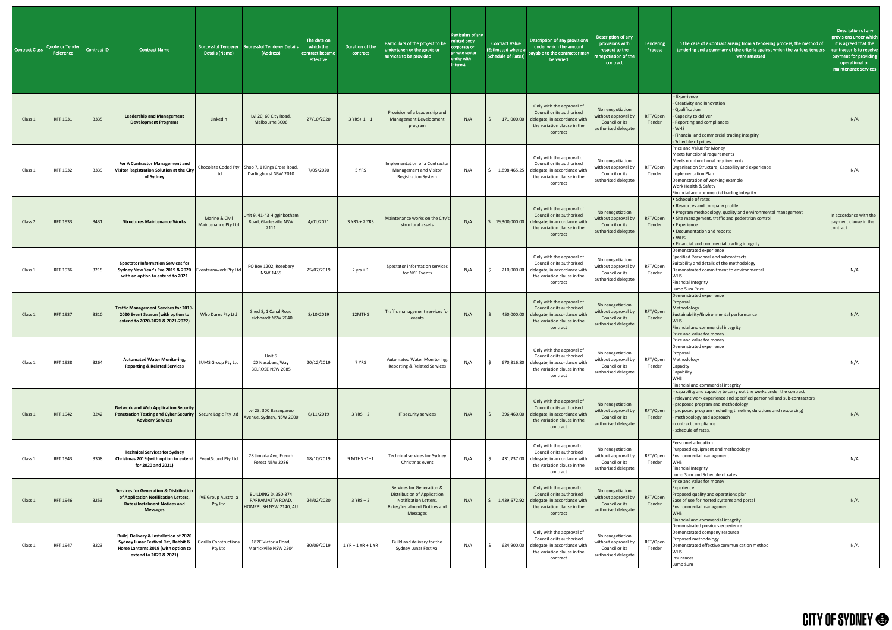| Contract Class | Quote or Tender Reference | Contract ID | Contract Name | Successful Tenderer Details (Name) | Successful Tenderer Details (Address) | The date on which the contract became effective | Duration of the contract | Particulars of the project to be undertaken or the goods or services to be provided | Particulars of any related body corporate or private sector entity with interest | Contract Value (Estimated where a Schedule of Rates) | Description of any provisions under which the amount payable to the contractor may be varied | Description of any provisions with respect to the renegotiation of the contract | Tendering Process | In the case of a contract arising from a tendering process, the method of tendering and a summary of the criteria against which the various tenders were assessed | Description of any provisions under which it is agreed that the contractor is to receive payment for providing operational or maintenance services |
|---|---|---|---|---|---|---|---|---|---|---|---|---|---|---|---|
| Class 1 | RFT 1931 | 3335 | **Leadership and Management Development Programs** | LinkedIn | Lvl 20, 60 City Road, Melbourne 3006 | 27/10/2020 | 3 YRS+ 1 + 1 | Provision of a Leadership and Management Development program | N/A | $ 171,000.00 | Only with the approval of Council or its authorised delegate, in accordance with the variation clause in the contract | No renegotiation without approval by Council or its authorised delegate | RFT/Open Tender | - Experience<br>- Creativity and Innovation<br>- Qualification<br>- Capacity to deliver<br>- Reporting and compliances<br>- WHS<br>- Financial and commercial trading integrity<br>- Schedule of prices | N/A |
| Class 1 | RFT 1932 | 3339 | **For A Contractor Management and Visitor Registration Solution at the City of Sydney** | Chocolate Coded Pty Ltd | Shop 7, 1 Kings Cross Road, Darlinghurst NSW 2010 | 7/05/2020 | 5 YRS | Implementation of a Contractor Management and Visitor Registration System | N/A | $ 1,898,465.25 | Only with the approval of Council or its authorised delegate, in accordance with the variation clause in the contract | No renegotiation without approval by Council or its authorised delegate | RFT/Open Tender | Price and Value for Money<br>Meets functional requirements<br>Meets non-functional requirements<br>Organisation Structure, Capability and experience<br>Implementation Plan<br>Demonstration of working example<br>Work Health & Safety<br>Financial and commercial trading integrity | N/A |
| Class 2 | RFT 1933 | 3431 | **Structures Maintenance Works** | Marine & Civil Maintenance Pty Ltd | Unit 9, 41-43 Higginbotham Road, Gladesville NSW 2111 | 4/01/2021 | 3 YRS + 2 YRS | Maintenance works on the City's structural assets | N/A | $ 19,300,000.00 | Only with the approval of Council or its authorised delegate, in accordance with the variation clause in the contract | No renegotiation without approval by Council or its authorised delegate | RFT/Open Tender | • Schedule of rates<br>• Resources and company profile<br>• Program methodology, quality and environmental management<br>• Site management, traffic and pedestrian control<br>• Experience<br>• Documentation and reports<br>• WHS<br>• Financial and commercial trading integrity | In accordance with the payment clause in the contract. |
| Class 1 | RFT 1936 | 3215 | **Spectator Information Services for Sydney New Year's Eve 2019 & 2020 with an option to extend to 2021** | Eventeamwork Pty Ltd | PO Box 1202, Rosebery NSW 1455 | 25/07/2019 | 2 yrs + 1 | Spectator information services for NYE Events | N/A | $ 210,000.00 | Only with the approval of Council or its authorised delegate, in accordance with the variation clause in the contract | No renegotiation without approval by Council or its authorised delegate | RFT/Open Tender | Demonstrated experience<br>Specified Personnel and subcontracts<br>Suitability and details of the methodology<br>Demonstrated commitment to environmental<br>WHS<br>Financial Integrity<br>Lump Sum Price | N/A |
| Class 1 | RFT 1937 | 3310 | **Traffic Management Services for 2019-2020 Event Season (with option to extend to 2020-2021 & 2021-2022)** | Who Dares Pty Ltd | Shed 8, 1 Canal Road Leichhardt NSW 2040 | 8/10/2019 | 12MTHS | Traffic management services for events | N/A | $ 450,000.00 | Only with the approval of Council or its authorised delegate, in accordance with the variation clause in the contract | No renegotiation without approval by Council or its authorised delegate | RFT/Open Tender | Demonstrated experience<br>Proposal<br>Methodology<br>Sustainability/Environmental performance<br>WHS<br>Financial and commercial integrity<br>Price and value for money | N/A |
| Class 1 | RFT 1938 | 3264 | **Automated Water Monitoring, Reporting & Related Services** | SUMS Group Pty Ltd | Unit 6<br>20 Narabang Way<br>BELROSE NSW 2085 | 20/12/2019 | 7 YRS | Automated Water Monitoring, Reporting & Related Services | N/A | $ 670,316.80 | Only with the approval of Council or its authorised delegate, in accordance with the variation clause in the contract | No renegotiation without approval by Council or its authorised delegate | RFT/Open Tender | Price and value for money<br>Demonstrated experience<br>Proposal<br>Methodology<br>Capacity<br>Capability<br>WHS<br>Financial and commercial integrity | N/A |
| Class 1 | RFT 1942 | 3242 | **Network and Web Application Security Penetration Testing and Cyber Security Advisory Services** | Secure Logic Pty Ltd | Lvl 23, 300 Barangaroo Avenue, Sydney, NSW 2000 | 6/11/2019 | 3 YRS + 2 | IT security services | N/A | $ 396,460.00 | Only with the approval of Council or its authorised delegate, in accordance with the variation clause in the contract | No renegotiation without approval by Council or its authorised delegate | RFT/Open Tender | - capability and capacity to carry out the works under the contract<br>- relevant work experience and specified personnel and sub-contractors<br>- proposed program and methodology<br>- proposed program (including timeline, durations and resourcing)<br>- methodology and approach<br>- contract compliance<br>- schedule of rates. | N/A |
| Class 1 | RFT 1943 | 3308 | **Technical Services for Sydney Christmas 2019 (with option to extend for 2020 and 2021)** | EventSound Pty Ltd | 28 Jimada Ave, French Forest NSW 2086 | 18/10/2019 | 9 MTHS +1+1 | Technical services for Sydney Christmas event | N/A | $ 431,737.00 | Only with the approval of Council or its authorised delegate, in accordance with the variation clause in the contract | No renegotiation without approval by Council or its authorised delegate | RFT/Open Tender | Personnel allocation<br>Purposed equipment and methodology<br>Environmental management<br>WHS<br>Financial Integrity<br>Lump Sum and Schedule of rates | N/A |
| Class 1 | RFT 1946 | 3253 | **Services for Generation & Distribution of Application Notification Letters, Rates/Instalment Notices and Messages** | IVE Group Australia Pty Ltd | BUILDING D, 350-374 PARRAMATTA ROAD, HOMEBUSH NSW 2140, AU | 24/02/2020 | 3 YRS + 2 | Services for Generation & Distribution of Application Notification Letters, Rates/Instalment Notices and Messages | N/A | $ 1,439,672.92 | Only with the approval of Council or its authorised delegate, in accordance with the variation clause in the contract | No renegotiation without approval by Council or its authorised delegate | RFT/Open Tender | Price and value for money<br>Experience<br>Proposed quality and operations plan<br>Ease of use for hosted systems and portal<br>Environmental management<br>WHS<br>Financial and commercial integrity | N/A |
| Class 1 | RFT 1947 | 3223 | **Build, Delivery & Installation of 2020 Sydney Lunar Festival Rat, Rabbit & Horse Lanterns 2019 (with option to extend to 2020 & 2021)** | Gorilla Constructions Pty Ltd | 182C Victoria Road, Marrickville NSW 2204 | 30/09/2019 | 1 YR + 1 YR + 1 YR | Build and delivery for the Sydney Lunar Festival | N/A | $ 624,900.00 | Only with the approval of Council or its authorised delegate, in accordance with the variation clause in the contract | No renegotiation without approval by Council or its authorised delegate | RFT/Open Tender | Demonstrated previous experience<br>Demonstrated company resource<br>Proposed methodology<br>Demonstrated effective communication method<br>WHS<br>Insurances<br>Lump Sum | N/A |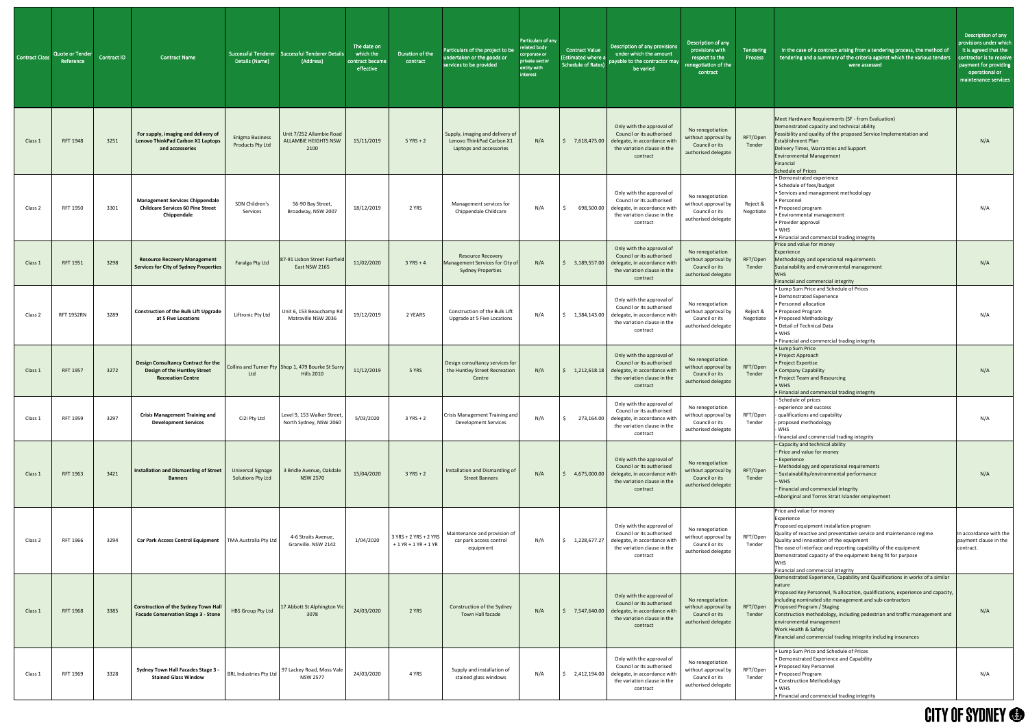| Contract Class | Quote or Tender Reference | Contract ID | Contract Name | Successful Tenderer Details (Name) | Successful Tenderer Details (Address) | The date on which the contract became effective | Duration of the contract | Particulars of the project to be undertaken or the goods or services to be provided | Particulars of any related body corporate or private sector entity with interest | Contract Value (Estimated where a Schedule of Rates) | Description of any provisions under which the amount payable to the contractor may be varied | Description of any provisions with respect to the renegotiation of the contract | Tendering Process | In the case of a contract arising from a tendering process, the method of tendering and a summary of the criteria against which the various tenders were assessed | Description of any provisions under which it is agreed that the contractor is to receive payment for providing operational or maintenance services |
|---|---|---|---|---|---|---|---|---|---|---|---|---|---|---|---|
| Class 1 | RFT 1948 | 3251 | **For supply, imaging and delivery of Lenovo ThinkPad Carbon X1 Laptops and accessories** | Enigma Business Products Pty Ltd | Unit 7/252 Allambie Road ALLAMBIE HEIGHTS NSW 2100 | 15/11/2019 | 5 YRS + 2 | Supply, imaging and delivery of Lenovo ThinkPad Carbon X1 Laptops and accessories | N/A | $ 7,618,475.00 | Only with the approval of Council or its authorised delegate, in accordance with the variation clause in the contract | No renegotiation without approval by Council or its authorised delegate | RFT/Open Tender | Meet Hardware Requirements (SF - from Evaluation)<br>Demonstrated capacity and technical ability<br>Feasibility and quality of the proposed Service Implementation and Establishment Plan<br>Delivery Times, Warranties and Support<br>Environmental Management<br>Financial<br>Schedule of Prices | N/A |
| Class 2 | RFT 1950 | 3301 | **Management Services Chippendale Childcare Services 60 Pine Street Chippendale** | SDN Children's Services | 56-90 Bay Street, Broadway, NSW 2007 | 18/12/2019 | 2 YRS | Management services for Chippendale Childcare | N/A | $ 698,500.00 | Only with the approval of Council or its authorised delegate, in accordance with the variation clause in the contract | No renegotiation without approval by Council or its authorised delegate | Reject & Negotiate | • Demonstrated experience<br>• Schedule of fees/budget<br>• Services and management methodology<br>• Personnel<br>• Proposed program<br>• Environmental management<br>• Provider approval<br>• WHS<br>• Financial and commercial trading integrity | N/A |
| Class 1 | RFT 1951 | 3298 | **Resource Recovery Management Services for City of Sydney Properties** | Faralga Pty Ltd | 87-91 Lisbon Street Fairfield East NSW 2165 | 11/02/2020 | 3 YRS + 4 | Resource Recovery Management Services for City of Sydney Properties | N/A | $ 3,189,557.00 | Only with the approval of Council or its authorised delegate, in accordance with the variation clause in the contract | No renegotiation without approval by Council or its authorised delegate | RFT/Open Tender | Price and value for money<br>Experience<br>Methodology and operational requirements<br>Sustainability and environmental management<br>WHS<br>Financial and commercial integrity | N/A |
| Class 2 | RFT 1952RN | 3289 | **Construction of the Bulk Lift Upgrade at 5 Five Locations** | Liftronic Pty Ltd | Unit 6, 153 Beauchamp Rd Matraville NSW 2036 | 19/12/2019 | 2 YEARS | Construction of the Bulk Lift Upgrade at 5 Five Locations | N/A | $ 1,384,143.00 | Only with the approval of Council or its authorised delegate, in accordance with the variation clause in the contract | No renegotiation without approval by Council or its authorised delegate | Reject & Negotiate | • Lump Sum Price and Schedule of Prices<br>• Demonstrated Experience<br>• Personnel allocation<br>• Proposed Program<br>• Proposed Methodology<br>• Detail of Technical Data<br>• WHS<br>• Financial and commercial trading integrity | N/A |
| Class 1 | RFT 1957 | 3272 | **Design Consultancy Contract for the Design of the Huntley Street Recreation Centre** | Collins and Turner Pty Ltd | Shop 1, 479 Bourke St Surry Hills 2010 | 11/12/2019 | 5 YRS | Design consultancy services for the Huntley Street Recreation Centre | N/A | $ 1,212,618.18 | Only with the approval of Council or its authorised delegate, in accordance with the variation clause in the contract | No renegotiation without approval by Council or its authorised delegate | RFT/Open Tender | • Lump Sum Price<br>• Project Approach<br>• Project Expertise<br>• Company Capability<br>• Project Team and Resourcing<br>• WHS<br>• Financial and commercial trading integrity | N/A |
| Class 1 | RFT 1959 | 3297 | **Crisis Management Training and Development Services** | Ci2i Pty Ltd | Level 9, 153 Walker Street, North Sydney, NSW 2060 | 5/03/2020 | 3 YRS + 2 | Crisis Management Training and Development Services | N/A | $ 273,164.00 | Only with the approval of Council or its authorised delegate, in accordance with the variation clause in the contract | No renegotiation without approval by Council or its authorised delegate | RFT/Open Tender | - Schedule of prices<br>- experience and success<br>- qualifications and capability<br>- proposed methodology<br>- WHS<br>- financial and commercial trading integrity | N/A |
| Class 1 | RFT 1963 | 3421 | **Installation and Dismantling of Street Banners** | Universal Signage Solutions Pty Ltd | 3 Bridle Avenue, Oakdale NSW 2570 | 15/04/2020 | 3 YRS + 2 | Installation and Dismantling of Street Banners | N/A | $ 4,675,000.00 | Only with the approval of Council or its authorised delegate, in accordance with the variation clause in the contract | No renegotiation without approval by Council or its authorised delegate | RFT/Open Tender | – Capacity and technical ability<br>– Price and value for money<br>– Experience<br>– Methodology and operational requirements<br>– Sustainability/environmental performance<br>– WHS<br>– Financial and commercial integrity<br>–Aboriginal and Torres Strait Islander employment | N/A |
| Class 2 | RFT 1966 | 3294 | **Car Park Access Control Equipment** | TMA Australia Pty Ltd | 4-6 Straits Avenue, Granville. NSW 2142 | 1/04/2020 | 3 YRS + 2 YRS + 2 YRS + 1 YR + 1 YR + 1 YR | Maintenance and provision of car park access control equipment | N/A | $ 1,228,677.27 | Only with the approval of Council or its authorised delegate, in accordance with the variation clause in the contract | No renegotiation without approval by Council or its authorised delegate | RFT/Open Tender | Price and value for money<br>Experience<br>Proposed equipment installation program<br>Quality of reactive and preventative service and maintenance regime<br>Quality and innovation of the equipment<br>The ease of interface and reporting capability of the equipment<br>Demonstrated capacity of the equipment being fit for purpose<br>WHS<br>Financial and commercial integrity | In accordance with the payment clause in the contract. |
| Class 1 | RFT 1968 | 3385 | **Construction of the Sydney Town Hall Facade Conservation Stage 3 - Stone** | HBS Group Pty Ltd | 17 Abbott St Alphington Vic 3078 | 24/03/2020 | 2 YRS | Construction of the Sydney Town Hall facade | N/A | $ 7,547,640.00 | Only with the approval of Council or its authorised delegate, in accordance with the variation clause in the contract | No renegotiation without approval by Council or its authorised delegate | RFT/Open Tender | Demonstrated Experience, Capability and Qualifications in works of a similar nature<br>Proposed Key Personnel, % allocation, qualifications, experience and capacity, including nominated site management and sub-contractors<br>Proposed Program / Staging<br>Construction methodology, including pedestrian and traffic management and environmental management<br>Work Health & Safety<br>Financial and commercial trading integrity including insurances | N/A |
| Class 1 | RFT 1969 | 3328 | **Sydney Town Hall Facades Stage 3 - Stained Glass Window** | BRL Industries Pty Ltd | 97 Lackey Road, Moss Vale NSW 2577 | 24/03/2020 | 4 YRS | Supply and installation of stained glass windows | N/A | $ 2,412,194.00 | Only with the approval of Council or its authorised delegate, in accordance with the variation clause in the contract | No renegotiation without approval by Council or its authorised delegate | RFT/Open Tender | • Lump Sum Price and Schedule of Prices<br>• Demonstrated Experience and Capability<br>• Proposed Key Personnel<br>• Proposed Program<br>• Construction Methodology<br>• WHS<br>• Financial and commercial trading integrity | N/A |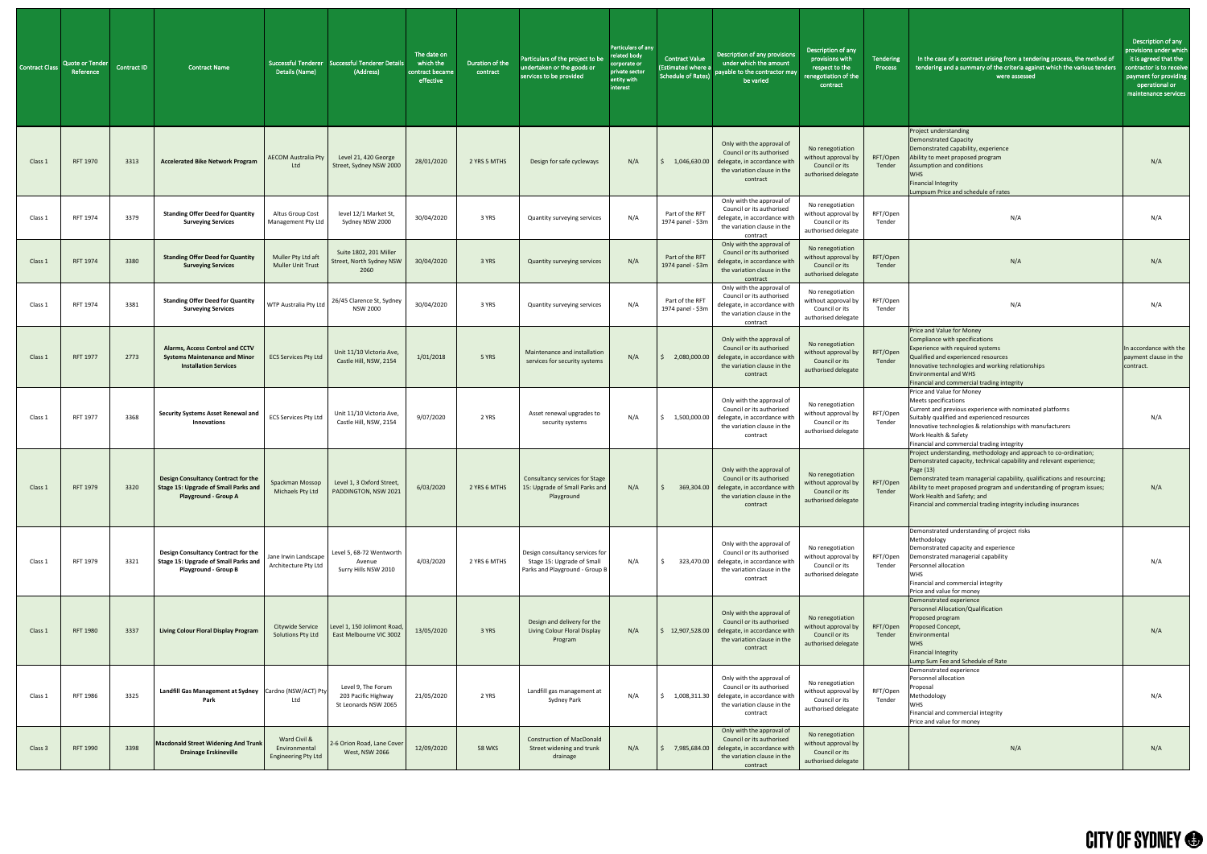| Contract Class | Quote or Tender Reference | Contract ID | Contract Name | Successful Tenderer Details (Name) | Successful Tenderer Details (Address) | The date on which the contract became effective | Duration of the contract | Particulars of the project to be undertaken or the goods or services to be provided | Particulars of any related body corporate or private sector entity with interest | Contract Value (Estimated where a Schedule of Rates) | Description of any provisions under which the amount payable to the contractor may be varied | Description of any provisions with respect to the renegotiation of the contract | Tendering Process | In the case of a contract arising from a tendering process, the method of tendering and a summary of the criteria against which the various tenders were assessed | Description of any provisions under which it is agreed that the contractor is to receive payment for providing operational or maintenance services |
|---|---|---|---|---|---|---|---|---|---|---|---|---|---|---|---|
| Class 1 | RFT 1970 | 3313 | **Accelerated Bike Network Program** | AECOM Australia Pty Ltd | Level 21, 420 George Street, Sydney NSW 2000 | 28/01/2020 | 2 YRS 5 MTHS | Design for safe cycleways | N/A | $ 1,046,630.00 | Only with the approval of Council or its authorised delegate, in accordance with the variation clause in the contract | No renegotiation without approval by Council or its authorised delegate | RFT/Open Tender | Project understanding<br>Demonstrated Capacity<br>Demonstrated capability, experience<br>Ability to meet proposed program<br>Assumption and conditions<br>WHS<br>Financial Integrity<br>Lumpsum Price and schedule of rates | N/A |
| Class 1 | RFT 1974 | 3379 | **Standing Offer Deed for Quantity Surveying Services** | Altus Group Cost Management Pty Ltd | level 12/1 Market St, Sydney NSW 2000 | 30/04/2020 | 3 YRS | Quantity surveying services | N/A | Part of the RFT 1974 panel - $3m | Only with the approval of Council or its authorised delegate, in accordance with the variation clause in the contract | No renegotiation without approval by Council or its authorised delegate | RFT/Open Tender | N/A | N/A |
| Class 1 | RFT 1974 | 3380 | **Standing Offer Deed for Quantity Surveying Services** | Muller Pty Ltd aft Muller Unit Trust | Suite 1802, 201 Miller Street, North Sydney NSW 2060 | 30/04/2020 | 3 YRS | Quantity surveying services | N/A | Part of the RFT 1974 panel - $3m | Only with the approval of Council or its authorised delegate, in accordance with the variation clause in the contract | No renegotiation without approval by Council or its authorised delegate | RFT/Open Tender | N/A | N/A |
| Class 1 | RFT 1974 | 3381 | **Standing Offer Deed for Quantity Surveying Services** | WTP Australia Pty Ltd | 26/45 Clarence St, Sydney NSW 2000 | 30/04/2020 | 3 YRS | Quantity surveying services | N/A | Part of the RFT 1974 panel - $3m | Only with the approval of Council or its authorised delegate, in accordance with the variation clause in the contract | No renegotiation without approval by Council or its authorised delegate | RFT/Open Tender | N/A | N/A |
| Class 1 | RFT 1977 | 2773 | **Alarms, Access Control and CCTV Systems Maintenance and Minor Installation Services** | ECS Services Pty Ltd | Unit 11/10 Victoria Ave, Castle Hill, NSW, 2154 | 1/01/2018 | 5 YRS | Maintenance and installation services for security systems | N/A | $ 2,080,000.00 | Only with the approval of Council or its authorised delegate, in accordance with the variation clause in the contract | No renegotiation without approval by Council or its authorised delegate | RFT/Open Tender | Price and Value for Money<br>Compliance with specifications<br>Experience with required systems<br>Qualified and experienced resources<br>Innovative technologies and working relationships<br>Environmental and WHS<br>Financial and commercial trading integrity | In accordance with the payment clause in the contract. |
| Class 1 | RFT 1977 | 3368 | **Security Systems Asset Renewal and Innovations** | ECS Services Pty Ltd | Unit 11/10 Victoria Ave, Castle Hill, NSW, 2154 | 9/07/2020 | 2 YRS | Asset renewal upgrades to security systems | N/A | $ 1,500,000.00 | Only with the approval of Council or its authorised delegate, in accordance with the variation clause in the contract | No renegotiation without approval by Council or its authorised delegate | RFT/Open Tender | Price and Value for Money<br>Meets specifications<br>Current and previous experience with nominated platforms<br>Suitably qualified and experienced resources<br>Innovative technologies & relationships with manufacturers<br>Work Health & Safety<br>Financial and commercial trading integrity | N/A |
| Class 1 | RFT 1979 | 3320 | **Design Consultancy Contract for the Stage 15: Upgrade of Small Parks and Playground - Group A** | Spackman Mossop Michaels Pty Ltd | Level 1, 3 Oxford Street, PADDINGTON, NSW 2021 | 6/03/2020 | 2 YRS 6 MTHS | Consultancy services for Stage 15: Upgrade of Small Parks and Playground | N/A | $ 369,304.00 | Only with the approval of Council or its authorised delegate, in accordance with the variation clause in the contract | No renegotiation without approval by Council or its authorised delegate | RFT/Open Tender | Project understanding, methodology and approach to co-ordination;<br>Demonstrated capacity, technical capability and relevant experience;<br>Page (13)<br>Demonstrated team managerial capability, qualifications and resourcing;<br>Ability to meet proposed program and understanding of program issues;<br>Work Health and Safety; and<br>Financial and commercial trading integrity including insurances | N/A |
| Class 1 | RFT 1979 | 3321 | **Design Consultancy Contract for the Stage 15: Upgrade of Small Parks and Playground - Group B** | Jane Irwin Landscape Architecture Pty Ltd | Level 5, 68-72 Wentworth Avenue Surry Hills NSW 2010 | 4/03/2020 | 2 YRS 6 MTHS | Design consultancy services for Stage 15: Upgrade of Small Parks and Playground - Group B | N/A | $ 323,470.00 | Only with the approval of Council or its authorised delegate, in accordance with the variation clause in the contract | No renegotiation without approval by Council or its authorised delegate | RFT/Open Tender | Demonstrated understanding of project risks<br>Methodology<br>Demonstrated capacity and experience<br>Demonstrated managerial capability<br>Personnel allocation<br>WHS<br>Financial and commercial integrity<br>Price and value for money | N/A |
| Class 1 | RFT 1980 | 3337 | **Living Colour Floral Display Program** | Citywide Service Solutions Pty Ltd | Level 1, 150 Jolimont Road, East Melbourne VIC 3002 | 13/05/2020 | 3 YRS | Design and delivery for the Living Colour Floral Display Program | N/A | $ 12,907,528.00 | Only with the approval of Council or its authorised delegate, in accordance with the variation clause in the contract | No renegotiation without approval by Council or its authorised delegate | RFT/Open Tender | Demonstrated experience<br>Personnel Allocation/Qualification<br>Proposed program<br>Proposed Concept,<br>Environmental<br>WHS<br>Financial Integrity<br>Lump Sum Fee and Schedule of Rate | N/A |
| Class 1 | RFT 1986 | 3325 | **Landfill Gas Management at Sydney Park** | Cardno (NSW/ACT) Pty Ltd | Level 9, The Forum 203 Pacific Highway St Leonards NSW 2065 | 21/05/2020 | 2 YRS | Landfill gas management at Sydney Park | N/A | $ 1,008,311.30 | Only with the approval of Council or its authorised delegate, in accordance with the variation clause in the contract | No renegotiation without approval by Council or its authorised delegate | RFT/Open Tender | Demonstrated experience<br>Personnel allocation<br>Proposal<br>Methodology<br>WHS<br>Financial and commercial integrity<br>Price and value for money | N/A |
| Class 3 | RFT 1990 | 3398 | **Macdonald Street Widening And Trunk Drainage Erskineville** | Ward Civil & Environmental Engineering Pty Ltd | 2-6 Orion Road, Lane Cover West, NSW 2066 | 12/09/2020 | 58 WKS | Construction of MacDonald Street widening and trunk drainage | N/A | $ 7,985,684.00 | Only with the approval of Council or its authorised delegate, in accordance with the variation clause in the contract | No renegotiation without approval by Council or its authorised delegate | | N/A | N/A |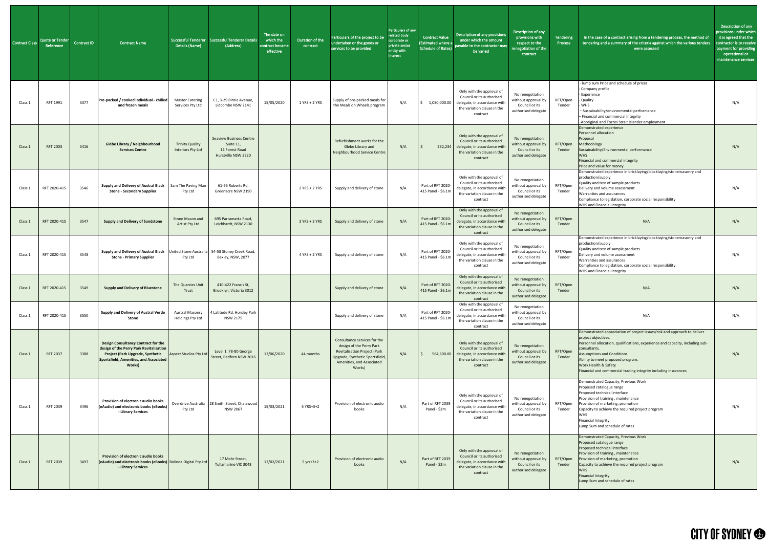| Contract Class | Quote or Tender Reference | Contract ID | Contract Name | Successful Tenderer Details (Name) | Successful Tenderer Details (Address) | The date on which the contract became effective | Duration of the contract | Particulars of the project to be undertaken or the goods or services to be provided | Particulars of any related body corporate or private sector entity with interest | Contract Value (Estimated where a Schedule of Rates) | Description of any provisions under which the amount payable to the contractor may be varied | Description of any provisions with respect to the renegotiation of the contract | Tendering Process | In the case of a contract arising from a tendering process, the method of tendering and a summary of the criteria against which the various tenders were assessed | Description of any provisions under which it is agreed that the contractor is to receive payment for providing operational or maintenance services |
|---|---|---|---|---|---|---|---|---|---|---|---|---|---|---|---|
| Class 1 | RFT 1991 | 3377 | Pre-packed / cooked individual - chilled and frozen meals | Master Catering Services Pty Ltd | C1, 3-29 Birnie Avenue, Lidcombe NSW 2141 | 15/05/2020 | 1 YRS + 2 YRS | Supply of pre-packed meals for the Meals on Wheels program | N/A | $ 1,080,000.00 | Only with the approval of Council or its authorised delegate, in accordance with the variation clause in the contract | No renegotiation without approval by Council or its authorised delegate | RFT/Open Tender | - lump sum Price and schedule of prices<br>- Company profile<br>- Experience<br>- Quality<br>- WHS<br>– Sustainability/environmental performance<br>– Financial and commercial integrity<br>–Aboriginal and Torres Strait Islander employment | N/A |
| Class 1 | RFT 2003 | 3416 | Glebe Library / Neighbourhood Services Centre | Trinity Quality Interiors Pty Ltd | Seaview Business Centre Suite 11, 11 Forest Road Hurstville NSW 2220 | | | Refurbishment works for the Glebe Library and Neighbourhood Service Centre | N/A | $ 232,234 | Only with the approval of Council or its authorised delegate, in accordance with the variation clause in the contract | No renegotiation without approval by Council or its authorised delegate | RFT/Open Tender | Demonstrated experience<br>Personnel allocation<br>Proposal<br>Methodology<br>Sustainability/Environmental performance<br>WHS<br>Financial and commercial integrity<br>Price and value for money | N/A |
| Class 1 | RFT 2020-415 | 3546 | Supply and Delivery of Austral Black Stone - Secondary Supplier | Sam The Paving Man Pty Ltd | 61-65 Roberts Rd, Greenacre NSW 2190 | | 2 YRS + 2 YRS | Supply and delivery of stone | N/A | Part of RFT 2020-415 Panel - $6.1m | Only with the approval of Council or its authorised delegate, in accordance with the variation clause in the contract | No renegotiation without approval by Council or its authorised delegate | RFT/Open Tender | Demonstrated experience in bricklaying/blocklaying/stonemasonry and production/supply<br>Quality and test of sample products<br>Delivery and volume assessment<br>Warranties and assurances<br>Compliance to legislation, corporate social responsibility<br>WHS and Financial integrity | N/A |
| Class 1 | RFT 2020-415 | 3547 | Supply and Delivery of Sandstone | Stone Mason and Artist Pty Ltd | 695 Parramatta Road, Leichhardt, NSW 2130 | | 3 YRS + 2 YRS | Supply and delivery of stone | N/A | Part of RFT 2020-415 Panel - $6.1m | Only with the approval of Council or its authorised delegate, in accordance with the variation clause in the contract | No renegotiation without approval by Council or its authorised delegate | RFT/Open Tender | N/A | N/A |
| Class 1 | RFT 2020-415 | 3548 | Supply and Delivery of Austral Black Stone - Primary Supplier | United Stone Australia Pty Ltd | 54-58 Stoney Creek Road, Bexley, NSW, 2077 | | 4 YRS + 2 YRS | Supply and delivery of stone | N/A | Part of RFT 2020-415 Panel - $6.1m | Only with the approval of Council or its authorised delegate, in accordance with the variation clause in the contract | No renegotiation without approval by Council or its authorised delegate | RFT/Open Tender | Demonstrated experience in bricklaying/blocklaying/stonemasonry and production/supply<br>Quality and test of sample products<br>Delivery and volume assessment<br>Warranties and assurances<br>Compliance to legislation, corporate social responsibility<br>WHS and Financial integrity | N/A |
| Class 1 | RFT 2020-415 | 3549 | Supply and Delivery of Bluestone | The Quarries Unit Trust | 410-422 Francis St, Brooklyn, Victoria 3012 | | | Supply and delivery of stone | N/A | Part of RFT 2020-415 Panel - $6.1m | Only with the approval of Council or its authorised delegate, in accordance with the variation clause in the contract | No renegotiation without approval by Council or its authorised delegate | RFT/Open Tender | N/A | N/A |
| Class 1 | RFT 2020-415 | 3550 | Supply and Delivery of Austral Verde Stone | Austral Masonry Holdings Pty Ltd | 4 Latitude Rd, Horsley Park NSW 2175 | | | Supply and delivery of stone | N/A | Part of RFT 2020-415 Panel - $6.1m | Only with the approval of Council or its authorised delegate, in accordance with the variation clause in the contract | No renegotiation without approval by Council or its authorised delegate | | N/A | N/A |
| Class 1 | RFT 2037 | 3388 | Design Consultancy Contract for the design of the Perry Park Revitalisation Project (Park Upgrade, Synthetic Sportsfield, Amenities, and Associated Works) | Aspect Studios Pty Ltd | Level 1, 78-80 George Street, Redfern NSW 2016 | 12/06/2020 | 44 months | Consultancy services for the design of the Perry Park Revitalisation Project (Park Upgrade, Synthetic Sportsfield, Amenities, and Associated Works) | N/A | $ 564,600.00 | Only with the approval of Council or its authorised delegate, in accordance with the variation clause in the contract | No renegotiation without approval by Council or its authorised delegate | RFT/Open Tender | Demonstrated appreciation of project issues/risk and approach to deliver project objectives.<br>Personnel allocation, qualifications, experience and capacity, including sub-consultants.<br>Assumptions and Conditions.<br>Ability to meet proposed program.<br>Work Health & Safety<br>Financial and commercial trading integrity including insurances | N/A |
| Class 1 | RFT 2039 | 3496 | Provision of electronic audio books (eAudio) and electronic books (eBooks) - Library Services | Overdrive Australia Pty Ltd | 28 Smith Street, Chatswood NSW 2067 | 19/03/2021 | 5 YRS+3+2 | Provision of electronic audio books | N/A | Part of RFT 2039 Panel - $2m | Only with the approval of Council or its authorised delegate, in accordance with the variation clause in the contract | No renegotiation without approval by Council or its authorised delegate | RFT/Open Tender | Demonstrated Capacity, Previous Work<br>Proposed catalogue range<br>Proposed technical interface<br>Provision of training , maintenance<br>Provision of marketing, promotion<br>Capacity to achieve the required project program<br>WHS<br>Financial Integrity<br>Lump Sum and schedule of rates | N/A |
| Class 1 | RFT 2039 | 3497 | Provision of electronic audio books (eAudio) and electronic books (eBooks) - Library Services | Bolinda Digital Pty Ltd | 17 Mohr Street, Tullamarine VIC 3043 | 12/02/2021 | 5 yrs+3+2 | Provision of electronic audio books | N/A | Part of RFT 2039 Panel - $2m | Only with the approval of Council or its authorised delegate, in accordance with the variation clause in the contract | No renegotiation without approval by Council or its authorised delegate | RFT/Open Tender | Demonstrated Capacity, Previous Work<br>Proposed catalogue range<br>Proposed technical interface<br>Provision of training , maintenance<br>Provision of marketing, promotion<br>Capacity to achieve the required project program<br>WHS<br>Financial Integrity<br>Lump Sum and schedule of rates | N/A |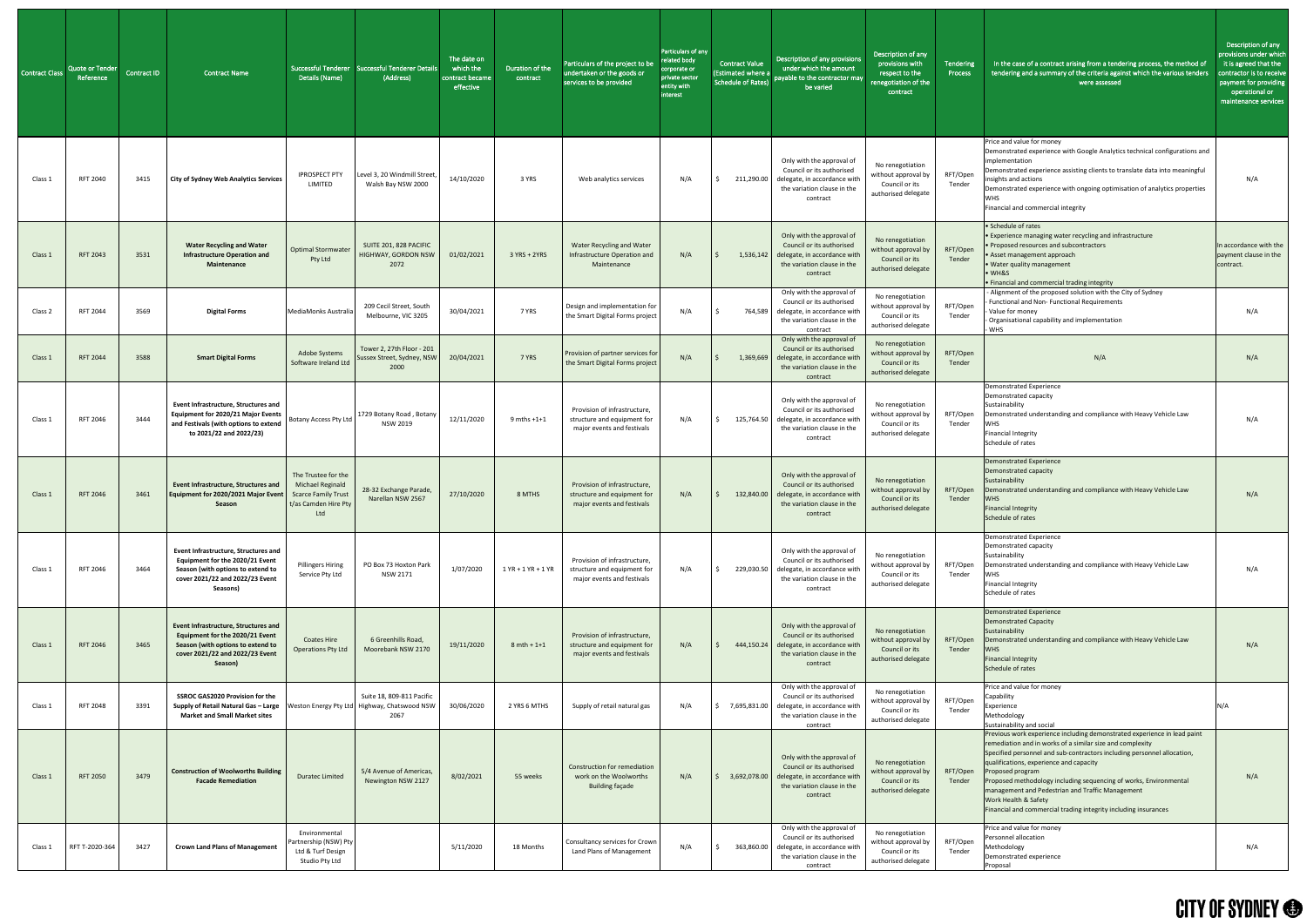| Contract Class | Quote or Tender Reference | Contract ID | Contract Name | Successful Tenderer Details (Name) | Successful Tenderer Details (Address) | The date on which the contract became effective | Duration of the contract | Particulars of the project to be undertaken or the goods or services to be provided | Particulars of any related body corporate or private sector entity with interest | Contract Value (Estimated where a Schedule of Rates) | Description of any provisions under which the amount payable to the contractor may be varied | Description of any provisions with respect to the renegotiation of the contract | Tendering Process | In the case of a contract arising from a tendering process, the method of tendering and a summary of the criteria against which the various tenders were assessed | Description of any provisions under which it is agreed that the contractor is to receive payment for providing operational or maintenance services |
|---|---|---|---|---|---|---|---|---|---|---|---|---|---|---|---|
| Class 1 | RFT 2040 | 3415 | **City of Sydney Web Analytics Services** | IPROSPECT PTY LIMITED | Level 3, 20 Windmill Street, Walsh Bay NSW 2000 | 14/10/2020 | 3 YRS | Web analytics services | N/A | $ 211,290.00 | Only with the approval of Council or its authorised delegate, in accordance with the variation clause in the contract | No renegotiation without approval by Council or its authorised delegate | RFT/Open Tender | Price and value for money<br>Demonstrated experience with Google Analytics technical configurations and implementation<br>Demonstrated experience assisting clients to translate data into meaningful insights and actions<br>Demonstrated experience with ongoing optimisation of analytics properties<br>WHS<br>Financial and commercial integrity | N/A |
| Class 1 | RFT 2043 | 3531 | **Water Recycling and Water Infrastructure Operation and Maintenance** | Optimal Stormwater Pty Ltd | SUITE 201, 828 PACIFIC HIGHWAY, GORDON NSW 2072 | 01/02/2021 | 3 YRS + 2YRS | Water Recycling and Water Infrastructure Operation and Maintenance | N/A | $ 1,536,142 | Only with the approval of Council or its authorised delegate, in accordance with the variation clause in the contract | No renegotiation without approval by Council or its authorised delegate | RFT/Open Tender | • Schedule of rates<br>• Experience managing water recycling and infrastructure<br>• Proposed resources and subcontractors<br>• Asset management approach<br>• Water quality management<br>• WH&S<br>• Financial and commercial trading integrity | In accordance with the payment clause in the contract. |
| Class 2 | RFT 2044 | 3569 | **Digital Forms** | MediaMonks Australia | 209 Cecil Street, South Melbourne, VIC 3205 | 30/04/2021 | 7 YRS | Design and implementation for the Smart Digital Forms project | N/A | $ 764,589 | Only with the approval of Council or its authorised delegate, in accordance with the variation clause in the contract | No renegotiation without approval by Council or its authorised delegate | RFT/Open Tender | - Alignment of the proposed solution with the City of Sydney<br>- Functional and Non- Functional Requirements<br>- Value for money<br>- Organisational capability and implementation<br>- WHS | N/A |
| Class 1 | RFT 2044 | 3588 | **Smart Digital Forms** | Adobe Systems Software Ireland Ltd | Tower 2, 27th Floor - 201 Sussex Street, Sydney, NSW 2000 | 20/04/2021 | 7 YRS | Provision of partner services for the Smart Digital Forms project | N/A | $ 1,369,669 | Only with the approval of Council or its authorised delegate, in accordance with the variation clause in the contract | No renegotiation without approval by Council or its authorised delegate | RFT/Open Tender | N/A | N/A |
| Class 1 | RFT 2046 | 3444 | **Event Infrastructure, Structures and Equipment for 2020/21 Major Events and Festivals (with options to extend to 2021/22 and 2022/23)** | Botany Access Pty Ltd | 1729 Botany Road , Botany NSW 2019 | 12/11/2020 | 9 mths +1+1 | Provision of infrastructure, structure and equipment for major events and festivals | N/A | $ 125,764.50 | Only with the approval of Council or its authorised delegate, in accordance with the variation clause in the contract | No renegotiation without approval by Council or its authorised delegate | RFT/Open Tender | Demonstrated Experience<br>Demonstrated capacity<br>Sustainability<br>Demonstrated understanding and compliance with Heavy Vehicle Law<br>WHS<br>Financial Integrity<br>Schedule of rates | N/A |
| Class 1 | RFT 2046 | 3461 | **Event Infrastructure, Structures and Equipment for 2020/2021 Major Event Season** | The Trustee for the Michael Reginald Scarce Family Trust t/as Camden Hire Pty Ltd | 28-32 Exchange Parade, Narellan NSW 2567 | 27/10/2020 | 8 MTHS | Provision of infrastructure, structure and equipment for major events and festivals | N/A | $ 132,840.00 | Only with the approval of Council or its authorised delegate, in accordance with the variation clause in the contract | No renegotiation without approval by Council or its authorised delegate | RFT/Open Tender | Demonstrated Experience<br>Demonstrated capacity<br>Sustainability<br>Demonstrated understanding and compliance with Heavy Vehicle Law<br>WHS<br>Financial Integrity<br>Schedule of rates | N/A |
| Class 1 | RFT 2046 | 3464 | **Event Infrastructure, Structures and Equipment for the 2020/21 Event Season (with options to extend to cover 2021/22 and 2022/23 Event Seasons)** | Pillingers Hiring Service Pty Ltd | PO Box 73 Hoxton Park NSW 2171 | 1/07/2020 | 1 YR + 1 YR + 1 YR | Provision of infrastructure, structure and equipment for major events and festivals | N/A | $ 229,030.50 | Only with the approval of Council or its authorised delegate, in accordance with the variation clause in the contract | No renegotiation without approval by Council or its authorised delegate | RFT/Open Tender | Demonstrated Experience<br>Demonstrated capacity<br>Sustainability<br>Demonstrated understanding and compliance with Heavy Vehicle Law<br>WHS<br>Financial Integrity<br>Schedule of rates | N/A |
| Class 1 | RFT 2046 | 3465 | **Event Infrastructure, Structures and Equipment for the 2020/21 Event Season (with options to extend to cover 2021/22 and 2022/23 Event Season)** | Coates Hire Operations Pty Ltd | 6 Greenhills Road, Moorebank NSW 2170 | 19/11/2020 | 8 mth + 1+1 | Provision of infrastructure, structure and equipment for major events and festivals | N/A | $ 444,150.24 | Only with the approval of Council or its authorised delegate, in accordance with the variation clause in the contract | No renegotiation without approval by Council or its authorised delegate | RFT/Open Tender | Demonstrated Experience<br>Demonstrated Capacity<br>Sustainability<br>Demonstrated understanding and compliance with Heavy Vehicle Law<br>WHS<br>Financial Integrity<br>Schedule of rates | N/A |
| Class 1 | RFT 2048 | 3391 | **SSROC GAS2020 Provision for the Supply of Retail Natural Gas – Large Market and Small Market sites** | Weston Energy Pty Ltd | Suite 18, 809-811 Pacific Highway, Chatswood NSW 2067 | 30/06/2020 | 2 YRS 6 MTHS | Supply of retail natural gas | N/A | $ 7,695,831.00 | Only with the approval of Council or its authorised delegate, in accordance with the variation clause in the contract | No renegotiation without approval by Council or its authorised delegate | RFT/Open Tender | Price and value for money<br>Capability<br>Experience<br>Methodology<br>Sustainability and social | N/A |
| Class 1 | RFT 2050 | 3479 | **Construction of Woolworths Building Facade Remediation** | Duratec Limited | 5/4 Avenue of Americas, Newington NSW 2127 | 8/02/2021 | 55 weeks | Construction for remediation work on the Woolworths Building façade | N/A | $ 3,692,078.00 | Only with the approval of Council or its authorised delegate, in accordance with the variation clause in the contract | No renegotiation without approval by Council or its authorised delegate | RFT/Open Tender | Previous work experience including demonstrated experience in lead paint remediation and in works of a similar size and complexity<br>Specified personnel and sub-contractors including personnel allocation, qualifications, experience and capacity<br>Proposed program<br>Proposed methodology including sequencing of works, Environmental management and Pedestrian and Traffic Management<br>Work Health & Safety<br>Financial and commercial trading integrity including insurances | N/A |
| Class 1 | RFT T-2020-364 | 3427 | **Crown Land Plans of Management** | Environmental Partnership (NSW) Pty Ltd & Turf Design Studio Pty Ltd | | 5/11/2020 | 18 Months | Consultancy services for Crown Land Plans of Management | N/A | $ 363,860.00 | Only with the approval of Council or its authorised delegate, in accordance with the variation clause in the contract | No renegotiation without approval by Council or its authorised delegate | RFT/Open Tender | Price and value for money<br>Personnel allocation<br>Methodology<br>Demonstrated experience<br>Proposal | N/A |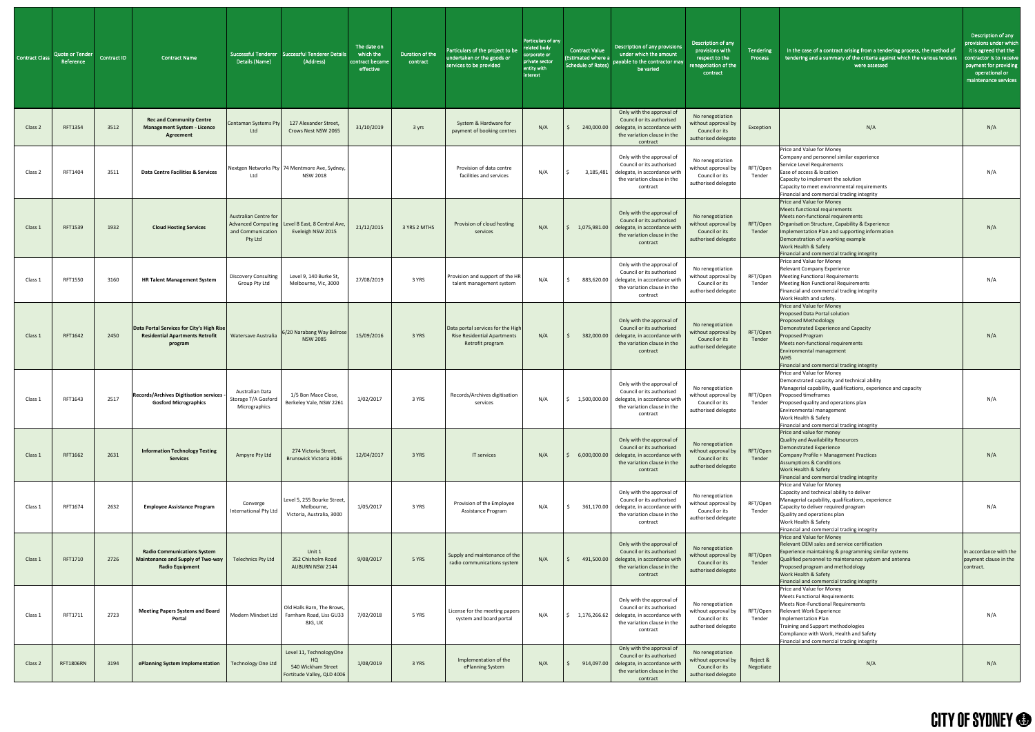| Contract Class | Quote or Tender Reference | Contract ID | Contract Name | Successful Tenderer Details (Name) | Successful Tenderer Details (Address) | The date on which the contract became effective | Duration of the contract | Particulars of the project to be undertaken or the goods or services to be provided | Particulars of any related body corporate or private sector entity with interest | Contract Value (Estimated where a Schedule of Rates) | Description of any provisions under which the amount payable to the contractor may be varied | Description of any provisions with respect to the renegotiation of the contract | Tendering Process | In the case of a contract arising from a tendering process, the method of tendering and a summary of the criteria against which the various tenders were assessed | Description of any provisions under which it is agreed that the contractor is to receive payment for providing operational or maintenance services |
|---|---|---|---|---|---|---|---|---|---|---|---|---|---|---|---|
| Class 2 | RFT1354 | 3512 | **Rec and Community Centre Management System - Licence Agreement** | Centaman Systems Pty Ltd | 127 Alexander Street, Crows Nest NSW 2065 | 31/10/2019 | 3 yrs | System & Hardware for payment of booking centres | N/A | $ 240,000.00 | Only with the approval of Council or its authorised delegate, in accordance with the variation clause in the contract | No renegotiation without approval by Council or its authorised delegate | Exception | N/A | N/A |
| Class 2 | RFT1404 | 3511 | **Data Centre Facilities & Services** | Nextgen Networks Pty Ltd | 74 Mentmore Ave, Sydney, NSW 2018 | | | Provision of data centre facilities and services | N/A | $ 3,185,481 | Only with the approval of Council or its authorised delegate, in accordance with the variation clause in the contract | No renegotiation without approval by Council or its authorised delegate | RFT/Open Tender | Price and Value for Money<br>Company and personnel similar experience<br>Service Level Requirements<br>Ease of access & location<br>Capacity to implement the solution<br>Capacity to meet environmental requirements<br>Financial and commercial trading integrity | N/A |
| Class 1 | RFT1539 | 1932 | **Cloud Hosting Services** | Australian Centre for Advanced Computing and Communication Pty Ltd | Level 8 East, 8 Central Ave, Eveleigh NSW 2015 | 21/12/2015 | 3 YRS 2 MTHS | Provision of cloud hosting services | N/A | $ 1,075,981.00 | Only with the approval of Council or its authorised delegate, in accordance with the variation clause in the contract | No renegotiation without approval by Council or its authorised delegate | RFT/Open Tender | Price and Value for Money<br>Meets functional requirements<br>Meets non-functional requirements<br>Organisation Structure, Capability & Experience<br>Implementation Plan and supporting information<br>Demonstration of a working example<br>Work Health & Safety<br>Financial and commercial trading integrity | N/A |
| Class 1 | RFT1550 | 3160 | **HR Talent Management System** | Discovery Consulting Group Pty Ltd | Level 9, 140 Burke St, Melbourne, Vic, 3000 | 27/08/2019 | 3 YRS | Provision and support of the HR talent management system | N/A | $ 883,620.00 | Only with the approval of Council or its authorised delegate, in accordance with the variation clause in the contract | No renegotiation without approval by Council or its authorised delegate | RFT/Open Tender | Price and Value for Money<br>Relevant Company Experience<br>Meeting Functional Requirements<br>Meeting Non Functional Requirements<br>Financial and commercial trading integrity<br>Work Health and safety. | N/A |
| Class 1 | RFT1642 | 2450 | **Data Portal Services for City's High Rise Residential Apartments Retrofit program** | Watersave Australia | 6/20 Narabang Way Belrose NSW 2085 | 15/09/2016 | 3 YRS | Data portal services for the High Rise Residential Apartments Retrofit program | N/A | $ 382,000.00 | Only with the approval of Council or its authorised delegate, in accordance with the variation clause in the contract | No renegotiation without approval by Council or its authorised delegate | RFT/Open Tender | Price and Value for Money<br>Proposed Data Portal solution<br>Proposed Methodology<br>Demonstrated Experience and Capacity<br>Proposed Program<br>Meets non-functional requirements<br>Environmental management<br>WHS<br>Financial and commercial trading integrity | N/A |
| Class 1 | RFT1643 | 2517 | **Records/Archives Digitisation services - Gosford Micrographics** | Australian Data Storage T/A Gosford Micrographics | 1/5 Bon Mace Close, Berkeley Vale, NSW 2261 | 1/02/2017 | 3 YRS | Records/Archives digitisation services | N/A | $ 1,500,000.00 | Only with the approval of Council or its authorised delegate, in accordance with the variation clause in the contract | No renegotiation without approval by Council or its authorised delegate | RFT/Open Tender | Price and Value for Money<br>Demonstrated capacity and technical ability<br>Managerial capability, qualifications, experience and capacity<br>Proposed timeframes<br>Proposed quality and operations plan<br>Environmental management<br>Work Health & Safety<br>Financial and commercial trading integrity | N/A |
| Class 1 | RFT1662 | 2631 | **Information Technology Testing Services** | Ampyre Pty Ltd | 274 Victoria Street, Brunswick Victoria 3046 | 12/04/2017 | 3 YRS | IT services | N/A | $ 6,000,000.00 | Only with the approval of Council or its authorised delegate, in accordance with the variation clause in the contract | No renegotiation without approval by Council or its authorised delegate | RFT/Open Tender | Price and value for money<br>Quality and Availability Resources<br>Demonstrated Experience<br>Company Profile + Management Practices<br>Assumptions & Conditions<br>Work Health & Safety<br>Financial and commercial trading integrity | N/A |
| Class 1 | RFT1674 | 2632 | **Employee Assistance Program** | Converge International Pty Ltd | Level 5, 255 Bourke Street, Melbourne, Victoria, Australia, 3000 | 1/05/2017 | 3 YRS | Provision of the Employee Assistance Program | N/A | $ 361,170.00 | Only with the approval of Council or its authorised delegate, in accordance with the variation clause in the contract | No renegotiation without approval by Council or its authorised delegate | RFT/Open Tender | Price and Value for Money<br>Capacity and technical ability to deliver<br>Managerial capability, qualifications, experience<br>Capacity to deliver required program<br>Quality and operations plan<br>Work Health & Safety<br>Financial and commercial trading integrity | N/A |
| Class 1 | RFT1710 | 2726 | **Radio Communications System Maintenance and Supply of Two-way Radio Equipment** | Telechnics Pty Ltd | Unit 1 352 Chisholm Road AUBURN NSW 2144 | 9/08/2017 | 5 YRS | Supply and maintenance of the radio communications system | N/A | $ 491,500.00 | Only with the approval of Council or its authorised delegate, in accordance with the variation clause in the contract | No renegotiation without approval by Council or its authorised delegate | RFT/Open Tender | Price and Value for Money<br>Relevant OEM sales and service certification<br>Experience maintaining & programming similar systems<br>Qualified personnel to maintenance system and antenna<br>Proposed program and methodology<br>Work Health & Safety<br>Financial and commercial trading integrity | In accordance with the payment clause in the contract. |
| Class 1 | RFT1711 | 2723 | **Meeting Papers System and Board Portal** | Modern Mindset Ltd | Old Halls Barn, The Brows, Farnham Road, Liss GU33 8JG, UK | 7/02/2018 | 5 YRS | License for the meeting papers system and board portal | N/A | $ 1,176,266.62 | Only with the approval of Council or its authorised delegate, in accordance with the variation clause in the contract | No renegotiation without approval by Council or its authorised delegate | RFT/Open Tender | Price and Value for Money<br>Meets Functional Requirements<br>Meets Non-Functional Requirements<br>Relevant Work Experience<br>Implementation Plan<br>Training and Support methodologies<br>Compliance with Work, Health and Safety<br>Financial and commercial trading integrity | N/A |
| Class 2 | RFT1806RN | 3194 | **ePlanning System Implementation** | Technology One Ltd | Level 11, TechnologyOne HQ 540 Wickham Street Fortitude Valley, QLD 4006 | 1/08/2019 | 3 YRS | Implementation of the ePlanning System | N/A | $ 914,097.00 | Only with the approval of Council or its authorised delegate, in accordance with the variation clause in the contract | No renegotiation without approval by Council or its authorised delegate | Reject & Negotiate | N/A | N/A |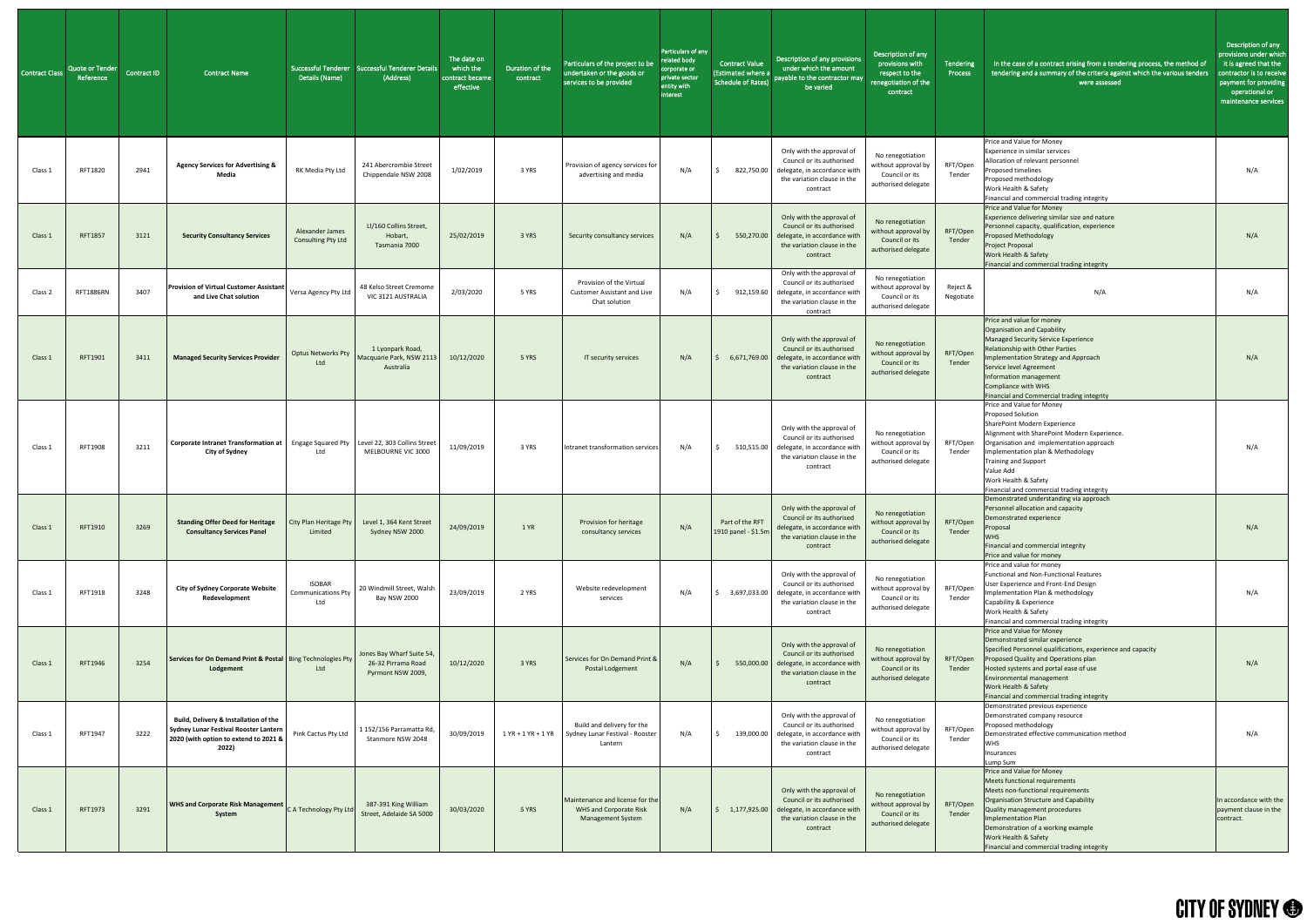| Contract Class | Quote or Tender Reference | Contract ID | Contract Name | Successful Tenderer Details (Name) | Successful Tenderer Details (Address) | The date on which the contract became effective | Duration of the contract | Particulars of the project to be undertaken or the goods or services to be provided | Particulars of any related body corporate or private sector entity with interest | Contract Value (Estimated where a Schedule of Rates) | Description of any provisions under which the amount payable to the contractor may be varied | Description of any provisions with respect to the renegotiation of the contract | Tendering Process | In the case of a contract arising from a tendering process, the method of tendering and a summary of the criteria against which the various tenders were assessed | Description of any provisions under which it is agreed that the contractor is to receive payment for providing operational or maintenance services |
|---|---|---|---|---|---|---|---|---|---|---|---|---|---|---|---|
| Class 1 | RFT1820 | 2941 | **Agency Services for Advertising & Media** | RK Media Pty Ltd | 241 Abercrombie Street Chippendale NSW 2008 | 1/02/2019 | 3 YRS | Provision of agency services for advertising and media | N/A | $ 822,750.00 | Only with the approval of Council or its authorised delegate, in accordance with the variation clause in the contract | No renegotiation without approval by Council or its authorised delegate | RFT/Open Tender | Price and Value for Money<br>Experience in similar services<br>Allocation of relevant personnel<br>Proposed timelines<br>Proposed methodology<br>Work Health & Safety<br>Financial and commercial trading integrity | N/A |
| Class 1 | RFT1857 | 3121 | **Security Consultancy Services** | Alexander James Consulting Pty Ltd | LI/160 Collins Street, Hobart, Tasmania 7000 | 25/02/2019 | 3 YRS | Security consultancy services | N/A | $ 550,270.00 | Only with the approval of Council or its authorised delegate, in accordance with the variation clause in the contract | No renegotiation without approval by Council or its authorised delegate | RFT/Open Tender | Price and Value for Money<br>Experience delivering similar size and nature<br>Personnel capacity, qualification, experience<br>Proposed Methodology<br>Project Proposal<br>Work Health & Safety<br>Financial and commercial trading integrity | N/A |
| Class 2 | RFT1886RN | 3407 | **Provision of Virtual Customer Assistant and Live Chat solution** | Versa Agency Pty Ltd | 48 Kelso Street Cremorne VIC 3121 AUSTRALIA | 2/03/2020 | 5 YRS | Provision of the Virtual Customer Assistant and Live Chat solution | N/A | $ 912,159.60 | Only with the approval of Council or its authorised delegate, in accordance with the variation clause in the contract | No renegotiation without approval by Council or its authorised delegate | Reject & Negotiate | N/A | N/A |
| Class 1 | RFT1901 | 3411 | **Managed Security Services Provider** | Optus Networks Pty Ltd | 1 Lyonpark Road, Macquarie Park, NSW 2113 Australia | 10/12/2020 | 5 YRS | IT security services | N/A | $ 6,671,769.00 | Only with the approval of Council or its authorised delegate, in accordance with the variation clause in the contract | No renegotiation without approval by Council or its authorised delegate | RFT/Open Tender | Price and value for money<br>Organisation and Capability<br>Managed Security Service Experience<br>Relationship with Other Parties<br>Implementation Strategy and Approach<br>Service level Agreement<br>Information management<br>Compliance with WHS<br>Financial and Commercial trading integrity | N/A |
| Class 1 | RFT1908 | 3211 | **Corporate Intranet Transformation at City of Sydney** | Engage Squared Pty Ltd | Level 22, 303 Collins Street MELBOURNE VIC 3000 | 11/09/2019 | 3 YRS | Intranet transformation services | N/A | $ 510,515.00 | Only with the approval of Council or its authorised delegate, in accordance with the variation clause in the contract | No renegotiation without approval by Council or its authorised delegate | RFT/Open Tender | Price and Value for Money<br>Proposed Solution<br>SharePoint Modern Experience<br>Alignment with SharePoint Modern Experience.<br>Organisation and implementation approach<br>Implementation plan & Methodology<br>Training and Support<br>Value Add<br>Work Health & Safety<br>Financial and commercial trading integrity | N/A |
| Class 1 | RFT1910 | 3269 | **Standing Offer Deed for Heritage Consultancy Services Panel** | City Plan Heritage Pty Limited | Level 1, 364 Kent Street Sydney NSW 2000 | 24/09/2019 | 1 YR | Provision for heritage consultancy services | N/A | Part of the RFT 1910 panel - $1.5m | Only with the approval of Council or its authorised delegate, in accordance with the variation clause in the contract | No renegotiation without approval by Council or its authorised delegate | RFT/Open Tender | Demonstrated understanding via approach<br>Personnel allocation and capacity<br>Demonstrated experience<br>Proposal<br>WHS<br>Financial and commercial integrity<br>Price and value for money | N/A |
| Class 1 | RFT1918 | 3248 | **City of Sydney Corporate Website Redevelopment** | ISOBAR Communications Pty Ltd | 20 Windmill Street, Walsh Bay NSW 2000 | 23/09/2019 | 2 YRS | Website redevelopment services | N/A | $ 3,697,033.00 | Only with the approval of Council or its authorised delegate, in accordance with the variation clause in the contract | No renegotiation without approval by Council or its authorised delegate | RFT/Open Tender | Price and value for money<br>Functional and Non-Functional Features<br>User Experience and Front-End Design<br>Implementation Plan & methodology<br>Capability & Experience<br>Work Health & Safety<br>Financial and commercial trading integrity | N/A |
| Class 1 | RFT1946 | 3254 | **Services for On Demand Print & Postal Lodgement** | Bing Technologies Pty Ltd | Jones Bay Wharf Suite 54, 26-32 Pirrama Road Pyrmont NSW 2009, | 10/12/2020 | 3 YRS | Services for On Demand Print & Postal Lodgement | N/A | $ 550,000.00 | Only with the approval of Council or its authorised delegate, in accordance with the variation clause in the contract | No renegotiation without approval by Council or its authorised delegate | RFT/Open Tender | Price and Value for Money<br>Demonstrated similar experience<br>Specified Personnel qualifications, experience and capacity<br>Proposed Quality and Operations plan<br>Hosted systems and portal ease of use<br>Environmental management<br>Work Health & Safety<br>Financial and commercial trading integrity | N/A |
| Class 1 | RFT1947 | 3222 | **Build, Delivery & Installation of the Sydney Lunar Festival Rooster Lantern 2020 (with option to extend to 2021 & 2022)** | Pink Cactus Pty Ltd | 1 152/156 Parramatta Rd, Stanmore NSW 2048 | 30/09/2019 | 1 YR + 1 YR + 1 YR | Build and delivery for the Sydney Lunar Festival - Rooster Lantern | N/A | $ 139,000.00 | Only with the approval of Council or its authorised delegate, in accordance with the variation clause in the contract | No renegotiation without approval by Council or its authorised delegate | RFT/Open Tender | Demonstrated previous experience<br>Demonstrated company resource<br>Proposed methodology<br>Demonstrated effective communication method<br>WHS<br>Insurances<br>Lump Sum | N/A |
| Class 1 | RFT1973 | 3291 | **WHS and Corporate Risk Management System** | C A Technology Pty Ltd | 387-391 King William Street, Adelaide SA 5000 | 30/03/2020 | 5 YRS | Maintenance and license for the WHS and Corporate Risk Management System | N/A | $ 1,177,925.00 | Only with the approval of Council or its authorised delegate, in accordance with the variation clause in the contract | No renegotiation without approval by Council or its authorised delegate | RFT/Open Tender | Price and Value for Money<br>Meets functional requirements<br>Meets non-functional requirements<br>Organisation Structure and Capability<br>Quality management procedures<br>Implementation Plan<br>Demonstration of a working example<br>Work Health & Safety<br>Financial and commercial trading integrity | In accordance with the payment clause in the contract. |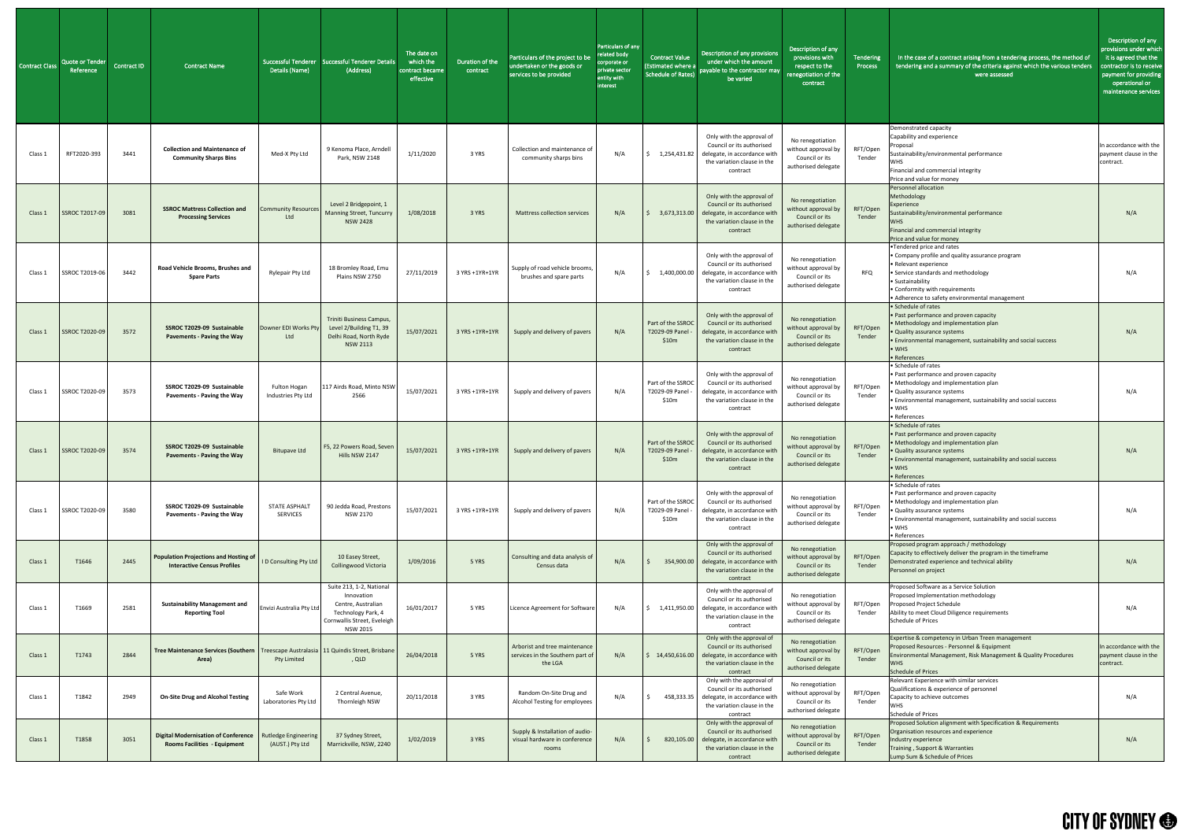| Contract Class | Quote or Tender Reference | Contract ID | Contract Name | Successful Tenderer Details (Name) | Successful Tenderer Details (Address) | The date on which the contract became effective | Duration of the contract | Particulars of the project to be undertaken or the goods or services to be provided | Particulars of any related body corporate or private sector entity with interest | Contract Value (Estimated where a Schedule of Rates) | Description of any provisions under which the amount payable to the contractor may be varied | Description of any provisions with respect to the renegotiation of the contract | Tendering Process | In the case of a contract arising from a tendering process, the method of tendering and a summary of the criteria against which the various tenders were assessed | Description of any provisions under which it is agreed that the contractor is to receive payment for providing operational or maintenance services |
|---|---|---|---|---|---|---|---|---|---|---|---|---|---|---|---|
| Class 1 | RFT2020-393 | 3441 | **Collection and Maintenance of Community Sharps Bins** | Med-X Pty Ltd | 9 Kenoma Place, Arndell Park, NSW 2148 | 1/11/2020 | 3 YRS | Collection and maintenance of community sharps bins | N/A | $ 1,254,431.82 | Only with the approval of Council or its authorised delegate, in accordance with the variation clause in the contract | No renegotiation without approval by Council or its authorised delegate | RFT/Open Tender | Demonstrated capacity<br>Capability and experience<br>Proposal<br>Sustainability/environmental performance<br>WHS<br>Financial and commercial integrity<br>Price and value for money | In accordance with the payment clause in the contract. |
| Class 1 | SSROC T2017-09 | 3081 | **SSROC Mattress Collection and Processing Services** | Community Resources Ltd | Level 2 Bridgepoint, 1 Manning Street, Tuncurry NSW 2428 | 1/08/2018 | 3 YRS | Mattress collection services | N/A | $ 3,673,313.00 | Only with the approval of Council or its authorised delegate, in accordance with the variation clause in the contract | No renegotiation without approval by Council or its authorised delegate | RFT/Open Tender | Personnel allocation<br>Methodology<br>Experience<br>Sustainability/environmental performance<br>WHS<br>Financial and commercial integrity<br>Price and value for money | N/A |
| Class 1 | SSROC T2019-06 | 3442 | **Road Vehicle Brooms, Brushes and Spare Parts** | Rylepair Pty Ltd | 18 Bromley Road, Emu Plains NSW 2750 | 27/11/2019 | 3 YRS +1YR+1YR | Supply of road vehicle brooms, brushes and spare parts | N/A | $ 1,400,000.00 | Only with the approval of Council or its authorised delegate, in accordance with the variation clause in the contract | No renegotiation without approval by Council or its authorised delegate | RFQ | •Tendered price and rates<br>• Company profile and quality assurance program<br>• Relevant experience<br>• Service standards and methodology<br>• Sustainability<br>• Conformity with requirements<br>• Adherence to safety environmental management | N/A |
| Class 1 | SSROC T2020-09 | 3572 | **SSROC T2029-09 Sustainable Pavements - Paving the Way** | Downer EDI Works Pty Ltd | Triniti Business Campus, Level 2/Building T1, 39 Delhi Road, North Ryde NSW 2113 | 15/07/2021 | 3 YRS +1YR+1YR | Supply and delivery of pavers | N/A | Part of the SSROC T2029-09 Panel - $10m | Only with the approval of Council or its authorised delegate, in accordance with the variation clause in the contract | No renegotiation without approval by Council or its authorised delegate | RFT/Open Tender | • Schedule of rates<br>• Past performance and proven capacity<br>• Methodology and implementation plan<br>• Quality assurance systems<br>• Environmental management, sustainability and social success<br>• WHS<br>• References | N/A |
| Class 1 | SSROC T2020-09 | 3573 | **SSROC T2029-09 Sustainable Pavements - Paving the Way** | Fulton Hogan Industries Pty Ltd | 117 Airds Road, Minto NSW 2566 | 15/07/2021 | 3 YRS +1YR+1YR | Supply and delivery of pavers | N/A | Part of the SSROC T2029-09 Panel - $10m | Only with the approval of Council or its authorised delegate, in accordance with the variation clause in the contract | No renegotiation without approval by Council or its authorised delegate | RFT/Open Tender | • Schedule of rates<br>• Past performance and proven capacity<br>• Methodology and implementation plan<br>• Quality assurance systems<br>• Environmental management, sustainability and social success<br>• WHS<br>• References | N/A |
| Class 1 | SSROC T2020-09 | 3574 | **SSROC T2029-09 Sustainable Pavements - Paving the Way** | Bitupave Ltd | F5, 22 Powers Road, Seven Hills NSW 2147 | 15/07/2021 | 3 YRS +1YR+1YR | Supply and delivery of pavers | N/A | Part of the SSROC T2029-09 Panel - $10m | Only with the approval of Council or its authorised delegate, in accordance with the variation clause in the contract | No renegotiation without approval by Council or its authorised delegate | RFT/Open Tender | • Schedule of rates<br>• Past performance and proven capacity<br>• Methodology and implementation plan<br>• Quality assurance systems<br>• Environmental management, sustainability and social success<br>• WHS<br>• References | N/A |
| Class 1 | SSROC T2020-09 | 3580 | **SSROC T2029-09 Sustainable Pavements - Paving the Way** | STATE ASPHALT SERVICES | 90 Jedda Road, Prestons NSW 2170 | 15/07/2021 | 3 YRS +1YR+1YR | Supply and delivery of pavers | N/A | Part of the SSROC T2029-09 Panel - $10m | Only with the approval of Council or its authorised delegate, in accordance with the variation clause in the contract | No renegotiation without approval by Council or its authorised delegate | RFT/Open Tender | • Schedule of rates<br>• Past performance and proven capacity<br>• Methodology and implementation plan<br>• Quality assurance systems<br>• Environmental management, sustainability and social success<br>• WHS<br>• References | N/A |
| Class 1 | T1646 | 2445 | **Population Projections and Hosting of Interactive Census Profiles** | I D Consulting Pty Ltd | 10 Easey Street, Collingwood Victoria | 1/09/2016 | 5 YRS | Consulting and data analysis of Census data | N/A | $ 354,900.00 | Only with the approval of Council or its authorised delegate, in accordance with the variation clause in the contract | No renegotiation without approval by Council or its authorised delegate | RFT/Open Tender | Proposed program approach / methodology<br>Capacity to effectively deliver the program in the timeframe<br>Demonstrated experience and technical ability<br>Personnel on project | N/A |
| Class 1 | T1669 | 2581 | **Sustainability Management and Reporting Tool** | Envizi Australia Pty Ltd | Suite 213, 1-2, National Innovation Centre, Australian Technology Park, 4 Cornwallis Street, Eveleigh NSW 2015 | 16/01/2017 | 5 YRS | Licence Agreement for Software | N/A | $ 1,411,950.00 | Only with the approval of Council or its authorised delegate, in accordance with the variation clause in the contract | No renegotiation without approval by Council or its authorised delegate | RFT/Open Tender | Proposed Software as a Service Solution<br>Proposed Implementation methodology<br>Proposed Project Schedule<br>Ability to meet Cloud Diligence requirements<br>Schedule of Prices | N/A |
| Class 1 | T1743 | 2844 | **Tree Maintenance Services (Southern Area)** | Treescape Australasia Pty Limited | 11 Quindis Street, Brisbane , QLD | 26/04/2018 | 5 YRS | Arborist and tree maintenance services in the Southern part of the LGA | N/A | $ 14,450,616.00 | Only with the approval of Council or its authorised delegate, in accordance with the variation clause in the contract | No renegotiation without approval by Council or its authorised delegate | RFT/Open Tender | Expertise & competency in Urban Treen management<br>Proposed Resources - Personnel & Equipment<br>Environmental Management, Risk Management & Quality Procedures<br>WHS<br>Schedule of Prices | In accordance with the payment clause in the contract. |
| Class 1 | T1842 | 2949 | **On-Site Drug and Alcohol Testing** | Safe Work Laboratories Pty Ltd | 2 Central Avenue, Thornleigh NSW | 20/11/2018 | 3 YRS | Random On-Site Drug and Alcohol Testing for employees | N/A | $ 458,333.35 | Only with the approval of Council or its authorised delegate, in accordance with the variation clause in the contract | No renegotiation without approval by Council or its authorised delegate | RFT/Open Tender | Relevant Experience with similar services<br>Qualifications & experience of personnel<br>Capacity to achieve outcomes<br>WHS<br>Schedule of Prices | N/A |
| Class 1 | T1858 | 3051 | **Digital Modernisation of Conference Rooms Facilities - Equipment** | Rutledge Engineering (AUST.) Pty Ltd | 37 Sydney Street, Marrickville, NSW, 2240 | 1/02/2019 | 3 YRS | Supply & Installation of audio-visual hardware in conference rooms | N/A | $ 820,105.00 | Only with the approval of Council or its authorised delegate, in accordance with the variation clause in the contract | No renegotiation without approval by Council or its authorised delegate | RFT/Open Tender | Proposed Solution alignment with Specification & Requirements<br>Organisation resources and experience<br>Industry experience<br>Training , Support & Warranties<br>Lump Sum & Schedule of Prices | N/A |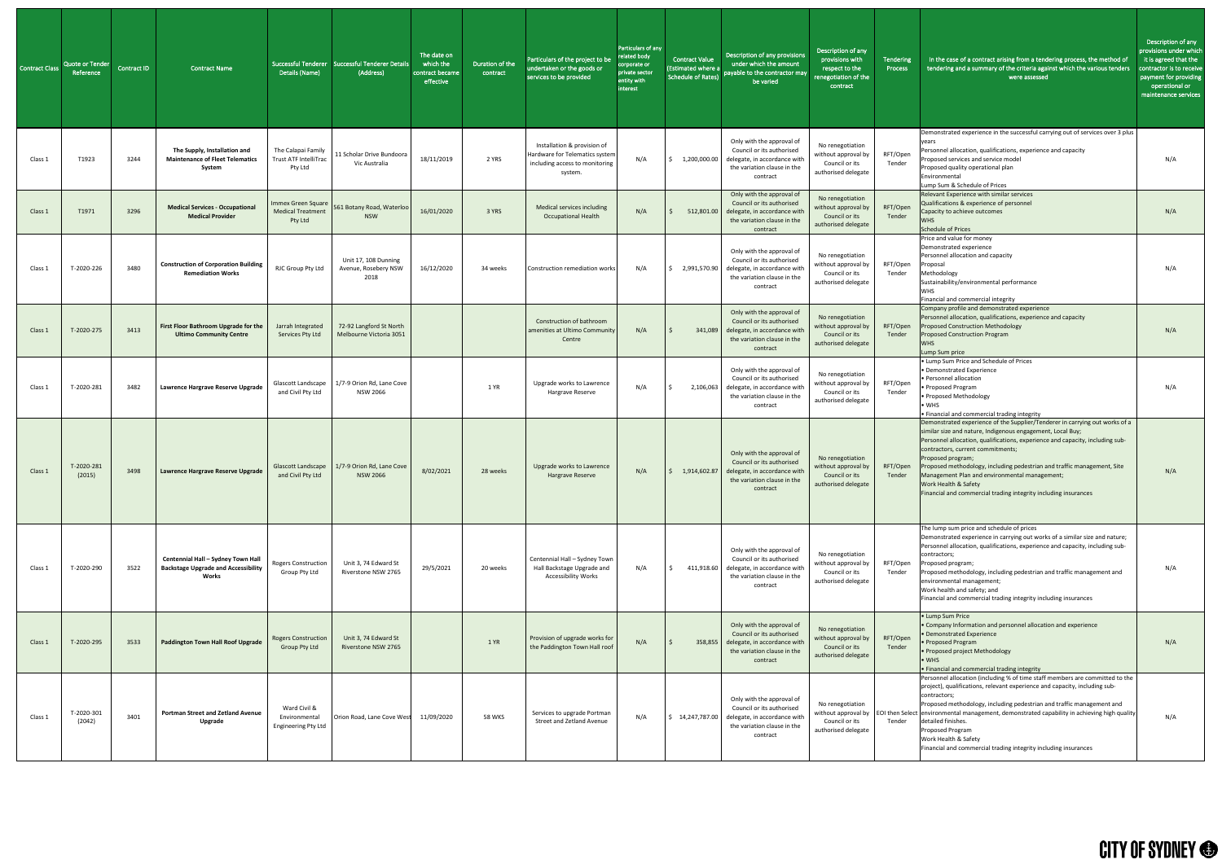| Contract Class | Quote or Tender Reference | Contract ID | Contract Name | Successful Tenderer Details (Name) | Successful Tenderer Details (Address) | The date on which the contract became effective | Duration of the contract | Particulars of the project to be undertaken or the goods or services to be provided | Particulars of any related body corporate or private sector entity with interest | Contract Value (Estimated where a Schedule of Rates) | Description of any provisions under which the amount payable to the contractor may be varied | Description of any provisions with respect to the renegotiation of the contract | Tendering Process | In the case of a contract arising from a tendering process, the method of tendering and a summary of the criteria against which the various tenders were assessed | Description of any provisions under which it is agreed that the contractor is to receive payment for providing operational or maintenance services |
|---|---|---|---|---|---|---|---|---|---|---|---|---|---|---|---|
| Class 1 | T1923 | 3244 | **The Supply, Installation and Maintenance of Fleet Telematics System** | The Calapai Family Trust ATF IntelliTrac Pty Ltd | 11 Scholar Drive Bundoora Vic Australia | 18/11/2019 | 2 YRS | Installation & provision of Hardware for Telematics system including access to monitoring system. | N/A | $ 1,200,000.00 | Only with the approval of Council or its authorised delegate, in accordance with the variation clause in the contract | No renegotiation without approval by Council or its authorised delegate | RFT/Open Tender | Demonstrated experience in the successful carrying out of services over 3 plus years<br>Personnel allocation, qualifications, experience and capacity<br>Proposed services and service model<br>Proposed quality operational plan<br>Environmental<br>Lump Sum & Schedule of Prices | N/A |
| Class 1 | T1971 | 3296 | **Medical Services - Occupational Medical Provider** | Immex Green Square Medical Treatment Pty Ltd | 561 Botany Road, Waterloo NSW | 16/01/2020 | 3 YRS | Medical services including Occupational Health | N/A | $ 512,801.00 | Only with the approval of Council or its authorised delegate, in accordance with the variation clause in the contract | No renegotiation without approval by Council or its authorised delegate | RFT/Open Tender | Relevant Experience with similar services<br>Qualifications & experience of personnel<br>Capacity to achieve outcomes<br>WHS<br>Schedule of Prices | N/A |
| Class 1 | T-2020-226 | 3480 | **Construction of Corporation Building Remediation Works** | RJC Group Pty Ltd | Unit 17, 108 Dunning Avenue, Rosebery NSW 2018 | 16/12/2020 | 34 weeks | Construction remediation works | N/A | $ 2,991,570.90 | Only with the approval of Council or its authorised delegate, in accordance with the variation clause in the contract | No renegotiation without approval by Council or its authorised delegate | RFT/Open Tender | Price and value for money<br>Demonstrated experience<br>Personnel allocation and capacity<br>Proposal<br>Methodology<br>Sustainability/environmental performance<br>WHS<br>Financial and commercial integrity | N/A |
| Class 1 | T-2020-275 | 3413 | **First Floor Bathroom Upgrade for the Ultimo Community Centre** | Jarrah Integrated Services Pty Ltd | 72-92 Langford St North Melbourne Victoria 3051 | | | Construction of bathroom amenities at Ultimo Community Centre | N/A | $ 341,089 | Only with the approval of Council or its authorised delegate, in accordance with the variation clause in the contract | No renegotiation without approval by Council or its authorised delegate | RFT/Open Tender | Company profile and demonstrated experience<br>Personnel allocation, qualifications, experience and capacity<br>Proposed Construction Methodology<br>Proposed Construction Program<br>WHS<br>Lump Sum price | N/A |
| Class 1 | T-2020-281 | 3482 | **Lawrence Hargrave Reserve Upgrade** | Glascott Landscape and Civil Pty Ltd | 1/7-9 Orion Rd, Lane Cove NSW 2066 | | 1 YR | Upgrade works to Lawrence Hargrave Reserve | N/A | $ 2,106,063 | Only with the approval of Council or its authorised delegate, in accordance with the variation clause in the contract | No renegotiation without approval by Council or its authorised delegate | RFT/Open Tender | • Lump Sum Price and Schedule of Prices<br>• Demonstrated Experience<br>• Personnel allocation<br>• Proposed Program<br>• Proposed Methodology<br>• WHS<br>• Financial and commercial trading integrity | N/A |
| Class 1 | T-2020-281 (2015) | 3498 | **Lawrence Hargrave Reserve Upgrade** | Glascott Landscape and Civil Pty Ltd | 1/7-9 Orion Rd, Lane Cove NSW 2066 | 8/02/2021 | 28 weeks | Upgrade works to Lawrence Hargrave Reserve | N/A | $ 1,914,602.87 | Only with the approval of Council or its authorised delegate, in accordance with the variation clause in the contract | No renegotiation without approval by Council or its authorised delegate | RFT/Open Tender | Demonstrated experience of the Supplier/Tenderer in carrying out works of a similar size and nature, Indigenous engagement, Local Buy;<br>Personnel allocation, qualifications, experience and capacity, including sub-contractors, current commitments;<br>Proposed program;<br>Proposed methodology, including pedestrian and traffic management, Site Management Plan and environmental management;<br>Work Health & Safety<br>Financial and commercial trading integrity including insurances | N/A |
| Class 1 | T-2020-290 | 3522 | **Centennial Hall – Sydney Town Hall Backstage Upgrade and Accessibility Works** | Rogers Construction Group Pty Ltd | Unit 3, 74 Edward St Riverstone NSW 2765 | 29/5/2021 | 20 weeks | Centennial Hall – Sydney Town Hall Backstage Upgrade and Accessibility Works | N/A | $ 411,918.60 | Only with the approval of Council or its authorised delegate, in accordance with the variation clause in the contract | No renegotiation without approval by Council or its authorised delegate | RFT/Open Tender | The lump sum price and schedule of prices<br>Demonstrated experience in carrying out works of a similar size and nature;<br>Personnel allocation, qualifications, experience and capacity, including sub-contractors;<br>Proposed program;<br>Proposed methodology, including pedestrian and traffic management and environmental management;<br>Work health and safety; and<br>Financial and commercial trading integrity including insurances | N/A |
| Class 1 | T-2020-295 | 3533 | **Paddington Town Hall Roof Upgrade** | Rogers Construction Group Pty Ltd | Unit 3, 74 Edward St Riverstone NSW 2765 | | 1 YR | Provision of upgrade works for the Paddington Town Hall roof | N/A | $ 358,855 | Only with the approval of Council or its authorised delegate, in accordance with the variation clause in the contract | No renegotiation without approval by Council or its authorised delegate | RFT/Open Tender | • Lump Sum Price<br>• Company Information and personnel allocation and experience<br>• Demonstrated Experience<br>• Proposed Program<br>• Proposed project Methodology<br>• WHS<br>• Financial and commercial trading integrity | N/A |
| Class 1 | T-2020-301 (2042) | 3401 | **Portman Street and Zetland Avenue Upgrade** | Ward Civil & Environmental Engineering Pty Ltd | Orion Road, Lane Cove West | 11/09/2020 | 58 WKS | Services to upgrade Portman Street and Zetland Avenue | N/A | $ 14,247,787.00 | Only with the approval of Council or its authorised delegate, in accordance with the variation clause in the contract | No renegotiation without approval by Council or its authorised delegate | EOI then Select Tender | Personnel allocation (including % of time staff members are committed to the project), qualifications, relevant experience and capacity, including sub-contractors;<br>Proposed methodology, including pedestrian and traffic management and environmental management, demonstrated capability in achieving high quality detailed finishes.<br>Proposed Program<br>Work Health & Safety<br>Financial and commercial trading integrity including insurances | N/A |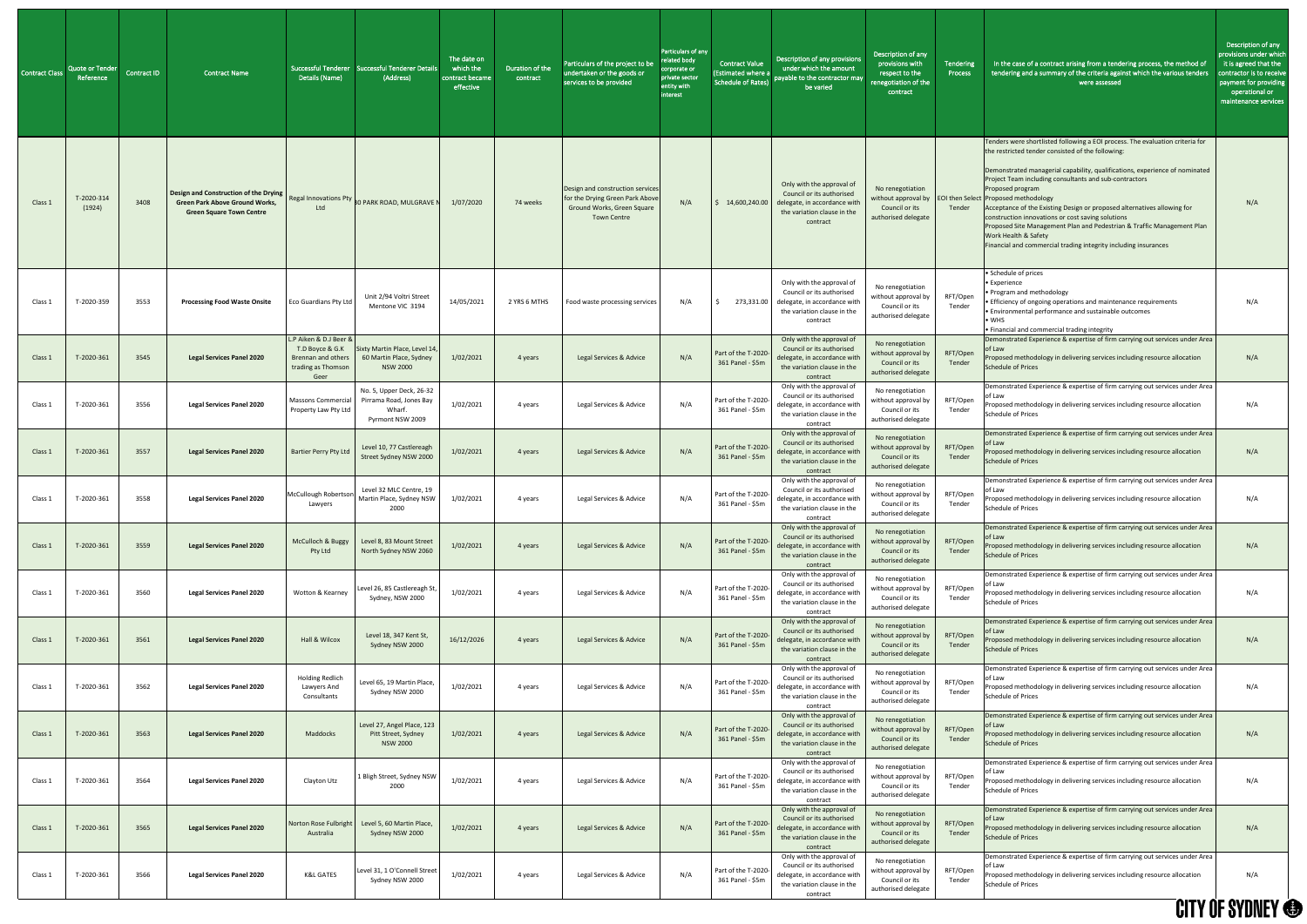| Contract Class | Quote or Tender Reference | Contract ID | Contract Name | Successful Tenderer Details (Name) | Successful Tenderer Details (Address) | The date on which the contract became effective | Duration of the contract | Particulars of the project to be undertaken or the goods or services to be provided | Particulars of any related body corporate or private sector entity with interest | Contract Value (Estimated where a Schedule of Rates) | Description of any provisions under which the amount payable to the contractor may be varied | Description of any provisions with respect to the renegotiation of the contract | Tendering Process | In the case of a contract arising from a tendering process, the method of tendering and a summary of the criteria against which the various tenders were assessed | Description of any provisions under which it is agreed that the contractor is to receive payment for providing operational or maintenance services |
|---|---|---|---|---|---|---|---|---|---|---|---|---|---|---|---|
| Class 1 | T-2020-314 (1924) | 3408 | **Design and Construction of the Drying Green Park Above Ground Works, Green Square Town Centre** | Regal Innovations Pty Ltd | 30 PARK ROAD, MULGRAVE N | 1/07/2020 | 74 weeks | Design and construction services for the Drying Green Park Above Ground Works, Green Square Town Centre | N/A | $ 14,600,240.00 | Only with the approval of Council or its authorised delegate, in accordance with the variation clause in the contract | No renegotiation without approval by Council or its authorised delegate | EOI then Select Tender | Tenders were shortlisted following a EOI process. The evaluation criteria for the restricted tender consisted of the following:<br><br>Demonstrated managerial capability, qualifications, experience of nominated Project Team including consultants and sub-contractors<br>Proposed program<br>Proposed methodology<br>Acceptance of the Existing Design or proposed alternatives allowing for construction innovations or cost saving solutions<br>Proposed Site Management Plan and Pedestrian & Traffic Management Plan<br>Work Health & Safety<br>Financial and commercial trading integrity including insurances | N/A |
| Class 1 | T-2020-359 | 3553 | **Processing Food Waste Onsite** | Eco Guardians Pty Ltd | Unit 2/94 Voltri Street Mentone VIC 3194 | 14/05/2021 | 2 YRS 6 MTHS | Food waste processing services | N/A | $ 273,331.00 | Only with the approval of Council or its authorised delegate, in accordance with the variation clause in the contract | No renegotiation without approval by Council or its authorised delegate | RFT/Open Tender | • Schedule of prices<br>• Experience<br>• Program and methodology<br>• Efficiency of ongoing operations and maintenance requirements<br>• Environmental performance and sustainable outcomes<br>• WHS<br>• Financial and commercial trading integrity | N/A |
| Class 1 | T-2020-361 | 3545 | **Legal Services Panel 2020** | L.P Aiken & D.J Beer & T.D Boyce & G.K Brennan and others trading as Thomson Geer | Sixty Martin Place, Level 14, 60 Martin Place, Sydney NSW 2000 | 1/02/2021 | 4 years | Legal Services & Advice | N/A | Part of the T-2020-361 Panel - $5m | Only with the approval of Council or its authorised delegate, in accordance with the variation clause in the contract | No renegotiation without approval by Council or its authorised delegate | RFT/Open Tender | Demonstrated Experience & expertise of firm carrying out services under Area of Law<br>Proposed methodology in delivering services including resource allocation<br>Schedule of Prices | N/A |
| Class 1 | T-2020-361 | 3556 | **Legal Services Panel 2020** | Massons Commercial Property Law Pty Ltd | No. 5, Upper Deck, 26-32 Pirrama Road, Jones Bay Wharf. Pyrmont NSW 2009 | 1/02/2021 | 4 years | Legal Services & Advice | N/A | Part of the T-2020-361 Panel - $5m | Only with the approval of Council or its authorised delegate, in accordance with the variation clause in the contract | No renegotiation without approval by Council or its authorised delegate | RFT/Open Tender | Demonstrated Experience & expertise of firm carrying out services under Area of Law<br>Proposed methodology in delivering services including resource allocation<br>Schedule of Prices | N/A |
| Class 1 | T-2020-361 | 3557 | **Legal Services Panel 2020** | Bartier Perry Pty Ltd | Level 10, 77 Castlereagh Street Sydney NSW 2000 | 1/02/2021 | 4 years | Legal Services & Advice | N/A | Part of the T-2020-361 Panel - $5m | Only with the approval of Council or its authorised delegate, in accordance with the variation clause in the contract | No renegotiation without approval by Council or its authorised delegate | RFT/Open Tender | Demonstrated Experience & expertise of firm carrying out services under Area of Law<br>Proposed methodology in delivering services including resource allocation<br>Schedule of Prices | N/A |
| Class 1 | T-2020-361 | 3558 | **Legal Services Panel 2020** | McCullough Robertson Lawyers | Level 32 MLC Centre, 19 Martin Place, Sydney NSW 2000 | 1/02/2021 | 4 years | Legal Services & Advice | N/A | Part of the T-2020-361 Panel - $5m | Only with the approval of Council or its authorised delegate, in accordance with the variation clause in the contract | No renegotiation without approval by Council or its authorised delegate | RFT/Open Tender | Demonstrated Experience & expertise of firm carrying out services under Area of Law<br>Proposed methodology in delivering services including resource allocation<br>Schedule of Prices | N/A |
| Class 1 | T-2020-361 | 3559 | **Legal Services Panel 2020** | McCulloch & Buggy Pty Ltd | Level 8, 83 Mount Street North Sydney NSW 2060 | 1/02/2021 | 4 years | Legal Services & Advice | N/A | Part of the T-2020-361 Panel - $5m | Only with the approval of Council or its authorised delegate, in accordance with the variation clause in the contract | No renegotiation without approval by Council or its authorised delegate | RFT/Open Tender | Demonstrated Experience & expertise of firm carrying out services under Area of Law<br>Proposed methodology in delivering services including resource allocation<br>Schedule of Prices | N/A |
| Class 1 | T-2020-361 | 3560 | **Legal Services Panel 2020** | Wotton & Kearney | Level 26, 85 Castlereagh St, Sydney, NSW 2000 | 1/02/2021 | 4 years | Legal Services & Advice | N/A | Part of the T-2020-361 Panel - $5m | Only with the approval of Council or its authorised delegate, in accordance with the variation clause in the contract | No renegotiation without approval by Council or its authorised delegate | RFT/Open Tender | Demonstrated Experience & expertise of firm carrying out services under Area of Law<br>Proposed methodology in delivering services including resource allocation<br>Schedule of Prices | N/A |
| Class 1 | T-2020-361 | 3561 | **Legal Services Panel 2020** | Hall & Wilcox | Level 18, 347 Kent St, Sydney NSW 2000 | 16/12/2026 | 4 years | Legal Services & Advice | N/A | Part of the T-2020-361 Panel - $5m | Only with the approval of Council or its authorised delegate, in accordance with the variation clause in the contract | No renegotiation without approval by Council or its authorised delegate | RFT/Open Tender | Demonstrated Experience & expertise of firm carrying out services under Area of Law<br>Proposed methodology in delivering services including resource allocation<br>Schedule of Prices | N/A |
| Class 1 | T-2020-361 | 3562 | **Legal Services Panel 2020** | Holding Redlich Lawyers And Consultants | Level 65, 19 Martin Place, Sydney NSW 2000 | 1/02/2021 | 4 years | Legal Services & Advice | N/A | Part of the T-2020-361 Panel - $5m | Only with the approval of Council or its authorised delegate, in accordance with the variation clause in the contract | No renegotiation without approval by Council or its authorised delegate | RFT/Open Tender | Demonstrated Experience & expertise of firm carrying out services under Area of Law<br>Proposed methodology in delivering services including resource allocation<br>Schedule of Prices | N/A |
| Class 1 | T-2020-361 | 3563 | **Legal Services Panel 2020** | Maddocks | Level 27, Angel Place, 123 Pitt Street, Sydney NSW 2000 | 1/02/2021 | 4 years | Legal Services & Advice | N/A | Part of the T-2020-361 Panel - $5m | Only with the approval of Council or its authorised delegate, in accordance with the variation clause in the contract | No renegotiation without approval by Council or its authorised delegate | RFT/Open Tender | Demonstrated Experience & expertise of firm carrying out services under Area of Law<br>Proposed methodology in delivering services including resource allocation<br>Schedule of Prices | N/A |
| Class 1 | T-2020-361 | 3564 | **Legal Services Panel 2020** | Clayton Utz | 1 Bligh Street, Sydney NSW 2000 | 1/02/2021 | 4 years | Legal Services & Advice | N/A | Part of the T-2020-361 Panel - $5m | Only with the approval of Council or its authorised delegate, in accordance with the variation clause in the contract | No renegotiation without approval by Council or its authorised delegate | RFT/Open Tender | Demonstrated Experience & expertise of firm carrying out services under Area of Law<br>Proposed methodology in delivering services including resource allocation<br>Schedule of Prices | N/A |
| Class 1 | T-2020-361 | 3565 | **Legal Services Panel 2020** | Norton Rose Fulbright Australia | Level 5, 60 Martin Place, Sydney NSW 2000 | 1/02/2021 | 4 years | Legal Services & Advice | N/A | Part of the T-2020-361 Panel - $5m | Only with the approval of Council or its authorised delegate, in accordance with the variation clause in the contract | No renegotiation without approval by Council or its authorised delegate | RFT/Open Tender | Demonstrated Experience & expertise of firm carrying out services under Area of Law<br>Proposed methodology in delivering services including resource allocation<br>Schedule of Prices | N/A |
| Class 1 | T-2020-361 | 3566 | **Legal Services Panel 2020** | K&L GATES | Level 31, 1 O'Connell Street Sydney NSW 2000 | 1/02/2021 | 4 years | Legal Services & Advice | N/A | Part of the T-2020-361 Panel - $5m | Only with the approval of Council or its authorised delegate, in accordance with the variation clause in the contract | No renegotiation without approval by Council or its authorised delegate | RFT/Open Tender | Demonstrated Experience & expertise of firm carrying out services under Area of Law<br>Proposed methodology in delivering services including resource allocation<br>Schedule of Prices | N/A |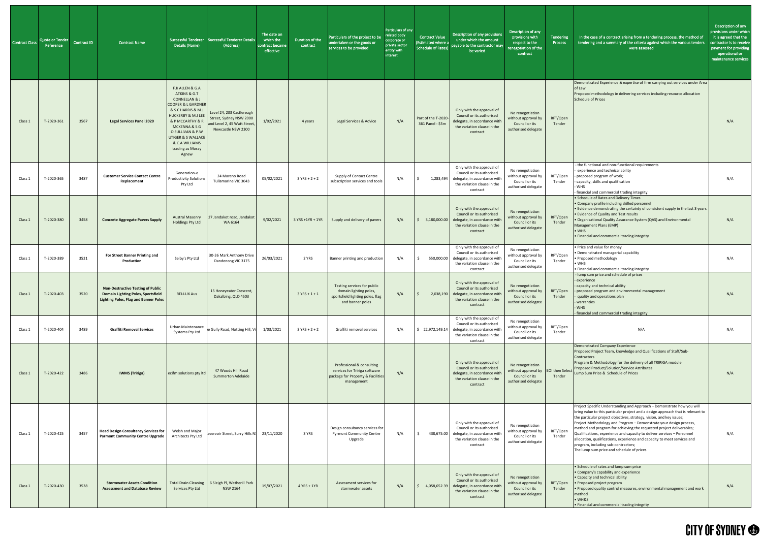| Contract Class | Quote or Tender Reference | Contract ID | Contract Name | Successful Tenderer Details (Name) | Successful Tenderer Details (Address) | The date on which the contract became effective | Duration of the contract | Particulars of the project to be undertaken or the goods or services to be provided | Particulars of any related body corporate or private sector entity with interest | Contract Value (Estimated where a Schedule of Rates) | Description of any provisions under which the amount payable to the contractor may be varied | Description of any provisions with respect to the renegotiation of the contract | Tendering Process | In the case of a contract arising from a tendering process, the method of tendering and a summary of the criteria against which the various tenders were assessed | Description of any provisions under which it is agreed that the contractor is to receive payment for providing operational or maintenance services |
|---|---|---|---|---|---|---|---|---|---|---|---|---|---|---|---|
| Class 1 | T-2020-361 | 3567 | **Legal Services Panel 2020** | F.K ALLEN & G.A ATKINS & G.T CONNELLAN & J COOPER & L GARDNER & S.C HARRIS & M.J HUCKERBY & M.J LEE & P MCCARTHY & R MCKENNA & S.G O'SULLIVAN & P.W UTIGER & S WALLACE & C.A WILLIAMS trading as Moray Agnew | Level 24, 233 Castlereagh Street, Sydney NSW 2000 and Level 2, 45 Watt Street, Newcastle NSW 2300 | 1/02/2021 | 4 years | Legal Services & Advice | N/A | Part of the T-2020-361 Panel - $5m | Only with the approval of Council or its authorised delegate, in accordance with the variation clause in the contract | No renegotiation without approval by Council or its authorised delegate | RFT/Open Tender | Demonstrated Experience & expertise of firm carrying out services under Area of Law<br>Proposed methodology in delivering services including resource allocation<br>Schedule of Prices | N/A |
| Class 1 | T-2020-365 | 3487 | **Customer Service Contact Centre Replacement** | Generation-e Productivity Solutions Pty Ltd | 24 Mareno Road Tullamarine VIC 3043 | 05/02/2021 | 3 YRS + 2 + 2 | Supply of Contact Centre subscription services and tools | N/A | $ 1,283,494 | Only with the approval of Council or its authorised delegate, in accordance with the variation clause in the contract | No renegotiation without approval by Council or its authorised delegate | RFT/Open Tender | - the functional and non-functional requirements<br>- experience and technical ability<br>- proposed program of work;<br>- capacity, skills and qualification<br>- WHS<br>- financial and commercial trading integrity. | N/A |
| Class 1 | T-2020-380 | 3458 | **Concrete Aggregate Pavers Supply** | Austral Masonry Holdings Pty Ltd | 27 Jandakot road, Jandakot WA 6164 | 9/02/2021 | 3 YRS +1YR + 1YR | Supply and delivery of pavers | N/A | $ 3,180,000.00 | Only with the approval of Council or its authorised delegate, in accordance with the variation clause in the contract | No renegotiation without approval by Council or its authorised delegate | RFT/Open Tender | • Schedule of Rates and Delivery Times<br>• Company profile including skilled personnel<br>• Evidence demonstrating the certainty of consistent supply in the last 3 years<br>• Evidence of Quality and Test results<br>• Organisational Quality Assurance System (QAS) and Environmental Management Plans (EMP)<br>• WHS<br>• Financial and commercial trading integrity | N/A |
| Class 1 | T-2020-389 | 3521 | **For Street Banner Printing and Production** | Selby's Pty Ltd | 30-36 Mark Anthony Drive Dandenong VIC 3175 | 26/03/2021 | 2 YRS | Banner printing and production | N/A | $ 550,000.00 | Only with the approval of Council or its authorised delegate, in accordance with the variation clause in the contract | No renegotiation without approval by Council or its authorised delegate | RFT/Open Tender | • Price and value for money<br>• Demonstrated managerial capability<br>• Proposed methodology<br>• WHS<br>• Financial and commercial trading integrity | N/A |
| Class 1 | T-2020-403 | 3520 | **Non-Destructive Testing of Public Domain Lighting Poles, Sportsfield Lighting Poles, Flag and Banner Poles** | REI-LUX Aus | 15 Honeyeater Crescent, Dakalbing, QLD 4503 | | 3 YRS + 1 + 1 | Testing services for public domain lighting poles, sportsfield lighting poles, flag and banner poles | N/A | $ 2,038,190 | Only with the approval of Council or its authorised delegate, in accordance with the variation clause in the contract | No renegotiation without approval by Council or its authorised delegate | RFT/Open Tender | - lump sum price and schedule of prices<br>- experience<br>- capacity and technical ability<br>- proposed program and environmental management<br>- quality and operations plan<br>- warranties<br>- WHS<br>- financial and commercial trading integrity | N/A |
| Class 1 | T-2020-404 | 3489 | **Graffiti Removal Services** | Urban Maintenance Systems Pty Ltd | e Gully Road, Notting Hill, Vi | 1/03/2021 | 3 YRS + 2 + 2 | Graffiti removal services | N/A | $ 22,972,149.14 | Only with the approval of Council or its authorised delegate, in accordance with the variation clause in the contract | No renegotiation without approval by Council or its authorised delegate | RFT/Open Tender | N/A | N/A |
| Class 1 | T-2020-422 | 3486 | **IWMS (Tririga)** | ecifm solutions pty ltd | 47 Woods Hill Road Summerton Adelaide | | | Professional & consulting services for Tririga software package for Property & Facilities management | N/A | | Only with the approval of Council or its authorised delegate, in accordance with the variation clause in the contract | No renegotiation without approval by Council or its authorised delegate | EOI then Select Tender | Demonstrated Company Experience<br>Proposed Project Team, knowledge and Qualifications of Staff/Sub-Contractors<br>Program & Methodology for the delivery of all TRIRIGA module<br>Proposed Product/Solution/Service Attributes<br>Lump Sum Price & Schedule of Prices | N/A |
| Class 1 | T-2020-425 | 3457 | **Head Design Consultancy Services for Pyrmont Community Centre Upgrade** | Welsh and Major Architects Pty Ltd | eservoir Street, Surry Hills N | 23/11/2020 | 3 YRS | Design consultancy services for Pyrmont Community Centre Upgrade | N/A | $ 438,675.00 | Only with the approval of Council or its authorised delegate, in accordance with the variation clause in the contract | No renegotiation without approval by Council or its authorised delegate | RFT/Open Tender | Project Specific Understanding and Approach – Demonstrate how you will bring value to this particular project and a design approach that is relevant to the particular project objectives, strategy, vision, and key issues;<br>Project Methodology and Program – Demonstrate your design process, method and program for achieving the requested project deliverables;<br>Qualifications, experience and capacity to deliver services – Personnel allocation, qualifications, experience and capacity to meet services and program, including sub-contractors;<br>The lump sum price and schedule of prices. | N/A |
| Class 1 | T-2020-430 | 3538 | **Stormwater Assets Condition Assessment and Database Review** | Total Drain Cleaning Services Pty Ltd | 6 Sleigh Pl, Wetherill Park NSW 2164 | 19/07/2021 | 4 YRS + 1YR | Assessment services for stormwater assets | N/A | $ 4,058,652.39 | Only with the approval of Council or its authorised delegate, in accordance with the variation clause in the contract | No renegotiation without approval by Council or its authorised delegate | RFT/Open Tender | • Schedule of rates and lump sum price<br>• Company's capability and experience<br>• Capacity and technical ability<br>• Proposed project program<br>• Proposed quality control measures, environmental management and work method<br>• WH&S<br>• Financial and commercial trading integrity | N/A |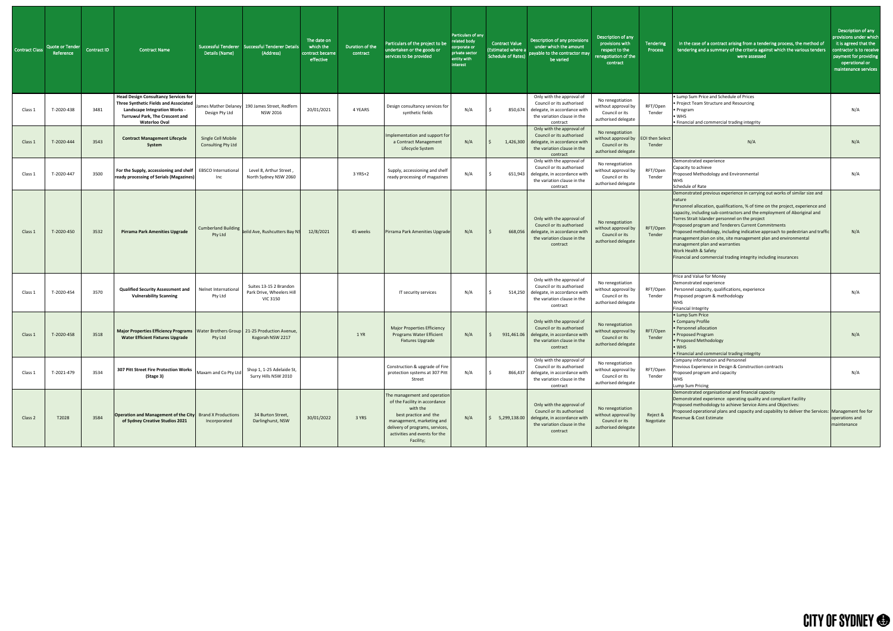| Contract Class | Quote or Tender Reference | Contract ID | Contract Name | Successful Tenderer Details (Name) | Successful Tenderer Details (Address) | The date on which the contract became effective | Duration of the contract | Particulars of the project to be undertaken or the goods or services to be provided | Particulars of any related body corporate or private sector entity with interest | Contract Value (Estimated where a Schedule of Rates) | Description of any provisions under which the amount payable to the contractor may be varied | Description of any provisions with respect to the renegotiation of the contract | Tendering Process | In the case of a contract arising from a tendering process, the method of tendering and a summary of the criteria against which the various tenders were assessed | Description of any provisions under which it is agreed that the contractor is to receive payment for providing operational or maintenance services |
|---|---|---|---|---|---|---|---|---|---|---|---|---|---|---|---|
| Class 1 | T-2020-438 | 3481 | **Head Design Consultancy Services for Three Synthetic Fields and Associated Landscape Integration Works - Turruwul Park, The Crescent and Waterloo Oval** | James Mather Delaney Design Pty Ltd | 190 James Street, Redfern NSW 2016 | 20/01/2021 | 4 YEARS | Design consultancy services for synthetic fields | N/A | $ 850,674 | Only with the approval of Council or its authorised delegate, in accordance with the variation clause in the contract | No renegotiation without approval by Council or its authorised delegate | RFT/Open Tender | • Lump Sum Price and Schedule of Prices<br>• Project Team Structure and Resourcing<br>• Program<br>• WHS<br>• Financial and commercial trading integrity | N/A |
| Class 1 | T-2020-444 | 3543 | **Contract Management Lifecycle System** | Single Cell Mobile Consulting Pty Ltd | | | | Implementation and support for a Contract Management Lifecycle System | N/A | $ 1,426,300 | Only with the approval of Council or its authorised delegate, in accordance with the variation clause in the contract | No renegotiation without approval by Council or its authorised delegate | EOI then Select Tender | N/A | N/A |
| Class 1 | T-2020-447 | 3500 | **For the Supply, accessioning and shelf ready processing of Serials (Magazines)** | EBSCO International Inc | Level 8, Arthur Street , North Sydney NSW 2060 | | 3 YRS+2 | Supply, accessioning and shelf ready processing of magazines | N/A | $ 651,943 | Only with the approval of Council or its authorised delegate, in accordance with the variation clause in the contract | No renegotiation without approval by Council or its authorised delegate | RFT/Open Tender | Demonstrated experience<br>Capacity to achieve<br>Proposed Methodology and Environmental<br>WHS<br>Schedule of Rate | N/A |
| Class 1 | T-2020-450 | 3532 | **Pirrama Park Amenities Upgrade** | Cumberland Building Pty Ltd | ...eild Ave, Rushcutters Bay NS... | 12/8/2021 | 45 weeks | Pirrama Park Amenities Upgrade | N/A | $ 668,056 | Only with the approval of Council or its authorised delegate, in accordance with the variation clause in the contract | No renegotiation without approval by Council or its authorised delegate | RFT/Open Tender | Demonstrated previous experience in carrying out works of similar size and nature<br>Personnel allocation, qualifications, % of time on the project, experience and capacity, including sub-contractors and the employment of Aboriginal and Torres Strait Islander personnel on the project<br>Proposed program and Tenderers Current Commitments<br>Proposed methodology, including indicative approach to pedestrian and traffic management plan on site, site management plan and environmental management plan and warranties<br>Work Health & Safety<br>Financial and commercial trading integrity including insurances | N/A |
| Class 1 | T-2020-454 | 3570 | **Qualified Security Assessment and Vulnerability Scanning** | Nelnet International Pty Ltd | Suites 13-15 2 Brandon Park Drive, Wheelers Hill VIC 3150 | | | IT security services | N/A | $ 514,250 | Only with the approval of Council or its authorised delegate, in accordance with the variation clause in the contract | No renegotiation without approval by Council or its authorised delegate | RFT/Open Tender | Price and Value for Money<br>Demonstrated experience<br>Personnel capacity, qualifications, experience<br>Proposed program & methodology<br>WHS<br>Financial Integrity | N/A |
| Class 1 | T-2020-458 | 3518 | **Major Properties Efficiency Programs Water Efficient Fixtures Upgrade** | Water Brothers Group Pty Ltd | 21-25 Production Avenue, Kogorah NSW 2217 | | 1 YR | Major Properties Efficiency Programs Water Efficient Fixtures Upgrade | N/A | $ 931,461.06 | Only with the approval of Council or its authorised delegate, in accordance with the variation clause in the contract | No renegotiation without approval by Council or its authorised delegate | RFT/Open Tender | • Lump Sum Price<br>• Company Profile<br>• Personnel allocation<br>• Proposed Program<br>• Proposed Methodology<br>• WHS<br>• Financial and commercial trading integrity | N/A |
| Class 1 | T-2021-479 | 3534 | **307 Pitt Street Fire Protection Works (Stage 3)** | Maxam and Co Pty Ltd | Shop 1, 1-25 Adelaide St, Surry Hills NSW 2010 | | | Construction & upgrade of Fire protection systems at 307 Pitt Street | N/A | $ 866,437 | Only with the approval of Council or its authorised delegate, in accordance with the variation clause in the contract | No renegotiation without approval by Council or its authorised delegate | RFT/Open Tender | Company information and Personnel<br>Previous Experience in Design & Construction contracts<br>Proposed program and capacity<br>WHS<br>Lump Sum Pricing | N/A |
| Class 2 | T2028 | 3584 | **Operation and Management of the City of Sydney Creative Studios 2021** | Brand X Productions Incorporated | 34 Burton Street, Darlinghurst, NSW | 30/01/2022 | 3 YRS | The management and operation of the Facility in accordance with the best practice and the management, marketing and delivery of programs, services, activities and events for the Facility; | N/A | $ 5,299,138.00 | Only with the approval of Council or its authorised delegate, in accordance with the variation clause in the contract | No renegotiation without approval by Council or its authorised delegate | Reject & Negotiate | Demonstrated organisational and financial capacity<br>Demonstrated experience operating quality and compliant Facility<br>Proposed methodology to achieve Service Aims and Objectives:<br>Proposed operational plans and capacity and capability to deliver the Services:<br>Revenue & Cost Estimate | Management fee for operations and maintenance |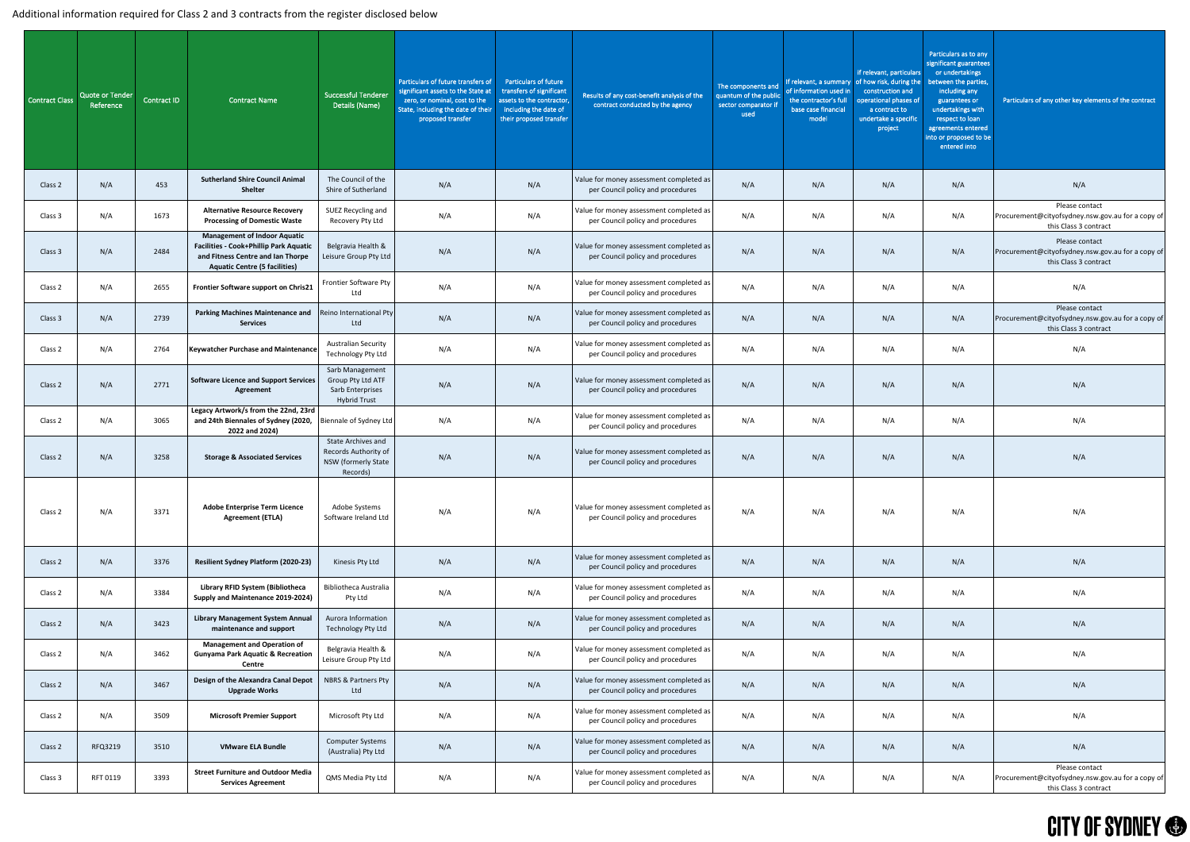Additional information required for Class 2 and 3 contracts from the register disclosed below

| Contract Class | Quote or Tender Reference | Contract ID | Contract Name | Successful Tenderer Details (Name) | Particulars of future transfers of significant assets to the State at zero, or nominal, cost to the State, including the date of their proposed transfer | Particulars of future transfers of significant assets to the contractor, including the date of their proposed transfer | Results of any cost-benefit analysis of the contract conducted by the agency | The components and quantum of the public sector comparator if used | If relevant, a summary of information used in the contractor's full base case financial model | If relevant, particulars of how risk, during the construction and operational phases of a contract to undertake a specific project | Particulars as to any significant guarantees or undertakings between the parties, including any guarantees or undertakings with respect to loan agreements entered into or proposed to be entered into | Particulars of any other key elements of the contract |
|---|---|---|---|---|---|---|---|---|---|---|---|---|
| Class 2 | N/A | 453 | **Sutherland Shire Council Animal Shelter** | The Council of the Shire of Sutherland | N/A | N/A | Value for money assessment completed as per Council policy and procedures | N/A | N/A | N/A | N/A | N/A |
| Class 3 | N/A | 1673 | **Alternative Resource Recovery Processing of Domestic Waste** | SUEZ Recycling and Recovery Pty Ltd | N/A | N/A | Value for money assessment completed as per Council policy and procedures | N/A | N/A | N/A | N/A | Please contact Procurement@cityofsydney.nsw.gov.au for a copy of this Class 3 contract |
| Class 3 | N/A | 2484 | **Management of Indoor Aquatic Facilities - Cook+Phillip Park Aquatic and Fitness Centre and Ian Thorpe Aquatic Centre (5 facilities)** | Belgravia Health & Leisure Group Pty Ltd | N/A | N/A | Value for money assessment completed as per Council policy and procedures | N/A | N/A | N/A | N/A | Please contact Procurement@cityofsydney.nsw.gov.au for a copy of this Class 3 contract |
| Class 2 | N/A | 2655 | **Frontier Software support on Chris21** | Frontier Software Pty Ltd | N/A | N/A | Value for money assessment completed as per Council policy and procedures | N/A | N/A | N/A | N/A | N/A |
| Class 3 | N/A | 2739 | **Parking Machines Maintenance and Services** | Reino International Pty Ltd | N/A | N/A | Value for money assessment completed as per Council policy and procedures | N/A | N/A | N/A | N/A | Please contact Procurement@cityofsydney.nsw.gov.au for a copy of this Class 3 contract |
| Class 2 | N/A | 2764 | **Keywatcher Purchase and Maintenance** | Australian Security Technology Pty Ltd | N/A | N/A | Value for money assessment completed as per Council policy and procedures | N/A | N/A | N/A | N/A | N/A |
| Class 2 | N/A | 2771 | **Software Licence and Support Services Agreement** | Sarb Management Group Pty Ltd ATF Sarb Enterprises Hybrid Trust | N/A | N/A | Value for money assessment completed as per Council policy and procedures | N/A | N/A | N/A | N/A | N/A |
| Class 2 | N/A | 3065 | **Legacy Artwork/s from the 22nd, 23rd and 24th Biennales of Sydney (2020, 2022 and 2024)** | Biennale of Sydney Ltd | N/A | N/A | Value for money assessment completed as per Council policy and procedures | N/A | N/A | N/A | N/A | N/A |
| Class 2 | N/A | 3258 | **Storage & Associated Services** | State Archives and Records Authority of NSW (formerly State Records) | N/A | N/A | Value for money assessment completed as per Council policy and procedures | N/A | N/A | N/A | N/A | N/A |
| Class 2 | N/A | 3371 | **Adobe Enterprise Term Licence Agreement (ETLA)** | Adobe Systems Software Ireland Ltd | N/A | N/A | Value for money assessment completed as per Council policy and procedures | N/A | N/A | N/A | N/A | N/A |
| Class 2 | N/A | 3376 | **Resilient Sydney Platform (2020-23)** | Kinesis Pty Ltd | N/A | N/A | Value for money assessment completed as per Council policy and procedures | N/A | N/A | N/A | N/A | N/A |
| Class 2 | N/A | 3384 | **Library RFID System (Bibliotheca Supply and Maintenance 2019-2024)** | Bibliotheca Australia Pty Ltd | N/A | N/A | Value for money assessment completed as per Council policy and procedures | N/A | N/A | N/A | N/A | N/A |
| Class 2 | N/A | 3423 | **Library Management System Annual maintenance and support** | Aurora Information Technology Pty Ltd | N/A | N/A | Value for money assessment completed as per Council policy and procedures | N/A | N/A | N/A | N/A | N/A |
| Class 2 | N/A | 3462 | **Management and Operation of Gunyama Park Aquatic & Recreation Centre** | Belgravia Health & Leisure Group Pty Ltd | N/A | N/A | Value for money assessment completed as per Council policy and procedures | N/A | N/A | N/A | N/A | N/A |
| Class 2 | N/A | 3467 | **Design of the Alexandra Canal Depot Upgrade Works** | NBRS & Partners Pty Ltd | N/A | N/A | Value for money assessment completed as per Council policy and procedures | N/A | N/A | N/A | N/A | N/A |
| Class 2 | N/A | 3509 | **Microsoft Premier Support** | Microsoft Pty Ltd | N/A | N/A | Value for money assessment completed as per Council policy and procedures | N/A | N/A | N/A | N/A | N/A |
| Class 2 | RFQ3219 | 3510 | **VMware ELA Bundle** | Computer Systems (Australia) Pty Ltd | N/A | N/A | Value for money assessment completed as per Council policy and procedures | N/A | N/A | N/A | N/A | N/A |
| Class 3 | RFT 0119 | 3393 | **Street Furniture and Outdoor Media Services Agreement** | QMS Media Pty Ltd | N/A | N/A | Value for money assessment completed as per Council policy and procedures | N/A | N/A | N/A | N/A | Please contact Procurement@cityofsydney.nsw.gov.au for a copy of this Class 3 contract |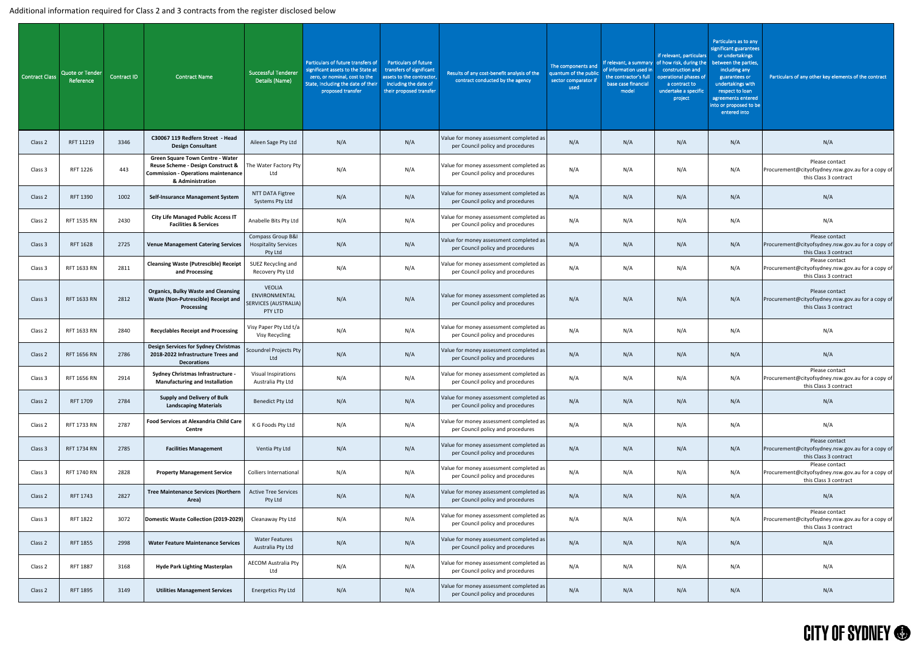Additional information required for Class 2 and 3 contracts from the register disclosed below

| Contract Class | Quote or Tender Reference | Contract ID | Contract Name | Successful Tenderer Details (Name) | Particulars of future transfers of significant assets to the State at zero, or nominal, cost to the State, including the date of their proposed transfer | Particulars of future transfers of significant assets to the contractor, including the date of their proposed transfer | Results of any cost-benefit analysis of the contract conducted by the agency | The components and quantum of the public sector comparator if used | If relevant, a summary of information used in the contractor's full base case financial model | If relevant, particulars of how risk, during the construction and operational phases of a contract to undertake a specific project | Particulars as to any significant guarantees or undertakings between the parties, including any guarantees or undertakings with respect to loan agreements entered into or proposed to be entered into | Particulars of any other key elements of the contract |
|---|---|---|---|---|---|---|---|---|---|---|---|---|
| Class 2 | RFT 11219 | 3346 | **C30067 119 Redfern Street - Head Design Consultant** | Aileen Sage Pty Ltd | N/A | N/A | Value for money assessment completed as per Council policy and procedures | N/A | N/A | N/A | N/A | N/A |
| Class 3 | RFT 1226 | 443 | **Green Square Town Centre - Water Reuse Scheme - Design Construct & Commission - Operations maintenance & Administration** | The Water Factory Pty Ltd | N/A | N/A | Value for money assessment completed as per Council policy and procedures | N/A | N/A | N/A | N/A | Please contact Procurement@cityofsydney.nsw.gov.au for a copy of this Class 3 contract |
| Class 2 | RFT 1390 | 1002 | **Self-Insurance Management System** | NTT DATA Figtree Systems Pty Ltd | N/A | N/A | Value for money assessment completed as per Council policy and procedures | N/A | N/A | N/A | N/A | N/A |
| Class 2 | RFT 1535 RN | 2430 | **City Life Managed Public Access IT Facilities & Services** | Anabelle Bits Pty Ltd | N/A | N/A | Value for money assessment completed as per Council policy and procedures | N/A | N/A | N/A | N/A | N/A |
| Class 3 | RFT 1628 | 2725 | **Venue Management Catering Services** | Compass Group B&I Hospitality Services Pty Ltd | N/A | N/A | Value for money assessment completed as per Council policy and procedures | N/A | N/A | N/A | N/A | Please contact Procurement@cityofsydney.nsw.gov.au for a copy of this Class 3 contract |
| Class 3 | RFT 1633 RN | 2811 | **Cleansing Waste (Putrescible) Receipt and Processing** | SUEZ Recycling and Recovery Pty Ltd | N/A | N/A | Value for money assessment completed as per Council policy and procedures | N/A | N/A | N/A | N/A | Please contact Procurement@cityofsydney.nsw.gov.au for a copy of this Class 3 contract |
| Class 3 | RFT 1633 RN | 2812 | **Organics, Bulky Waste and Cleansing Waste (Non-Putrescible) Receipt and Processing** | VEOLIA ENVIRONMENTAL SERVICES (AUSTRALIA) PTY LTD | N/A | N/A | Value for money assessment completed as per Council policy and procedures | N/A | N/A | N/A | N/A | Please contact Procurement@cityofsydney.nsw.gov.au for a copy of this Class 3 contract |
| Class 2 | RFT 1633 RN | 2840 | **Recyclables Receipt and Processing** | Visy Paper Pty Ltd t/a Visy Recycling | N/A | N/A | Value for money assessment completed as per Council policy and procedures | N/A | N/A | N/A | N/A | N/A |
| Class 2 | RFT 1656 RN | 2786 | **Design Services for Sydney Christmas 2018-2022 Infrastructure Trees and Decorations** | Scoundrel Projects Pty Ltd | N/A | N/A | Value for money assessment completed as per Council policy and procedures | N/A | N/A | N/A | N/A | N/A |
| Class 3 | RFT 1656 RN | 2914 | **Sydney Christmas Infrastructure - Manufacturing and Installation** | Visual Inspirations Australia Pty Ltd | N/A | N/A | Value for money assessment completed as per Council policy and procedures | N/A | N/A | N/A | N/A | Please contact Procurement@cityofsydney.nsw.gov.au for a copy of this Class 3 contract |
| Class 2 | RFT 1709 | 2784 | **Supply and Delivery of Bulk Landscaping Materials** | Benedict Pty Ltd | N/A | N/A | Value for money assessment completed as per Council policy and procedures | N/A | N/A | N/A | N/A | N/A |
| Class 2 | RFT 1733 RN | 2787 | **Food Services at Alexandria Child Care Centre** | K G Foods Pty Ltd | N/A | N/A | Value for money assessment completed as per Council policy and procedures | N/A | N/A | N/A | N/A | N/A |
| Class 3 | RFT 1734 RN | 2785 | **Facilities Management** | Ventia Pty Ltd | N/A | N/A | Value for money assessment completed as per Council policy and procedures | N/A | N/A | N/A | N/A | Please contact Procurement@cityofsydney.nsw.gov.au for a copy of this Class 3 contract |
| Class 3 | RFT 1740 RN | 2828 | **Property Management Service** | Colliers International | N/A | N/A | Value for money assessment completed as per Council policy and procedures | N/A | N/A | N/A | N/A | Please contact Procurement@cityofsydney.nsw.gov.au for a copy of this Class 3 contract |
| Class 2 | RFT 1743 | 2827 | **Tree Maintenance Services (Northern Area)** | Active Tree Services Pty Ltd | N/A | N/A | Value for money assessment completed as per Council policy and procedures | N/A | N/A | N/A | N/A | N/A |
| Class 3 | RFT 1822 | 3072 | **Domestic Waste Collection (2019-2029)** | Cleanaway Pty Ltd | N/A | N/A | Value for money assessment completed as per Council policy and procedures | N/A | N/A | N/A | N/A | Please contact Procurement@cityofsydney.nsw.gov.au for a copy of this Class 3 contract |
| Class 2 | RFT 1855 | 2998 | **Water Feature Maintenance Services** | Water Features Australia Pty Ltd | N/A | N/A | Value for money assessment completed as per Council policy and procedures | N/A | N/A | N/A | N/A | N/A |
| Class 2 | RFT 1887 | 3168 | **Hyde Park Lighting Masterplan** | AECOM Australia Pty Ltd | N/A | N/A | Value for money assessment completed as per Council policy and procedures | N/A | N/A | N/A | N/A | N/A |
| Class 2 | RFT 1895 | 3149 | **Utilities Management Services** | Energetics Pty Ltd | N/A | N/A | Value for money assessment completed as per Council policy and procedures | N/A | N/A | N/A | N/A | N/A |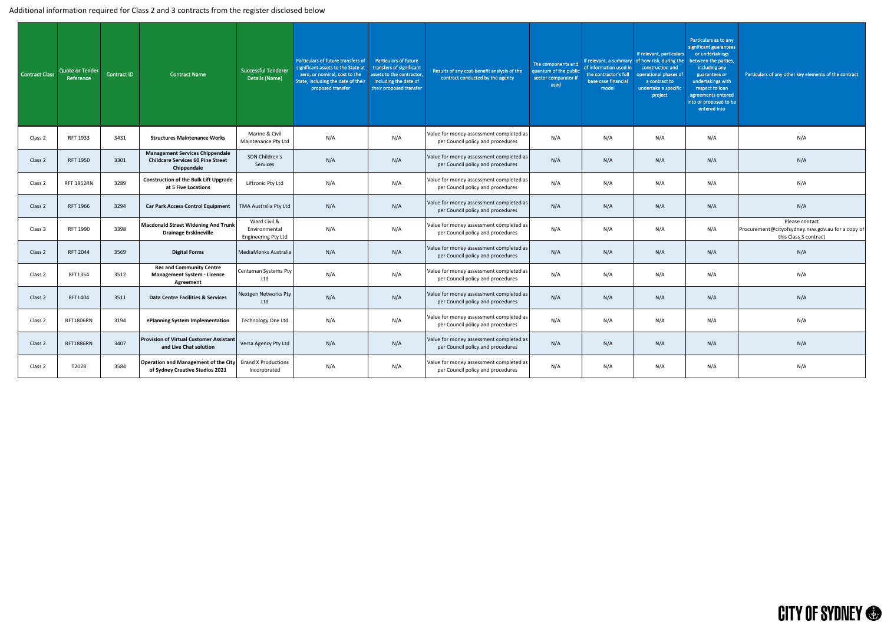Additional information required for Class 2 and 3 contracts from the register disclosed below

| Contract Class | Quote or Tender Reference | Contract ID | Contract Name | Successful Tenderer Details (Name) | Particulars of future transfers of significant assets to the State at zero, or nominal, cost to the State, including the date of their proposed transfer | Particulars of future transfers of significant assets to the contractor, including the date of their proposed transfer | Results of any cost-benefit analysis of the contract conducted by the agency | The components and quantum of the public sector comparator if used | If relevant, a summary of information used in the contractor's full base case financial model | If relevant, particulars of how risk, during the construction and operational phases of a contract to undertake a specific project | Particulars as to any significant guarantees or undertakings between the parties, including any guarantees or undertakings with respect to loan agreements entered into or proposed to be entered into | Particulars of any other key elements of the contract |
|---|---|---|---|---|---|---|---|---|---|---|---|---|
| Class 2 | RFT 1933 | 3431 | **Structures Maintenance Works** | Marine & Civil Maintenance Pty Ltd | N/A | N/A | Value for money assessment completed as per Council policy and procedures | N/A | N/A | N/A | N/A | N/A |
| Class 2 | RFT 1950 | 3301 | **Management Services Chippendale Childcare Services 60 Pine Street Chippendale** | SDN Children's Services | N/A | N/A | Value for money assessment completed as per Council policy and procedures | N/A | N/A | N/A | N/A | N/A |
| Class 2 | RFT 1952RN | 3289 | **Construction of the Bulk Lift Upgrade at 5 Five Locations** | Liftronic Pty Ltd | N/A | N/A | Value for money assessment completed as per Council policy and procedures | N/A | N/A | N/A | N/A | N/A |
| Class 2 | RFT 1966 | 3294 | **Car Park Access Control Equipment** | TMA Australia Pty Ltd | N/A | N/A | Value for money assessment completed as per Council policy and procedures | N/A | N/A | N/A | N/A | N/A |
| Class 3 | RFT 1990 | 3398 | **Macdonald Street Widening And Trunk Drainage Erskineville** | Ward Civil & Environmental Engineering Pty Ltd | N/A | N/A | Value for money assessment completed as per Council policy and procedures | N/A | N/A | N/A | N/A | Please contact Procurement@cityofsydney.nsw.gov.au for a copy of this Class 3 contract |
| Class 2 | RFT 2044 | 3569 | **Digital Forms** | MediaMonks Australia | N/A | N/A | Value for money assessment completed as per Council policy and procedures | N/A | N/A | N/A | N/A | N/A |
| Class 2 | RFT1354 | 3512 | **Rec and Community Centre Management System - Licence Agreement** | Centaman Systems Pty Ltd | N/A | N/A | Value for money assessment completed as per Council policy and procedures | N/A | N/A | N/A | N/A | N/A |
| Class 2 | RFT1404 | 3511 | **Data Centre Facilities & Services** | Nextgen Networks Pty Ltd | N/A | N/A | Value for money assessment completed as per Council policy and procedures | N/A | N/A | N/A | N/A | N/A |
| Class 2 | RFT1806RN | 3194 | **ePlanning System Implementation** | Technology One Ltd | N/A | N/A | Value for money assessment completed as per Council policy and procedures | N/A | N/A | N/A | N/A | N/A |
| Class 2 | RFT1886RN | 3407 | **Provision of Virtual Customer Assistant and Live Chat solution** | Versa Agency Pty Ltd | N/A | N/A | Value for money assessment completed as per Council policy and procedures | N/A | N/A | N/A | N/A | N/A |
| Class 2 | T2028 | 3584 | **Operation and Management of the City of Sydney Creative Studios 2021** | Brand X Productions Incorporated | N/A | N/A | Value for money assessment completed as per Council policy and procedures | N/A | N/A | N/A | N/A | N/A |

CITY OF SYDNEY